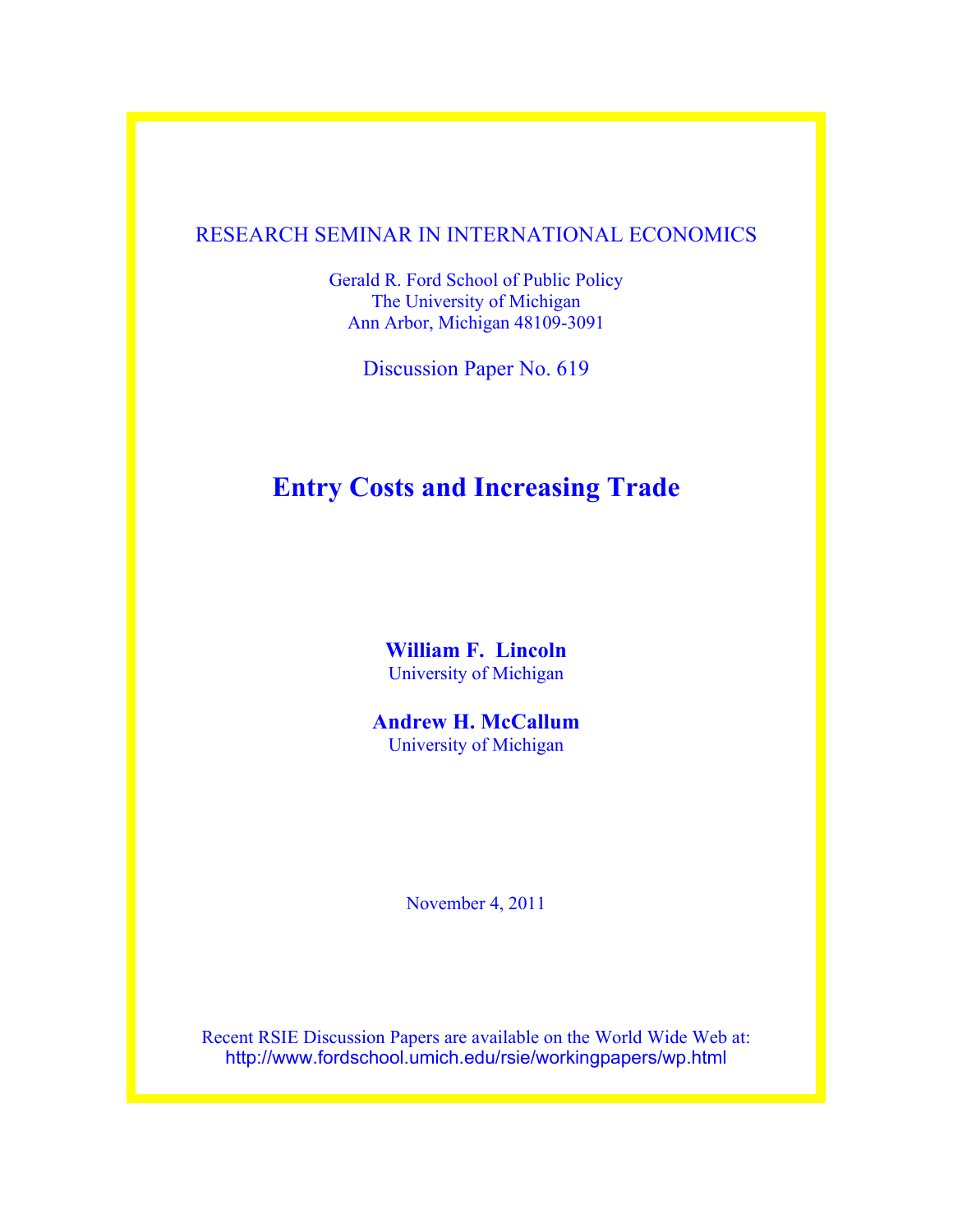RESEARCH SEMINAR IN INTERNATIONAL ECONOMICS

Gerald R. Ford School of Public Policy
The University of Michigan
Ann Arbor, Michigan 48109-3091

Discussion Paper No. 619

# Entry Costs and Increasing Trade

**William F. Lincoln**
University of Michigan

**Andrew H. McCallum**
University of Michigan

November 4, 2011

Recent RSIE Discussion Papers are available on the World Wide Web at:
http://www.fordschool.umich.edu/rsie/workingpapers/wp.html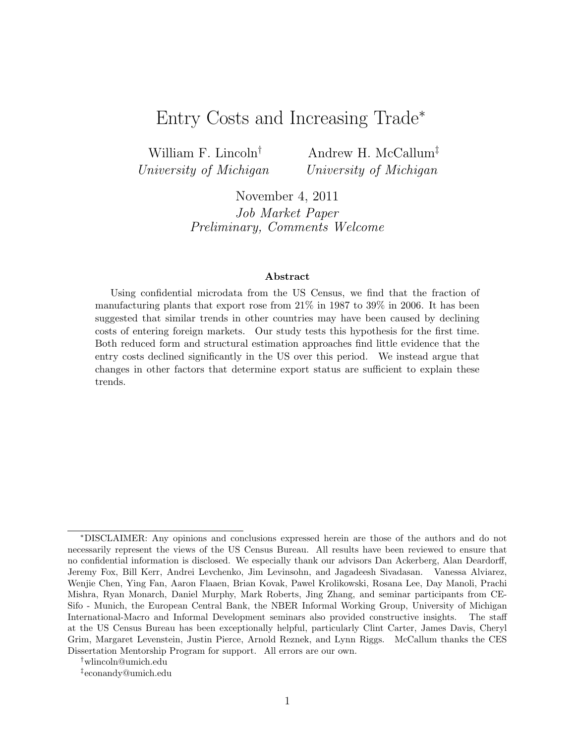# Entry Costs and Increasing Trade*

William F. Lincoln[†]  
*University of Michigan*

Andrew H. McCallum[‡]  
*University of Michigan*

November 4, 2011  
*Job Market Paper*  
*Preliminary, Comments Welcome*

### Abstract

Using confidential microdata from the US Census, we find that the fraction of manufacturing plants that export rose from 21% in 1987 to 39% in 2006. It has been suggested that similar trends in other countries may have been caused by declining costs of entering foreign markets. Our study tests this hypothesis for the first time. Both reduced form and structural estimation approaches find little evidence that the entry costs declined significantly in the US over this period. We instead argue that changes in other factors that determine export status are sufficient to explain these trends.

---

*DISCLAIMER: Any opinions and conclusions expressed herein are those of the authors and do not necessarily represent the views of the US Census Bureau. All results have been reviewed to ensure that no confidential information is disclosed. We especially thank our advisors Dan Ackerberg, Alan Deardorff, Jeremy Fox, Bill Kerr, Andrei Levchenko, Jim Levinsohn, and Jagadeesh Sivadasan. Vanessa Alviarez, Wenjie Chen, Ying Fan, Aaron Flaaen, Brian Kovak, Pawel Krolikowski, Rosana Lee, Day Manoli, Prachi Mishra, Ryan Monarch, Daniel Murphy, Mark Roberts, Jing Zhang, and seminar participants from CESifo - Munich, the European Central Bank, the NBER Informal Working Group, University of Michigan International-Macro and Informal Development seminars also provided constructive insights. The staff at the US Census Bureau has been exceptionally helpful, particularly Clint Carter, James Davis, Cheryl Grim, Margaret Levenstein, Justin Pierce, Arnold Reznek, and Lynn Riggs. McCallum thanks the CES Dissertation Mentorship Program for support. All errors are our own.

[†] wlincoln@umich.edu

[‡] econandy@umich.edu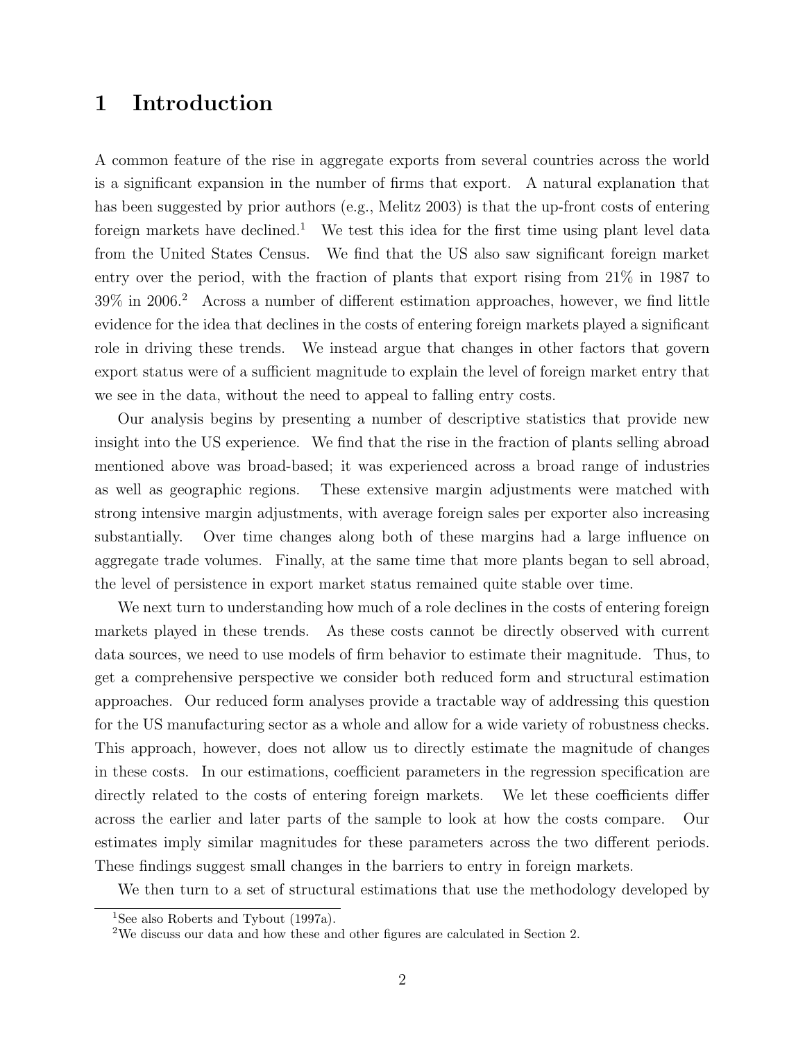# 1 Introduction

A common feature of the rise in aggregate exports from several countries across the world is a significant expansion in the number of firms that export. A natural explanation that has been suggested by prior authors (e.g., Melitz 2003) is that the up-front costs of entering foreign markets have declined.[1] We test this idea for the first time using plant level data from the United States Census. We find that the US also saw significant foreign market entry over the period, with the fraction of plants that export rising from 21% in 1987 to 39% in 2006.[2] Across a number of different estimation approaches, however, we find little evidence for the idea that declines in the costs of entering foreign markets played a significant role in driving these trends. We instead argue that changes in other factors that govern export status were of a sufficient magnitude to explain the level of foreign market entry that we see in the data, without the need to appeal to falling entry costs.

Our analysis begins by presenting a number of descriptive statistics that provide new insight into the US experience. We find that the rise in the fraction of plants selling abroad mentioned above was broad-based; it was experienced across a broad range of industries as well as geographic regions. These extensive margin adjustments were matched with strong intensive margin adjustments, with average foreign sales per exporter also increasing substantially. Over time changes along both of these margins had a large influence on aggregate trade volumes. Finally, at the same time that more plants began to sell abroad, the level of persistence in export market status remained quite stable over time.

We next turn to understanding how much of a role declines in the costs of entering foreign markets played in these trends. As these costs cannot be directly observed with current data sources, we need to use models of firm behavior to estimate their magnitude. Thus, to get a comprehensive perspective we consider both reduced form and structural estimation approaches. Our reduced form analyses provide a tractable way of addressing this question for the US manufacturing sector as a whole and allow for a wide variety of robustness checks. This approach, however, does not allow us to directly estimate the magnitude of changes in these costs. In our estimations, coefficient parameters in the regression specification are directly related to the costs of entering foreign markets. We let these coefficients differ across the earlier and later parts of the sample to look at how the costs compare. Our estimates imply similar magnitudes for these parameters across the two different periods. These findings suggest small changes in the barriers to entry in foreign markets.

We then turn to a set of structural estimations that use the methodology developed by

[1] See also Roberts and Tybout (1997a).

[2] We discuss our data and how these and other figures are calculated in Section 2.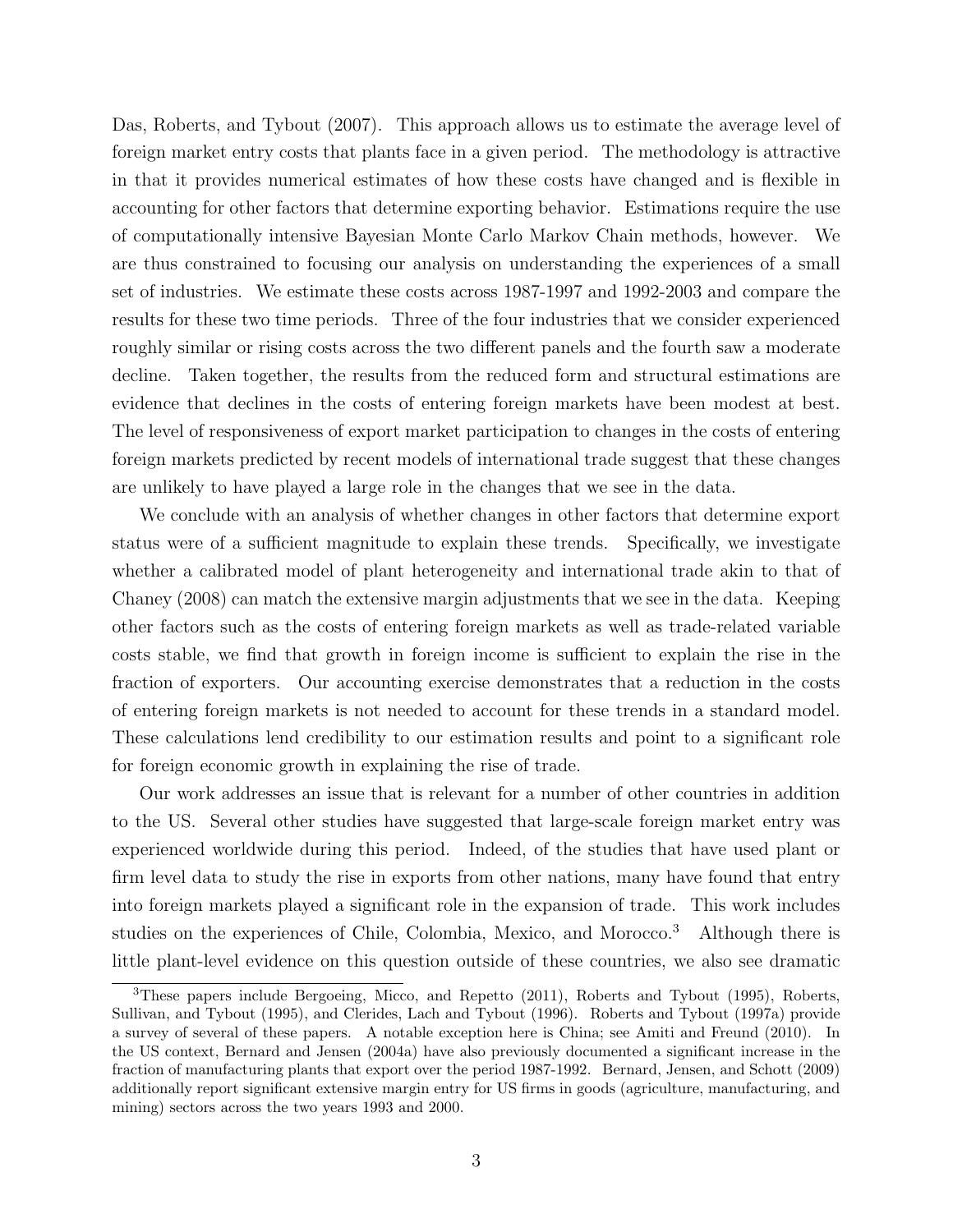Das, Roberts, and Tybout (2007). This approach allows us to estimate the average level of foreign market entry costs that plants face in a given period. The methodology is attractive in that it provides numerical estimates of how these costs have changed and is flexible in accounting for other factors that determine exporting behavior. Estimations require the use of computationally intensive Bayesian Monte Carlo Markov Chain methods, however. We are thus constrained to focusing our analysis on understanding the experiences of a small set of industries. We estimate these costs across 1987-1997 and 1992-2003 and compare the results for these two time periods. Three of the four industries that we consider experienced roughly similar or rising costs across the two different panels and the fourth saw a moderate decline. Taken together, the results from the reduced form and structural estimations are evidence that declines in the costs of entering foreign markets have been modest at best. The level of responsiveness of export market participation to changes in the costs of entering foreign markets predicted by recent models of international trade suggest that these changes are unlikely to have played a large role in the changes that we see in the data.

We conclude with an analysis of whether changes in other factors that determine export status were of a sufficient magnitude to explain these trends. Specifically, we investigate whether a calibrated model of plant heterogeneity and international trade akin to that of Chaney (2008) can match the extensive margin adjustments that we see in the data. Keeping other factors such as the costs of entering foreign markets as well as trade-related variable costs stable, we find that growth in foreign income is sufficient to explain the rise in the fraction of exporters. Our accounting exercise demonstrates that a reduction in the costs of entering foreign markets is not needed to account for these trends in a standard model. These calculations lend credibility to our estimation results and point to a significant role for foreign economic growth in explaining the rise of trade.

Our work addresses an issue that is relevant for a number of other countries in addition to the US. Several other studies have suggested that large-scale foreign market entry was experienced worldwide during this period. Indeed, of the studies that have used plant or firm level data to study the rise in exports from other nations, many have found that entry into foreign markets played a significant role in the expansion of trade. This work includes studies on the experiences of Chile, Colombia, Mexico, and Morocco.[3] Although there is little plant-level evidence on this question outside of these countries, we also see dramatic

[3] These papers include Bergoeing, Micco, and Repetto (2011), Roberts and Tybout (1995), Roberts, Sullivan, and Tybout (1995), and Clerides, Lach and Tybout (1996). Roberts and Tybout (1997a) provide a survey of several of these papers. A notable exception here is China; see Amiti and Freund (2010). In the US context, Bernard and Jensen (2004a) have also previously documented a significant increase in the fraction of manufacturing plants that export over the period 1987-1992. Bernard, Jensen, and Schott (2009) additionally report significant extensive margin entry for US firms in goods (agriculture, manufacturing, and mining) sectors across the two years 1993 and 2000.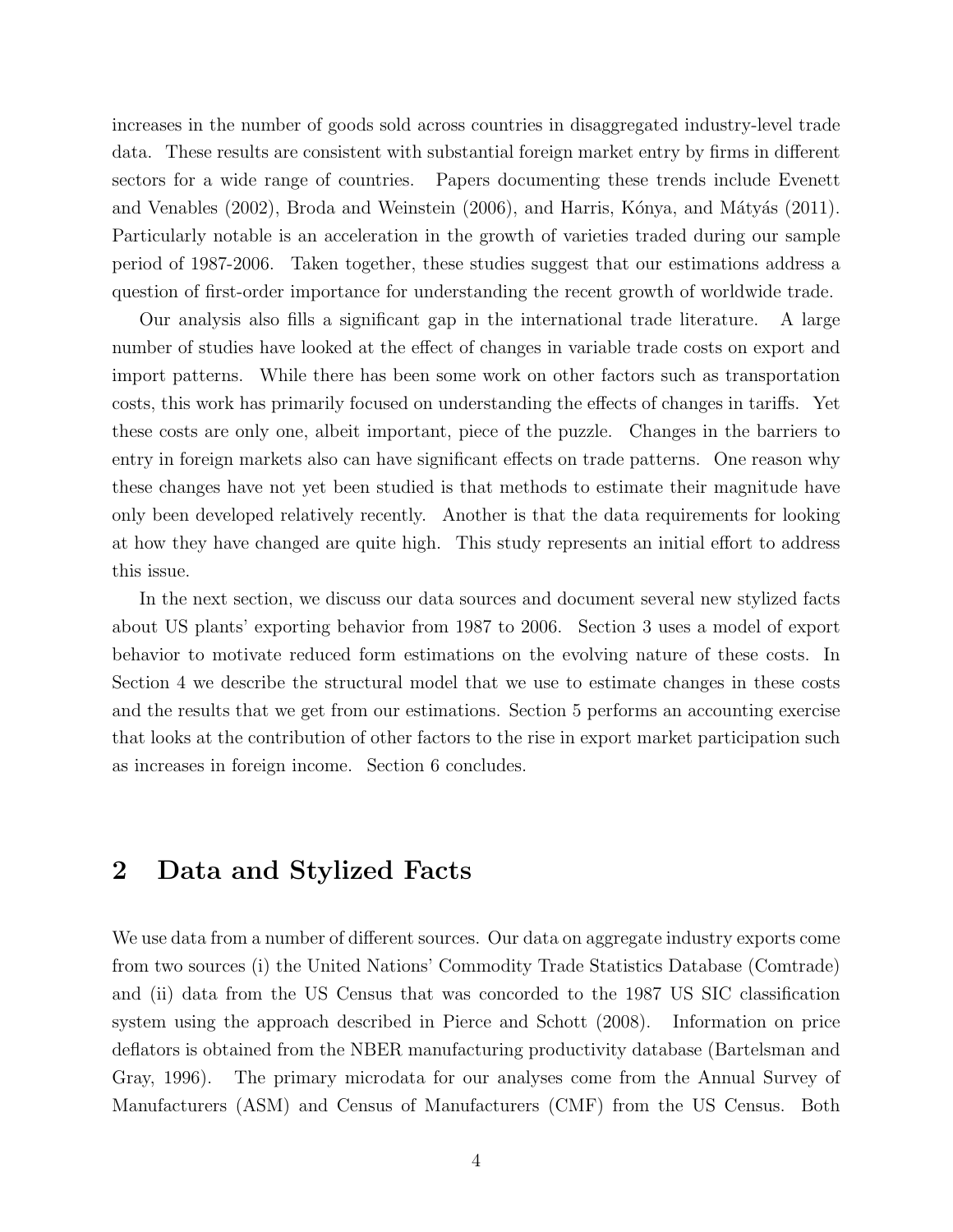increases in the number of goods sold across countries in disaggregated industry-level trade data. These results are consistent with substantial foreign market entry by firms in different sectors for a wide range of countries. Papers documenting these trends include Evenett and Venables (2002), Broda and Weinstein (2006), and Harris, Kónya, and Mátyás (2011). Particularly notable is an acceleration in the growth of varieties traded during our sample period of 1987-2006. Taken together, these studies suggest that our estimations address a question of first-order importance for understanding the recent growth of worldwide trade.

Our analysis also fills a significant gap in the international trade literature. A large number of studies have looked at the effect of changes in variable trade costs on export and import patterns. While there has been some work on other factors such as transportation costs, this work has primarily focused on understanding the effects of changes in tariffs. Yet these costs are only one, albeit important, piece of the puzzle. Changes in the barriers to entry in foreign markets also can have significant effects on trade patterns. One reason why these changes have not yet been studied is that methods to estimate their magnitude have only been developed relatively recently. Another is that the data requirements for looking at how they have changed are quite high. This study represents an initial effort to address this issue.

In the next section, we discuss our data sources and document several new stylized facts about US plants' exporting behavior from 1987 to 2006. Section 3 uses a model of export behavior to motivate reduced form estimations on the evolving nature of these costs. In Section 4 we describe the structural model that we use to estimate changes in these costs and the results that we get from our estimations. Section 5 performs an accounting exercise that looks at the contribution of other factors to the rise in export market participation such as increases in foreign income. Section 6 concludes.

## 2 Data and Stylized Facts

We use data from a number of different sources. Our data on aggregate industry exports come from two sources (i) the United Nations' Commodity Trade Statistics Database (Comtrade) and (ii) data from the US Census that was concorded to the 1987 US SIC classification system using the approach described in Pierce and Schott (2008). Information on price deflators is obtained from the NBER manufacturing productivity database (Bartelsman and Gray, 1996). The primary microdata for our analyses come from the Annual Survey of Manufacturers (ASM) and Census of Manufacturers (CMF) from the US Census. Both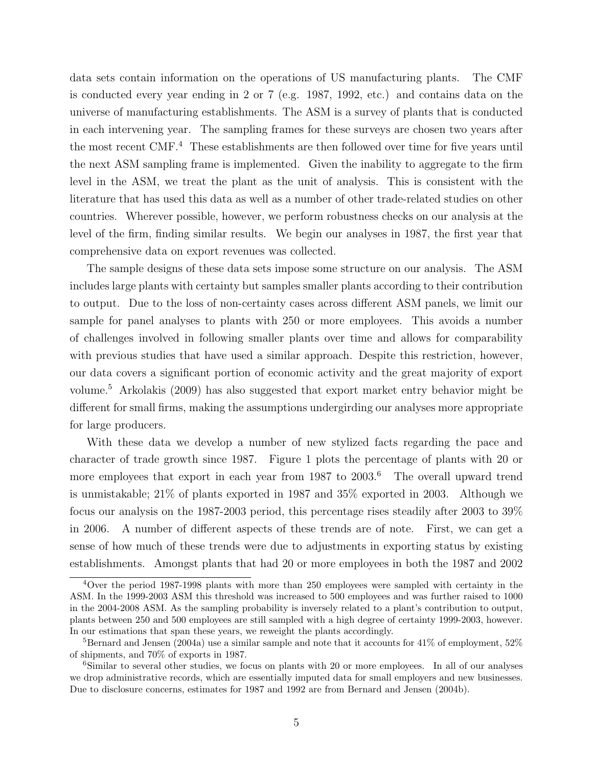data sets contain information on the operations of US manufacturing plants. The CMF is conducted every year ending in 2 or 7 (e.g. 1987, 1992, etc.) and contains data on the universe of manufacturing establishments. The ASM is a survey of plants that is conducted in each intervening year. The sampling frames for these surveys are chosen two years after the most recent CMF.[4] These establishments are then followed over time for five years until the next ASM sampling frame is implemented. Given the inability to aggregate to the firm level in the ASM, we treat the plant as the unit of analysis. This is consistent with the literature that has used this data as well as a number of other trade-related studies on other countries. Wherever possible, however, we perform robustness checks on our analysis at the level of the firm, finding similar results. We begin our analyses in 1987, the first year that comprehensive data on export revenues was collected.

The sample designs of these data sets impose some structure on our analysis. The ASM includes large plants with certainty but samples smaller plants according to their contribution to output. Due to the loss of non-certainty cases across different ASM panels, we limit our sample for panel analyses to plants with 250 or more employees. This avoids a number of challenges involved in following smaller plants over time and allows for comparability with previous studies that have used a similar approach. Despite this restriction, however, our data covers a significant portion of economic activity and the great majority of export volume.[5] Arkolakis (2009) has also suggested that export market entry behavior might be different for small firms, making the assumptions undergirding our analyses more appropriate for large producers.

With these data we develop a number of new stylized facts regarding the pace and character of trade growth since 1987. Figure 1 plots the percentage of plants with 20 or more employees that export in each year from 1987 to 2003.[6] The overall upward trend is unmistakable; 21% of plants exported in 1987 and 35% exported in 2003. Although we focus our analysis on the 1987-2003 period, this percentage rises steadily after 2003 to 39% in 2006. A number of different aspects of these trends are of note. First, we can get a sense of how much of these trends were due to adjustments in exporting status by existing establishments. Amongst plants that had 20 or more employees in both the 1987 and 2002

---

[4] Over the period 1987-1998 plants with more than 250 employees were sampled with certainty in the ASM. In the 1999-2003 ASM this threshold was increased to 500 employees and was further raised to 1000 in the 2004-2008 ASM. As the sampling probability is inversely related to a plant's contribution to output, plants between 250 and 500 employees are still sampled with a high degree of certainty 1999-2003, however. In our estimations that span these years, we reweight the plants accordingly.

[5] Bernard and Jensen (2004a) use a similar sample and note that it accounts for 41% of employment, 52% of shipments, and 70% of exports in 1987.

[6] Similar to several other studies, we focus on plants with 20 or more employees. In all of our analyses we drop administrative records, which are essentially imputed data for small employers and new businesses. Due to disclosure concerns, estimates for 1987 and 1992 are from Bernard and Jensen (2004b).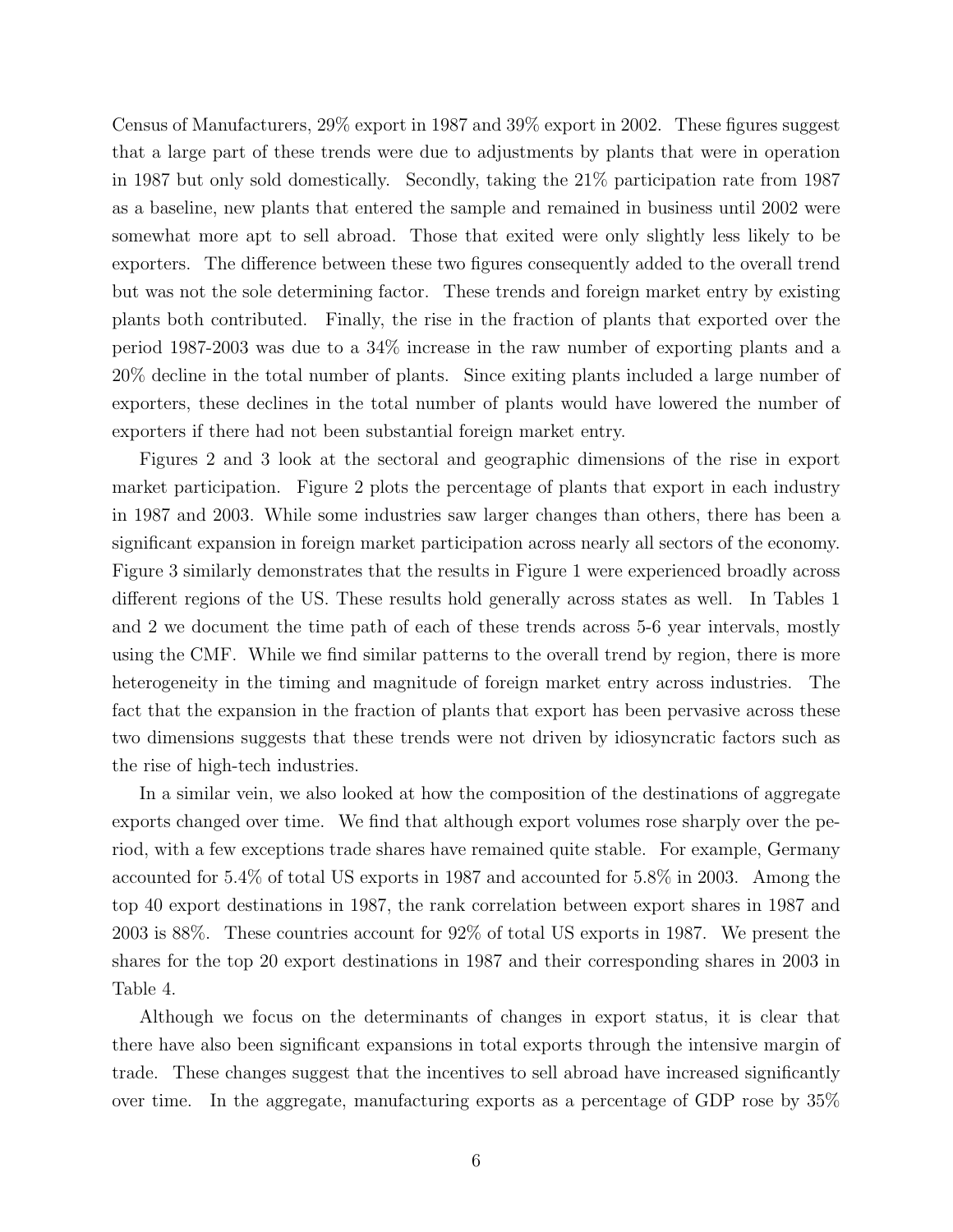Census of Manufacturers, 29% export in 1987 and 39% export in 2002. These figures suggest that a large part of these trends were due to adjustments by plants that were in operation in 1987 but only sold domestically. Secondly, taking the 21% participation rate from 1987 as a baseline, new plants that entered the sample and remained in business until 2002 were somewhat more apt to sell abroad. Those that exited were only slightly less likely to be exporters. The difference between these two figures consequently added to the overall trend but was not the sole determining factor. These trends and foreign market entry by existing plants both contributed. Finally, the rise in the fraction of plants that exported over the period 1987-2003 was due to a 34% increase in the raw number of exporting plants and a 20% decline in the total number of plants. Since exiting plants included a large number of exporters, these declines in the total number of plants would have lowered the number of exporters if there had not been substantial foreign market entry.

Figures 2 and 3 look at the sectoral and geographic dimensions of the rise in export market participation. Figure 2 plots the percentage of plants that export in each industry in 1987 and 2003. While some industries saw larger changes than others, there has been a significant expansion in foreign market participation across nearly all sectors of the economy. Figure 3 similarly demonstrates that the results in Figure 1 were experienced broadly across different regions of the US. These results hold generally across states as well. In Tables 1 and 2 we document the time path of each of these trends across 5-6 year intervals, mostly using the CMF. While we find similar patterns to the overall trend by region, there is more heterogeneity in the timing and magnitude of foreign market entry across industries. The fact that the expansion in the fraction of plants that export has been pervasive across these two dimensions suggests that these trends were not driven by idiosyncratic factors such as the rise of high-tech industries.

In a similar vein, we also looked at how the composition of the destinations of aggregate exports changed over time. We find that although export volumes rose sharply over the period, with a few exceptions trade shares have remained quite stable. For example, Germany accounted for 5.4% of total US exports in 1987 and accounted for 5.8% in 2003. Among the top 40 export destinations in 1987, the rank correlation between export shares in 1987 and 2003 is 88%. These countries account for 92% of total US exports in 1987. We present the shares for the top 20 export destinations in 1987 and their corresponding shares in 2003 in Table 4.

Although we focus on the determinants of changes in export status, it is clear that there have also been significant expansions in total exports through the intensive margin of trade. These changes suggest that the incentives to sell abroad have increased significantly over time. In the aggregate, manufacturing exports as a percentage of GDP rose by 35%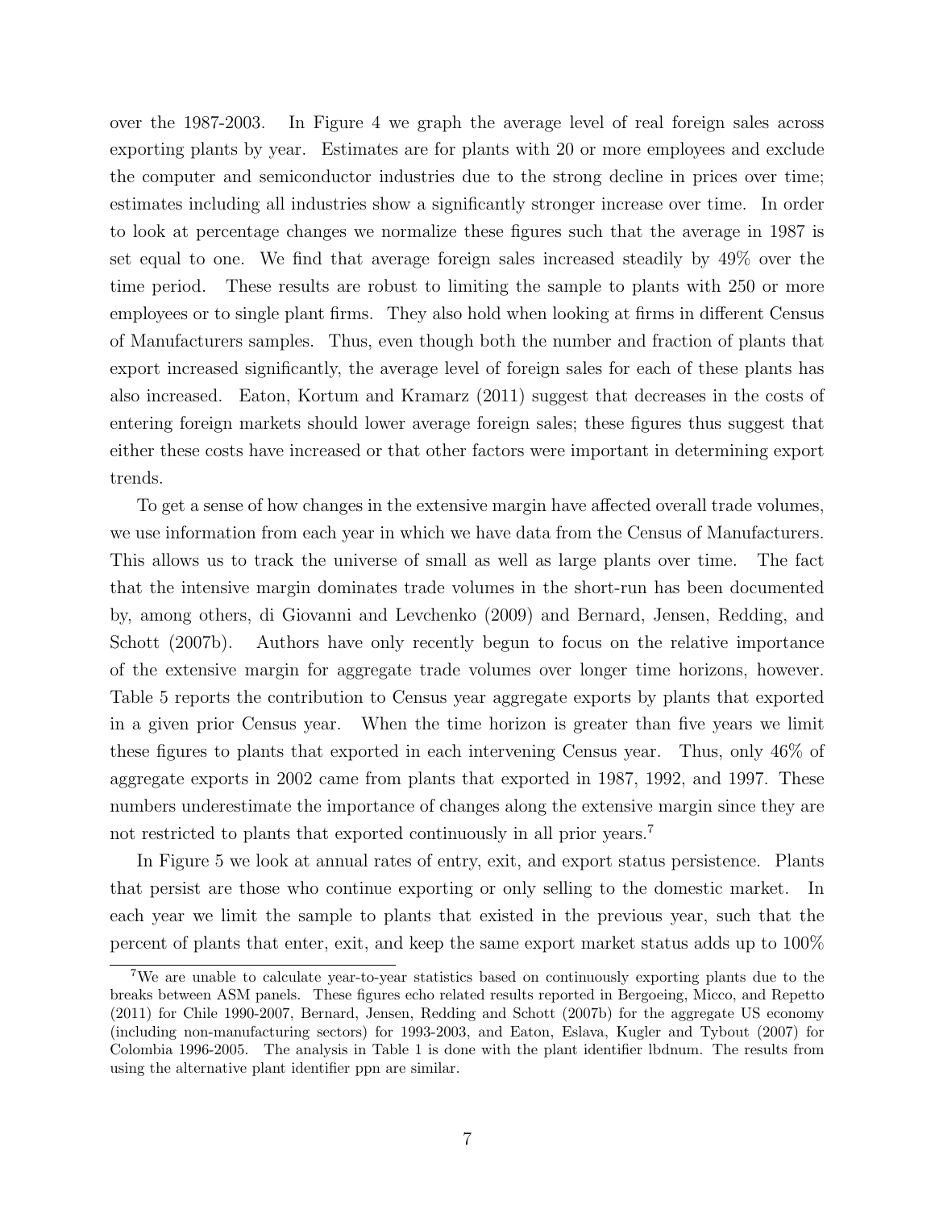over the 1987-2003. In Figure 4 we graph the average level of real foreign sales across exporting plants by year. Estimates are for plants with 20 or more employees and exclude the computer and semiconductor industries due to the strong decline in prices over time; estimates including all industries show a significantly stronger increase over time. In order to look at percentage changes we normalize these figures such that the average in 1987 is set equal to one. We find that average foreign sales increased steadily by 49% over the time period. These results are robust to limiting the sample to plants with 250 or more employees or to single plant firms. They also hold when looking at firms in different Census of Manufacturers samples. Thus, even though both the number and fraction of plants that export increased significantly, the average level of foreign sales for each of these plants has also increased. Eaton, Kortum and Kramarz (2011) suggest that decreases in the costs of entering foreign markets should lower average foreign sales; these figures thus suggest that either these costs have increased or that other factors were important in determining export trends.

To get a sense of how changes in the extensive margin have affected overall trade volumes, we use information from each year in which we have data from the Census of Manufacturers. This allows us to track the universe of small as well as large plants over time. The fact that the intensive margin dominates trade volumes in the short-run has been documented by, among others, di Giovanni and Levchenko (2009) and Bernard, Jensen, Redding, and Schott (2007b). Authors have only recently begun to focus on the relative importance of the extensive margin for aggregate trade volumes over longer time horizons, however. Table 5 reports the contribution to Census year aggregate exports by plants that exported in a given prior Census year. When the time horizon is greater than five years we limit these figures to plants that exported in each intervening Census year. Thus, only 46% of aggregate exports in 2002 came from plants that exported in 1987, 1992, and 1997. These numbers underestimate the importance of changes along the extensive margin since they are not restricted to plants that exported continuously in all prior years.[7]

In Figure 5 we look at annual rates of entry, exit, and export status persistence. Plants that persist are those who continue exporting or only selling to the domestic market. In each year we limit the sample to plants that existed in the previous year, such that the percent of plants that enter, exit, and keep the same export market status adds up to 100%

[7] We are unable to calculate year-to-year statistics based on continuously exporting plants due to the breaks between ASM panels. These figures echo related results reported in Bergoeing, Micco, and Repetto (2011) for Chile 1990-2007, Bernard, Jensen, Redding and Schott (2007b) for the aggregate US economy (including non-manufacturing sectors) for 1993-2003, and Eaton, Eslava, Kugler and Tybout (2007) for Colombia 1996-2005. The analysis in Table 1 is done with the plant identifier lbdnum. The results from using the alternative plant identifier ppn are similar.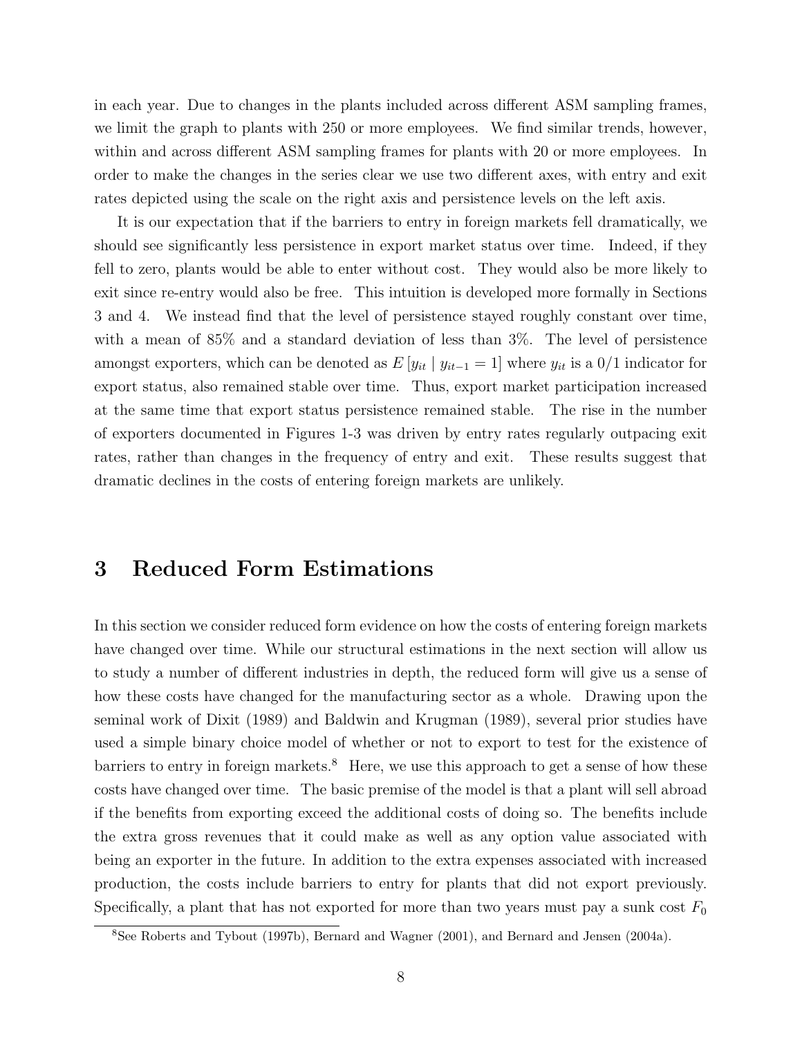in each year. Due to changes in the plants included across different ASM sampling frames, we limit the graph to plants with 250 or more employees. We find similar trends, however, within and across different ASM sampling frames for plants with 20 or more employees. In order to make the changes in the series clear we use two different axes, with entry and exit rates depicted using the scale on the right axis and persistence levels on the left axis.

It is our expectation that if the barriers to entry in foreign markets fell dramatically, we should see significantly less persistence in export market status over time. Indeed, if they fell to zero, plants would be able to enter without cost. They would also be more likely to exit since re-entry would also be free. This intuition is developed more formally in Sections 3 and 4. We instead find that the level of persistence stayed roughly constant over time, with a mean of 85% and a standard deviation of less than 3%. The level of persistence amongst exporters, which can be denoted as $E\left[y_{it} \mid y_{it-1} = 1\right]$ where $y_{it}$ is a 0/1 indicator for export status, also remained stable over time. Thus, export market participation increased at the same time that export status persistence remained stable. The rise in the number of exporters documented in Figures 1-3 was driven by entry rates regularly outpacing exit rates, rather than changes in the frequency of entry and exit. These results suggest that dramatic declines in the costs of entering foreign markets are unlikely.

# 3 Reduced Form Estimations

In this section we consider reduced form evidence on how the costs of entering foreign markets have changed over time. While our structural estimations in the next section will allow us to study a number of different industries in depth, the reduced form will give us a sense of how these costs have changed for the manufacturing sector as a whole. Drawing upon the seminal work of Dixit (1989) and Baldwin and Krugman (1989), several prior studies have used a simple binary choice model of whether or not to export to test for the existence of barriers to entry in foreign markets.[8] Here, we use this approach to get a sense of how these costs have changed over time. The basic premise of the model is that a plant will sell abroad if the benefits from exporting exceed the additional costs of doing so. The benefits include the extra gross revenues that it could make as well as any option value associated with being an exporter in the future. In addition to the extra expenses associated with increased production, the costs include barriers to entry for plants that did not export previously. Specifically, a plant that has not exported for more than two years must pay a sunk cost $F_0$

[8] See Roberts and Tybout (1997b), Bernard and Wagner (2001), and Bernard and Jensen (2004a).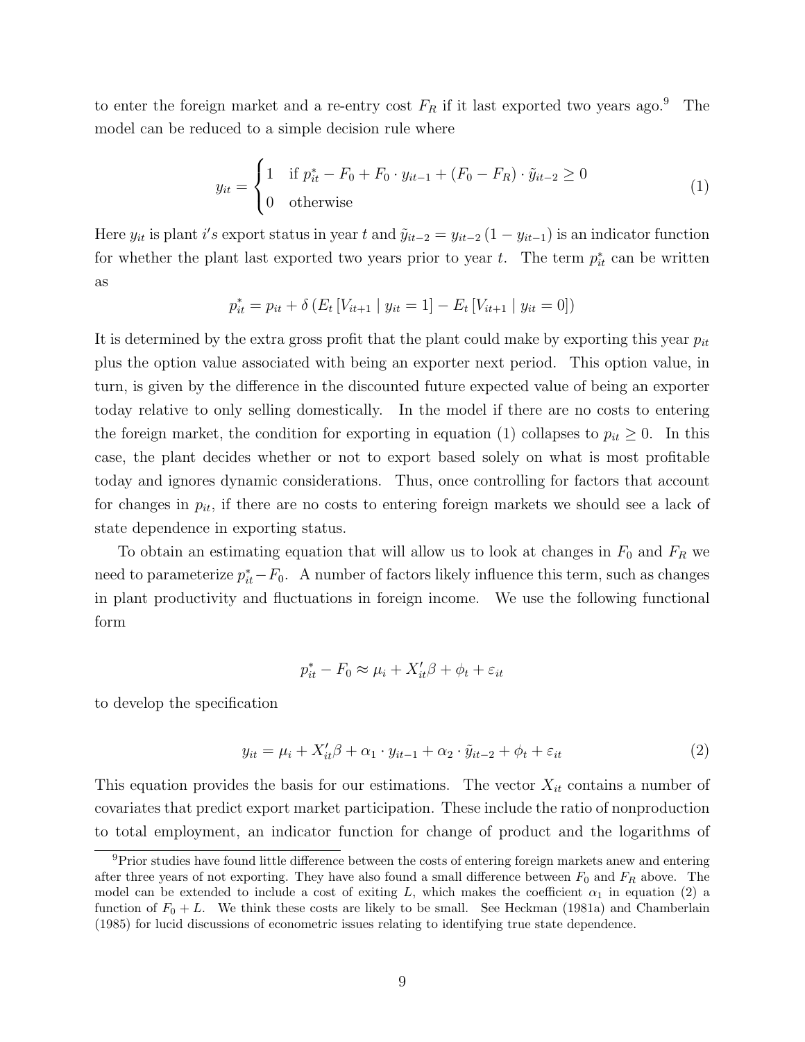to enter the foreign market and a re-entry cost $F_R$ if it last exported two years ago.[9] The model can be reduced to a simple decision rule where

$$y_{it} = \begin{cases} 1 & \text{if } p^*_{it} - F_0 + F_0 \cdot y_{it-1} + (F_0 - F_R) \cdot \tilde{y}_{it-2} \geq 0 \\ 0 & \text{otherwise} \end{cases} \tag{1}$$

Here $y_{it}$ is plant $i's$ export status in year $t$ and $\tilde{y}_{it-2} = y_{it-2}(1 - y_{it-1})$ is an indicator function for whether the plant last exported two years prior to year $t$. The term $p^*_{it}$ can be written as

$$p^*_{it} = p_{it} + \delta \left( E_t \left[ V_{it+1} \mid y_{it} = 1 \right] - E_t \left[ V_{it+1} \mid y_{it} = 0 \right] \right)$$

It is determined by the extra gross profit that the plant could make by exporting this year $p_{it}$ plus the option value associated with being an exporter next period. This option value, in turn, is given by the difference in the discounted future expected value of being an exporter today relative to only selling domestically. In the model if there are no costs to entering the foreign market, the condition for exporting in equation (1) collapses to $p_{it} \geq 0$. In this case, the plant decides whether or not to export based solely on what is most profitable today and ignores dynamic considerations. Thus, once controlling for factors that account for changes in $p_{it}$, if there are no costs to entering foreign markets we should see a lack of state dependence in exporting status.

To obtain an estimating equation that will allow us to look at changes in $F_0$ and $F_R$ we need to parameterize $p^*_{it} - F_0$. A number of factors likely influence this term, such as changes in plant productivity and fluctuations in foreign income. We use the following functional form

$$p^*_{it} - F_0 \approx \mu_i + X'_{it}\beta + \phi_t + \varepsilon_{it}$$

to develop the specification

$$y_{it} = \mu_i + X'_{it}\beta + \alpha_1 \cdot y_{it-1} + \alpha_2 \cdot \tilde{y}_{it-2} + \phi_t + \varepsilon_{it} \tag{2}$$

This equation provides the basis for our estimations. The vector $X_{it}$ contains a number of covariates that predict export market participation. These include the ratio of nonproduction to total employment, an indicator function for change of product and the logarithms of

[9] Prior studies have found little difference between the costs of entering foreign markets anew and entering after three years of not exporting. They have also found a small difference between $F_0$ and $F_R$ above. The model can be extended to include a cost of exiting $L$, which makes the coefficient $\alpha_1$ in equation (2) a function of $F_0 + L$. We think these costs are likely to be small. See Heckman (1981a) and Chamberlain (1985) for lucid discussions of econometric issues relating to identifying true state dependence.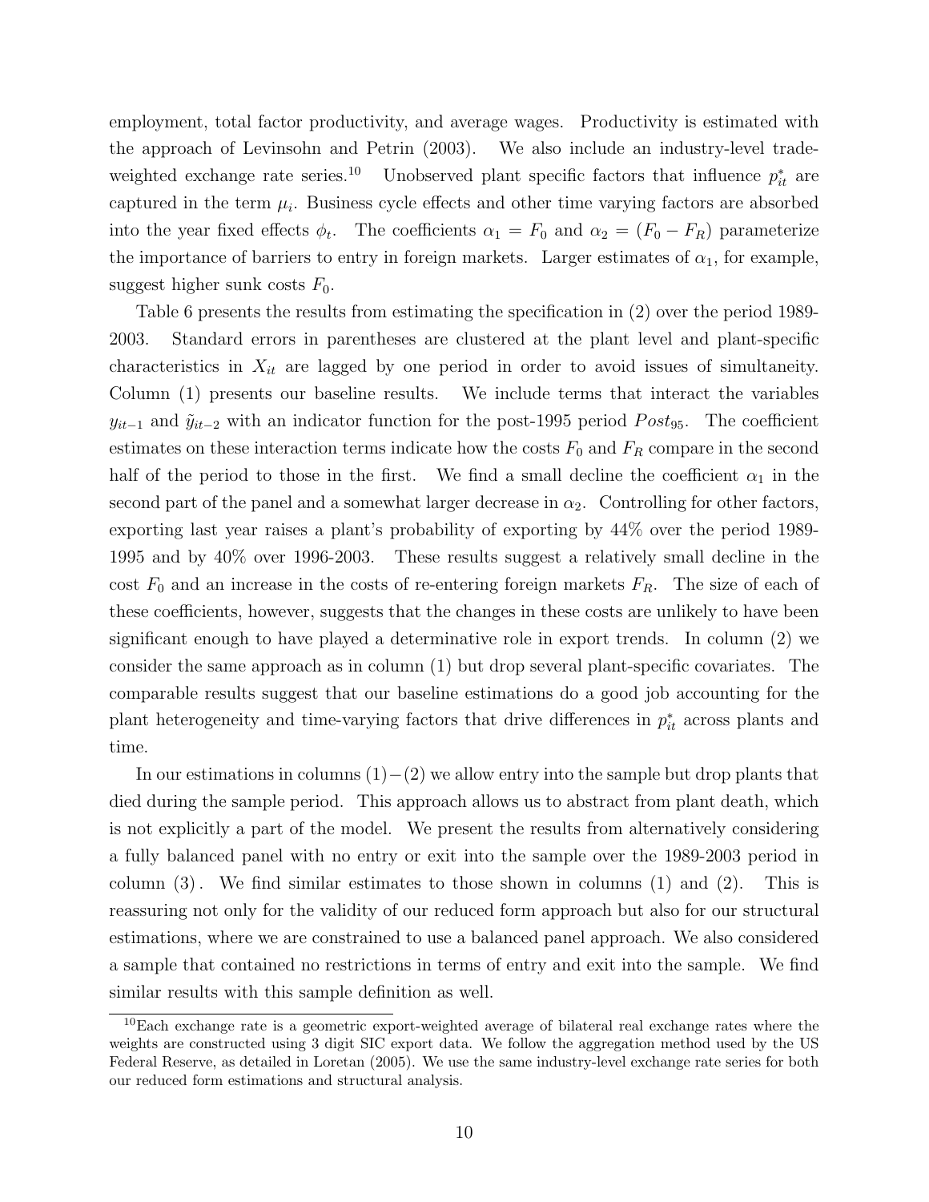employment, total factor productivity, and average wages. Productivity is estimated with the approach of Levinsohn and Petrin (2003). We also include an industry-level trade-weighted exchange rate series.[10] Unobserved plant specific factors that influence $p^*_{it}$ are captured in the term $\mu_i$. Business cycle effects and other time varying factors are absorbed into the year fixed effects $\phi_t$. The coefficients $\alpha_1 = F_0$ and $\alpha_2 = (F_0 - F_R)$ parameterize the importance of barriers to entry in foreign markets. Larger estimates of $\alpha_1$, for example, suggest higher sunk costs $F_0$.

Table 6 presents the results from estimating the specification in (2) over the period 1989-2003. Standard errors in parentheses are clustered at the plant level and plant-specific characteristics in $X_{it}$ are lagged by one period in order to avoid issues of simultaneity. Column (1) presents our baseline results. We include terms that interact the variables $y_{it-1}$ and $\tilde{y}_{it-2}$ with an indicator function for the post-1995 period $Post_{95}$. The coefficient estimates on these interaction terms indicate how the costs $F_0$ and $F_R$ compare in the second half of the period to those in the first. We find a small decline the coefficient $\alpha_1$ in the second part of the panel and a somewhat larger decrease in $\alpha_2$. Controlling for other factors, exporting last year raises a plant's probability of exporting by 44% over the period 1989-1995 and by 40% over 1996-2003. These results suggest a relatively small decline in the cost $F_0$ and an increase in the costs of re-entering foreign markets $F_R$. The size of each of these coefficients, however, suggests that the changes in these costs are unlikely to have been significant enough to have played a determinative role in export trends. In column (2) we consider the same approach as in column (1) but drop several plant-specific covariates. The comparable results suggest that our baseline estimations do a good job accounting for the plant heterogeneity and time-varying factors that drive differences in $p^*_{it}$ across plants and time.

In our estimations in columns $(1)-(2)$ we allow entry into the sample but drop plants that died during the sample period. This approach allows us to abstract from plant death, which is not explicitly a part of the model. We present the results from alternatively considering a fully balanced panel with no entry or exit into the sample over the 1989-2003 period in column (3). We find similar estimates to those shown in columns (1) and (2). This is reassuring not only for the validity of our reduced form approach but also for our structural estimations, where we are constrained to use a balanced panel approach. We also considered a sample that contained no restrictions in terms of entry and exit into the sample. We find similar results with this sample definition as well.

[10] Each exchange rate is a geometric export-weighted average of bilateral real exchange rates where the weights are constructed using 3 digit SIC export data. We follow the aggregation method used by the US Federal Reserve, as detailed in Loretan (2005). We use the same industry-level exchange rate series for both our reduced form estimations and structural analysis.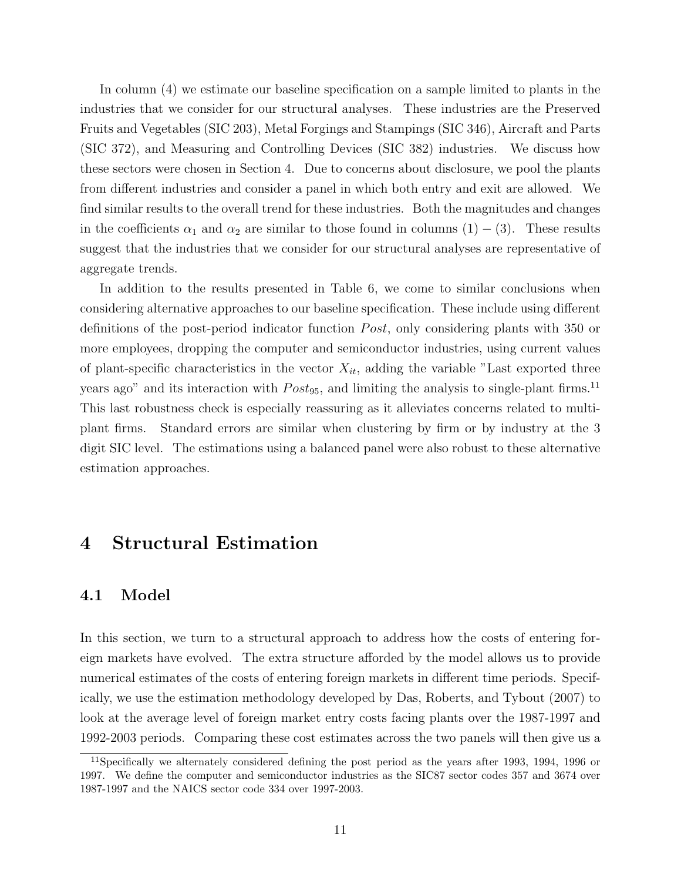In column (4) we estimate our baseline specification on a sample limited to plants in the industries that we consider for our structural analyses. These industries are the Preserved Fruits and Vegetables (SIC 203), Metal Forgings and Stampings (SIC 346), Aircraft and Parts (SIC 372), and Measuring and Controlling Devices (SIC 382) industries. We discuss how these sectors were chosen in Section 4. Due to concerns about disclosure, we pool the plants from different industries and consider a panel in which both entry and exit are allowed. We find similar results to the overall trend for these industries. Both the magnitudes and changes in the coefficients $\alpha_1$ and $\alpha_2$ are similar to those found in columns $(1)-(3)$. These results suggest that the industries that we consider for our structural analyses are representative of aggregate trends.

In addition to the results presented in Table 6, we come to similar conclusions when considering alternative approaches to our baseline specification. These include using different definitions of the post-period indicator function $Post$, only considering plants with 350 or more employees, dropping the computer and semiconductor industries, using current values of plant-specific characteristics in the vector $X_{it}$, adding the variable "Last exported three years ago" and its interaction with $Post_{95}$, and limiting the analysis to single-plant firms.[11] This last robustness check is especially reassuring as it alleviates concerns related to multi-plant firms. Standard errors are similar when clustering by firm or by industry at the 3 digit SIC level. The estimations using a balanced panel were also robust to these alternative estimation approaches.

# 4 Structural Estimation

## 4.1 Model

In this section, we turn to a structural approach to address how the costs of entering foreign markets have evolved. The extra structure afforded by the model allows us to provide numerical estimates of the costs of entering foreign markets in different time periods. Specifically, we use the estimation methodology developed by Das, Roberts, and Tybout (2007) to look at the average level of foreign market entry costs facing plants over the 1987-1997 and 1992-2003 periods. Comparing these cost estimates across the two panels will then give us a

[11] Specifically we alternately considered defining the post period as the years after 1993, 1994, 1996 or 1997. We define the computer and semiconductor industries as the SIC87 sector codes 357 and 3674 over 1987-1997 and the NAICS sector code 334 over 1997-2003.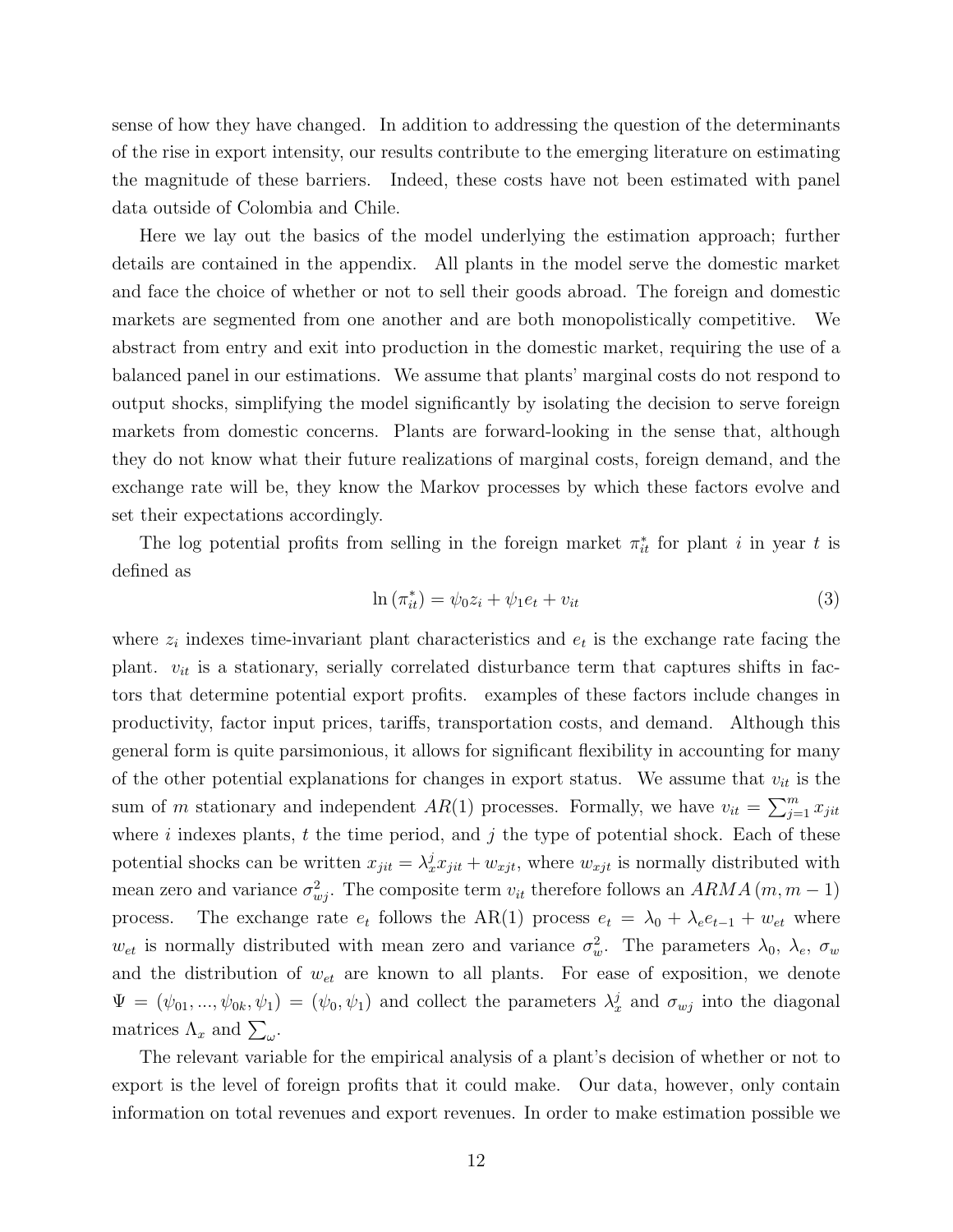sense of how they have changed. In addition to addressing the question of the determinants of the rise in export intensity, our results contribute to the emerging literature on estimating the magnitude of these barriers. Indeed, these costs have not been estimated with panel data outside of Colombia and Chile.

Here we lay out the basics of the model underlying the estimation approach; further details are contained in the appendix. All plants in the model serve the domestic market and face the choice of whether or not to sell their goods abroad. The foreign and domestic markets are segmented from one another and are both monopolistically competitive. We abstract from entry and exit into production in the domestic market, requiring the use of a balanced panel in our estimations. We assume that plants' marginal costs do not respond to output shocks, simplifying the model significantly by isolating the decision to serve foreign markets from domestic concerns. Plants are forward-looking in the sense that, although they do not know what their future realizations of marginal costs, foreign demand, and the exchange rate will be, they know the Markov processes by which these factors evolve and set their expectations accordingly.

The log potential profits from selling in the foreign market $\pi^*_{it}$ for plant $i$ in year $t$ is defined as

$$\ln \left(\pi^*_{it}\right) = \psi_0 z_i + \psi_1 e_t + v_{it} \tag{3}$$

where $z_i$ indexes time-invariant plant characteristics and $e_t$ is the exchange rate facing the plant. $v_{it}$ is a stationary, serially correlated disturbance term that captures shifts in factors that determine potential export profits. examples of these factors include changes in productivity, factor input prices, tariffs, transportation costs, and demand. Although this general form is quite parsimonious, it allows for significant flexibility in accounting for many of the other potential explanations for changes in export status. We assume that $v_{it}$ is the sum of $m$ stationary and independent $AR(1)$ processes. Formally, we have $v_{it} = \sum_{j=1}^{m} x_{jit}$ where $i$ indexes plants, $t$ the time period, and $j$ the type of potential shock. Each of these potential shocks can be written $x_{jit} = \lambda^j_x x_{jit} + w_{xjt}$, where $w_{xjt}$ is normally distributed with mean zero and variance $\sigma^2_{wj}$. The composite term $v_{it}$ therefore follows an $ARMA\,(m, m-1)$ process. The exchange rate $e_t$ follows the AR(1) process $e_t = \lambda_0 + \lambda_e e_{t-1} + w_{et}$ where $w_{et}$ is normally distributed with mean zero and variance $\sigma^2_w$. The parameters $\lambda_0$, $\lambda_e$, $\sigma_w$ and the distribution of $w_{et}$ are known to all plants. For ease of exposition, we denote $\Psi = (\psi_{01}, ..., \psi_{0k}, \psi_1) = (\psi_0, \psi_1)$ and collect the parameters $\lambda^j_x$ and $\sigma_{wj}$ into the diagonal matrices $\Lambda_x$ and $\sum_\omega$.

The relevant variable for the empirical analysis of a plant's decision of whether or not to export is the level of foreign profits that it could make. Our data, however, only contain information on total revenues and export revenues. In order to make estimation possible we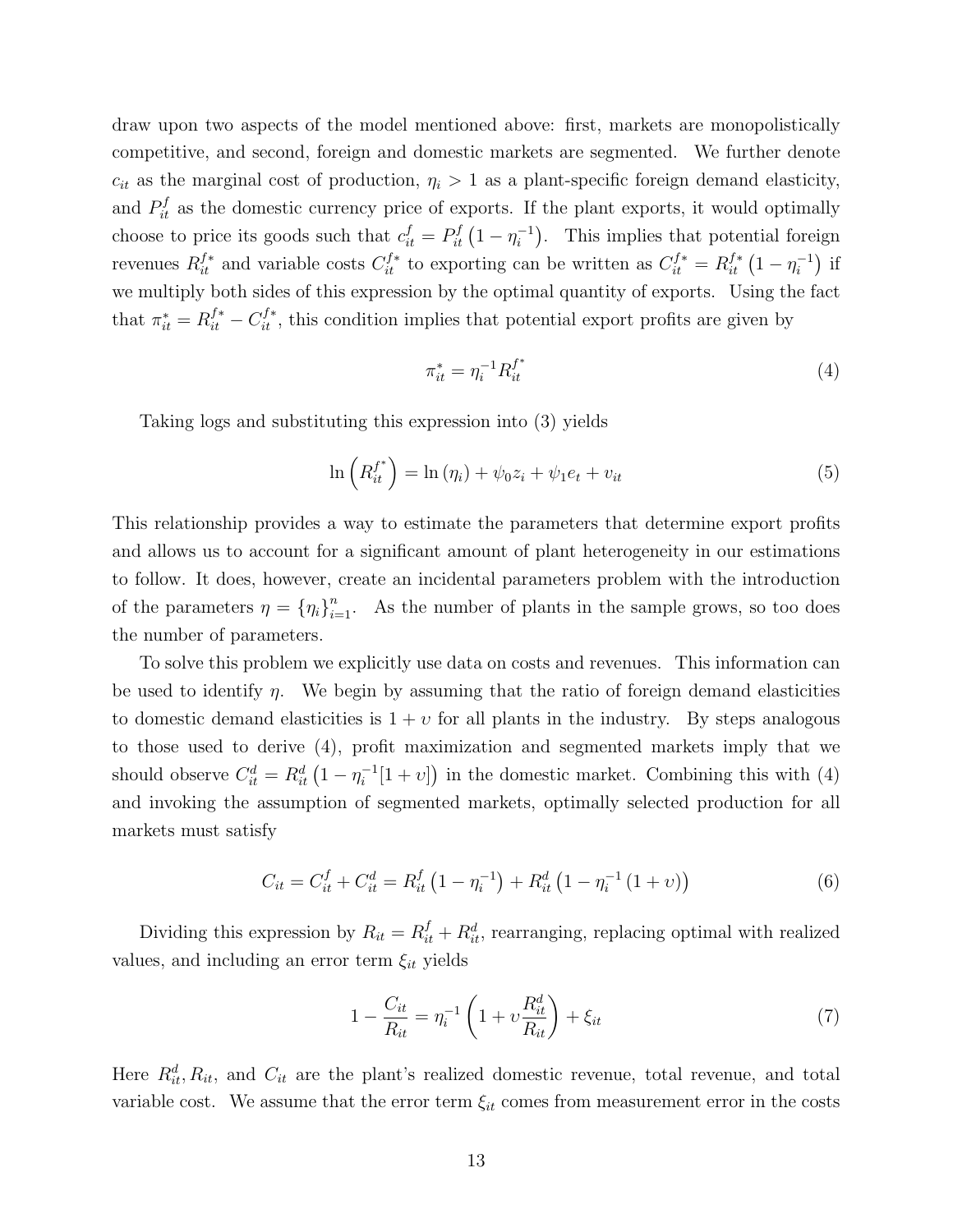draw upon two aspects of the model mentioned above: first, markets are monopolistically competitive, and second, foreign and domestic markets are segmented. We further denote $c_{it}$ as the marginal cost of production, $\eta_i > 1$ as a plant-specific foreign demand elasticity, and $P_{it}^f$ as the domestic currency price of exports. If the plant exports, it would optimally choose to price its goods such that $c_{it}^f = P_{it}^f\left(1 - \eta_i^{-1}\right)$. This implies that potential foreign revenues $R_{it}^{f*}$ and variable costs $C_{it}^{f*}$ to exporting can be written as $C_{it}^{f*} = R_{it}^{f*}\left(1 - \eta_i^{-1}\right)$ if we multiply both sides of this expression by the optimal quantity of exports. Using the fact that $\pi_{it}^* = R_{it}^{f*} - C_{it}^{f*}$, this condition implies that potential export profits are given by

$$\pi_{it}^* = \eta_i^{-1} R_{it}^{f^*} \tag{4}$$

Taking logs and substituting this expression into (3) yields

$$\ln\left(R_{it}^{f^*}\right) = \ln\left(\eta_i\right) + \psi_0 z_i + \psi_1 e_t + v_{it} \tag{5}$$

This relationship provides a way to estimate the parameters that determine export profits and allows us to account for a significant amount of plant heterogeneity in our estimations to follow. It does, however, create an incidental parameters problem with the introduction of the parameters $\eta = \{\eta_i\}_{i=1}^n$. As the number of plants in the sample grows, so too does the number of parameters.

To solve this problem we explicitly use data on costs and revenues. This information can be used to identify $\eta$. We begin by assuming that the ratio of foreign demand elasticities to domestic demand elasticities is $1 + \upsilon$ for all plants in the industry. By steps analogous to those used to derive (4), profit maximization and segmented markets imply that we should observe $C_{it}^d = R_{it}^d\left(1 - \eta_i^{-1}[1 + \upsilon]\right)$ in the domestic market. Combining this with (4) and invoking the assumption of segmented markets, optimally selected production for all markets must satisfy

$$C_{it} = C_{it}^f + C_{it}^d = R_{it}^f\left(1 - \eta_i^{-1}\right) + R_{it}^d\left(1 - \eta_i^{-1}\left(1 + \upsilon\right)\right) \tag{6}$$

Dividing this expression by $R_{it} = R_{it}^f + R_{it}^d$, rearranging, replacing optimal with realized values, and including an error term $\xi_{it}$ yields

$$1 - \frac{C_{it}}{R_{it}} = \eta_i^{-1}\left(1 + \upsilon\frac{R_{it}^d}{R_{it}}\right) + \xi_{it} \tag{7}$$

Here $R_{it}^d, R_{it}$, and $C_{it}$ are the plant's realized domestic revenue, total revenue, and total variable cost. We assume that the error term $\xi_{it}$ comes from measurement error in the costs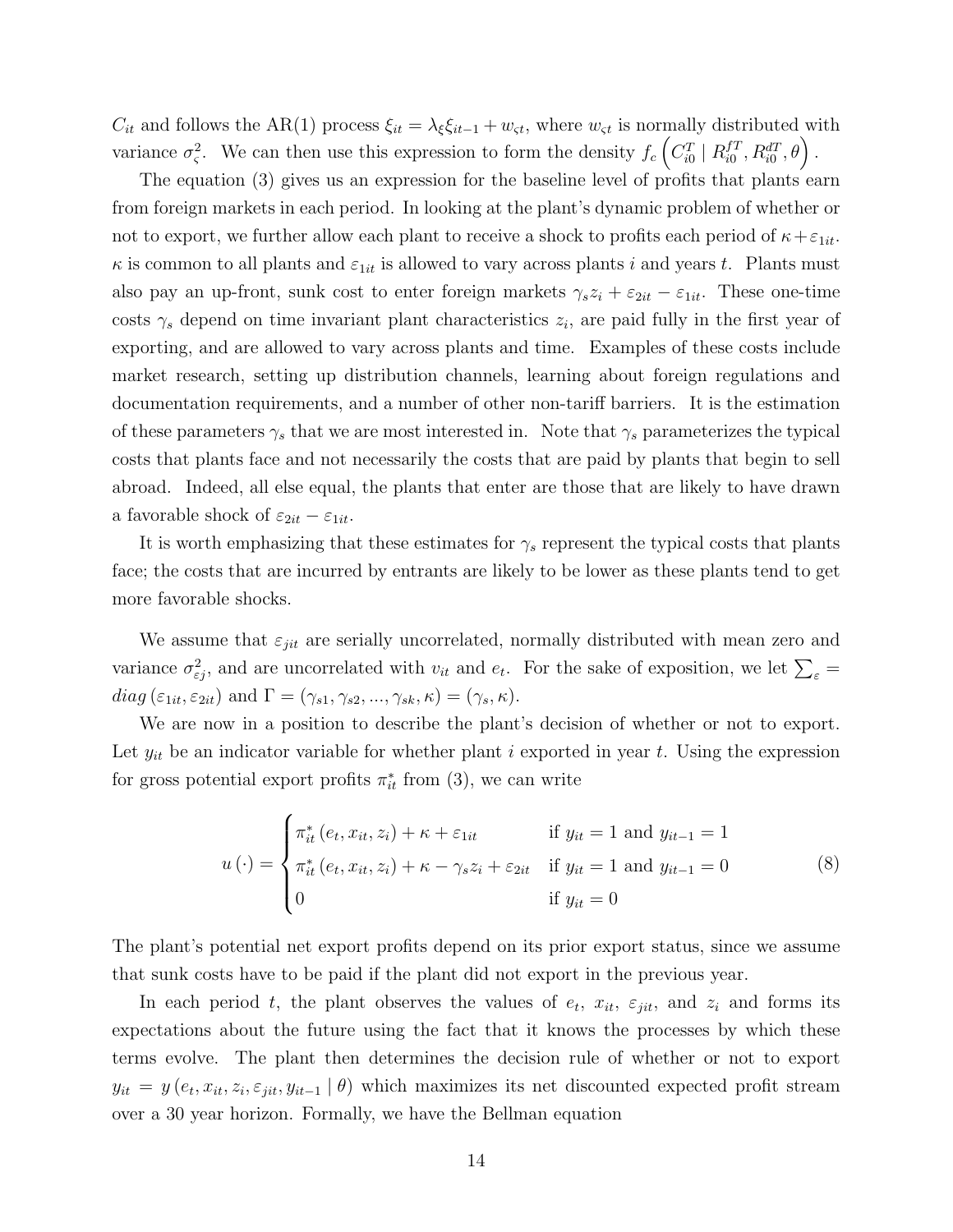$C_{it}$ and follows the AR(1) process $\xi_{it} = \lambda_\xi \xi_{it-1} + w_{\varsigma t}$, where $w_{\varsigma t}$ is normally distributed with variance $\sigma_\varsigma^2$. We can then use this expression to form the density $f_c\left(C_{i0}^T \mid R_{i0}^{fT}, R_{i0}^{dT}, \theta\right)$.

The equation (3) gives us an expression for the baseline level of profits that plants earn from foreign markets in each period. In looking at the plant's dynamic problem of whether or not to export, we further allow each plant to receive a shock to profits each period of $\kappa + \varepsilon_{1it}$. $\kappa$ is common to all plants and $\varepsilon_{1it}$ is allowed to vary across plants $i$ and years $t$. Plants must also pay an up-front, sunk cost to enter foreign markets $\gamma_s z_i + \varepsilon_{2it} - \varepsilon_{1it}$. These one-time costs $\gamma_s$ depend on time invariant plant characteristics $z_i$, are paid fully in the first year of exporting, and are allowed to vary across plants and time. Examples of these costs include market research, setting up distribution channels, learning about foreign regulations and documentation requirements, and a number of other non-tariff barriers. It is the estimation of these parameters $\gamma_s$ that we are most interested in. Note that $\gamma_s$ parameterizes the typical costs that plants face and not necessarily the costs that are paid by plants that begin to sell abroad. Indeed, all else equal, the plants that enter are those that are likely to have drawn a favorable shock of $\varepsilon_{2it} - \varepsilon_{1it}$.

It is worth emphasizing that these estimates for $\gamma_s$ represent the typical costs that plants face; the costs that are incurred by entrants are likely to be lower as these plants tend to get more favorable shocks.

We assume that $\varepsilon_{jit}$ are serially uncorrelated, normally distributed with mean zero and variance $\sigma_{\varepsilon j}^2$, and are uncorrelated with $v_{it}$ and $e_t$. For the sake of exposition, we let $\sum_\varepsilon = diag\left(\varepsilon_{1it}, \varepsilon_{2it}\right)$ and $\Gamma = (\gamma_{s1}, \gamma_{s2}, ..., \gamma_{sk}, \kappa) = (\gamma_s, \kappa)$.

We are now in a position to describe the plant's decision of whether or not to export. Let $y_{it}$ be an indicator variable for whether plant $i$ exported in year $t$. Using the expression for gross potential export profits $\pi_{it}^*$ from (3), we can write

$$
u(\cdot) = \begin{cases} \pi_{it}^*\left(e_t, x_{it}, z_i\right) + \kappa + \varepsilon_{1it} & \text{if } y_{it} = 1 \text{ and } y_{it-1} = 1 \\ \pi_{it}^*\left(e_t, x_{it}, z_i\right) + \kappa - \gamma_s z_i + \varepsilon_{2it} & \text{if } y_{it} = 1 \text{ and } y_{it-1} = 0 \\ 0 & \text{if } y_{it} = 0 \end{cases} \tag{8}
$$

The plant's potential net export profits depend on its prior export status, since we assume that sunk costs have to be paid if the plant did not export in the previous year.

In each period $t$, the plant observes the values of $e_t$, $x_{it}$, $\varepsilon_{jit}$, and $z_i$ and forms its expectations about the future using the fact that it knows the processes by which these terms evolve. The plant then determines the decision rule of whether or not to export $y_{it} = y\left(e_t, x_{it}, z_i, \varepsilon_{jit}, y_{it-1} \mid \theta\right)$ which maximizes its net discounted expected profit stream over a 30 year horizon. Formally, we have the Bellman equation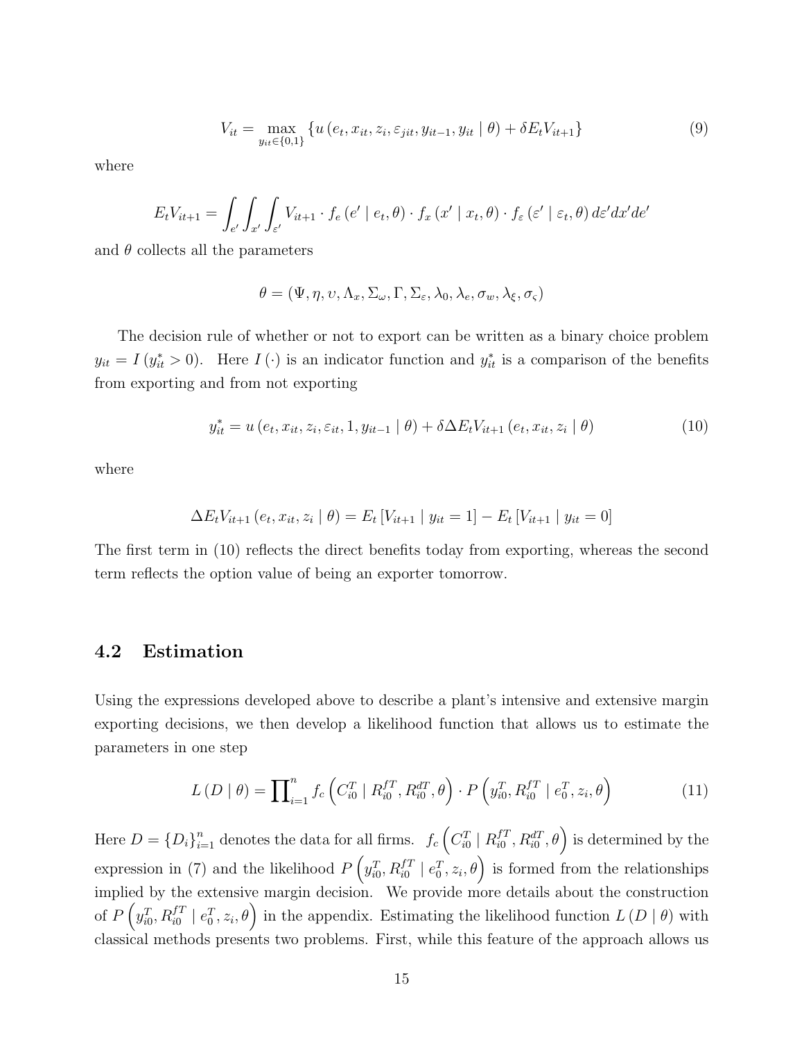$$V_{it} = \max_{y_{it} \in \{0,1\}} \{u(e_t, x_{it}, z_i, \varepsilon_{jit}, y_{it-1}, y_{it} \mid \theta) + \delta E_t V_{it+1}\} \tag{9}$$

where

$$E_t V_{it+1} = \int_{e'} \int_{x'} \int_{\varepsilon'} V_{it+1} \cdot f_e(e' \mid e_t, \theta) \cdot f_x(x' \mid x_t, \theta) \cdot f_\varepsilon(\varepsilon' \mid \varepsilon_t, \theta) \, d\varepsilon' dx' de'$$

and $\theta$ collects all the parameters

$$\theta = (\Psi, \eta, \upsilon, \Lambda_x, \Sigma_\omega, \Gamma, \Sigma_\varepsilon, \lambda_0, \lambda_e, \sigma_w, \lambda_\xi, \sigma_\varsigma)$$

The decision rule of whether or not to export can be written as a binary choice problem $y_{it} = I(y_{it}^* > 0)$. Here $I(\cdot)$ is an indicator function and $y_{it}^*$ is a comparison of the benefits from exporting and from not exporting

$$y_{it}^* = u(e_t, x_{it}, z_i, \varepsilon_{it}, 1, y_{it-1} \mid \theta) + \delta \Delta E_t V_{it+1}(e_t, x_{it}, z_i \mid \theta) \tag{10}$$

where

$$\Delta E_t V_{it+1}(e_t, x_{it}, z_i \mid \theta) = E_t[V_{it+1} \mid y_{it} = 1] - E_t[V_{it+1} \mid y_{it} = 0]$$

The first term in (10) reflects the direct benefits today from exporting, whereas the second term reflects the option value of being an exporter tomorrow.

## 4.2 Estimation

Using the expressions developed above to describe a plant's intensive and extensive margin exporting decisions, we then develop a likelihood function that allows us to estimate the parameters in one step

$$L(D \mid \theta) = \prod_{i=1}^{n} f_c\left(C_{i0}^T \mid R_{i0}^{fT}, R_{i0}^{dT}, \theta\right) \cdot P\left(y_{i0}^T, R_{i0}^{fT} \mid e_0^T, z_i, \theta\right) \tag{11}$$

Here $D = \{D_i\}_{i=1}^n$ denotes the data for all firms. $f_c\left(C_{i0}^T \mid R_{i0}^{fT}, R_{i0}^{dT}, \theta\right)$ is determined by the expression in (7) and the likelihood $P\left(y_{i0}^T, R_{i0}^{fT} \mid e_0^T, z_i, \theta\right)$ is formed from the relationships implied by the extensive margin decision. We provide more details about the construction of $P\left(y_{i0}^T, R_{i0}^{fT} \mid e_0^T, z_i, \theta\right)$ in the appendix. Estimating the likelihood function $L(D \mid \theta)$ with classical methods presents two problems. First, while this feature of the approach allows us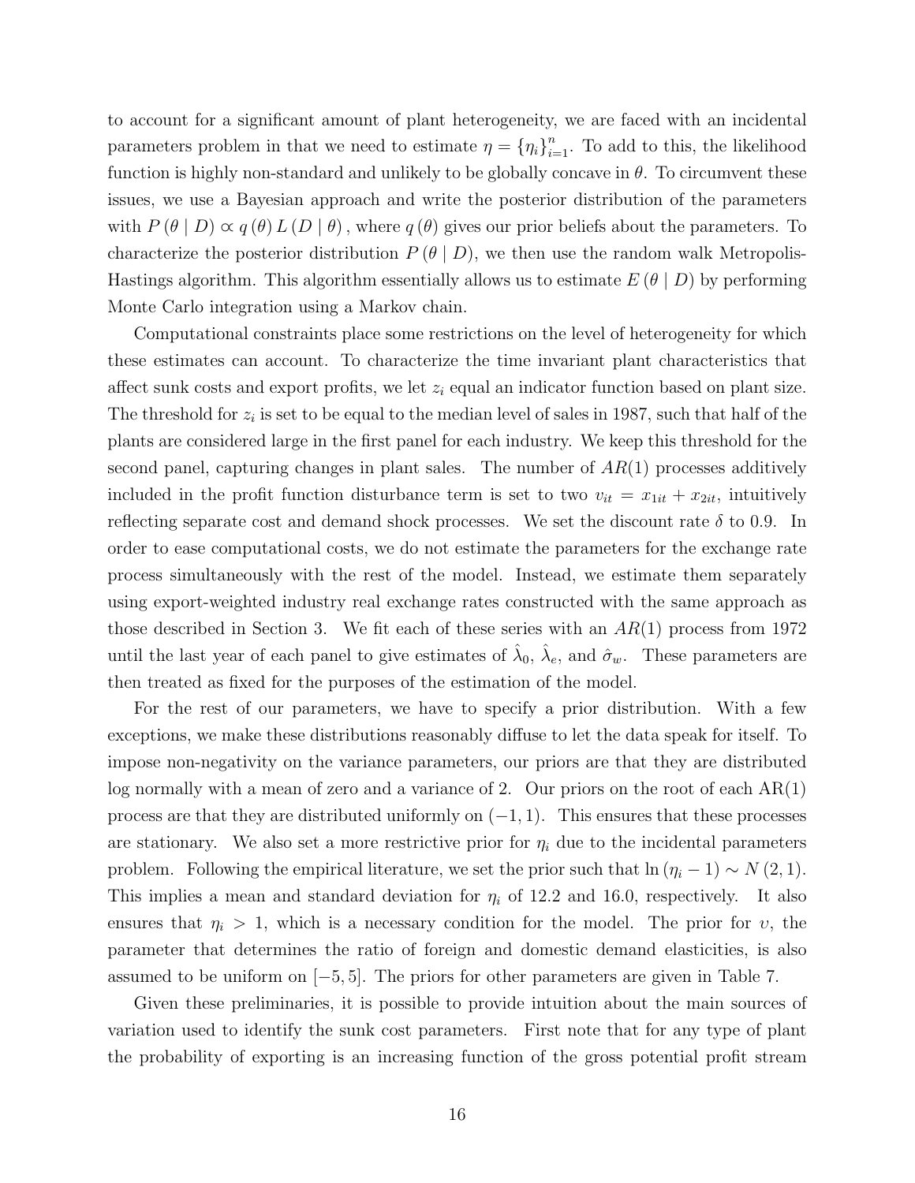to account for a significant amount of plant heterogeneity, we are faced with an incidental parameters problem in that we need to estimate $\eta = \{\eta_i\}_{i=1}^{n}$. To add to this, the likelihood function is highly non-standard and unlikely to be globally concave in $\theta$. To circumvent these issues, we use a Bayesian approach and write the posterior distribution of the parameters with $P(\theta \mid D) \propto q(\theta) L(D \mid \theta)$, where $q(\theta)$ gives our prior beliefs about the parameters. To characterize the posterior distribution $P(\theta \mid D)$, we then use the random walk Metropolis-Hastings algorithm. This algorithm essentially allows us to estimate $E(\theta \mid D)$ by performing Monte Carlo integration using a Markov chain.

Computational constraints place some restrictions on the level of heterogeneity for which these estimates can account. To characterize the time invariant plant characteristics that affect sunk costs and export profits, we let $z_i$ equal an indicator function based on plant size. The threshold for $z_i$ is set to be equal to the median level of sales in 1987, such that half of the plants are considered large in the first panel for each industry. We keep this threshold for the second panel, capturing changes in plant sales. The number of $AR(1)$ processes additively included in the profit function disturbance term is set to two $v_{it} = x_{1it} + x_{2it}$, intuitively reflecting separate cost and demand shock processes. We set the discount rate $\delta$ to 0.9. In order to ease computational costs, we do not estimate the parameters for the exchange rate process simultaneously with the rest of the model. Instead, we estimate them separately using export-weighted industry real exchange rates constructed with the same approach as those described in Section 3. We fit each of these series with an $AR(1)$ process from 1972 until the last year of each panel to give estimates of $\hat{\lambda}_0$, $\hat{\lambda}_e$, and $\hat{\sigma}_w$. These parameters are then treated as fixed for the purposes of the estimation of the model.

For the rest of our parameters, we have to specify a prior distribution. With a few exceptions, we make these distributions reasonably diffuse to let the data speak for itself. To impose non-negativity on the variance parameters, our priors are that they are distributed log normally with a mean of zero and a variance of 2. Our priors on the root of each AR(1) process are that they are distributed uniformly on $(-1, 1)$. This ensures that these processes are stationary. We also set a more restrictive prior for $\eta_i$ due to the incidental parameters problem. Following the empirical literature, we set the prior such that $\ln(\eta_i - 1) \sim N(2, 1)$. This implies a mean and standard deviation for $\eta_i$ of 12.2 and 16.0, respectively. It also ensures that $\eta_i > 1$, which is a necessary condition for the model. The prior for $\upsilon$, the parameter that determines the ratio of foreign and domestic demand elasticities, is also assumed to be uniform on $[-5, 5]$. The priors for other parameters are given in Table 7.

Given these preliminaries, it is possible to provide intuition about the main sources of variation used to identify the sunk cost parameters. First note that for any type of plant the probability of exporting is an increasing function of the gross potential profit stream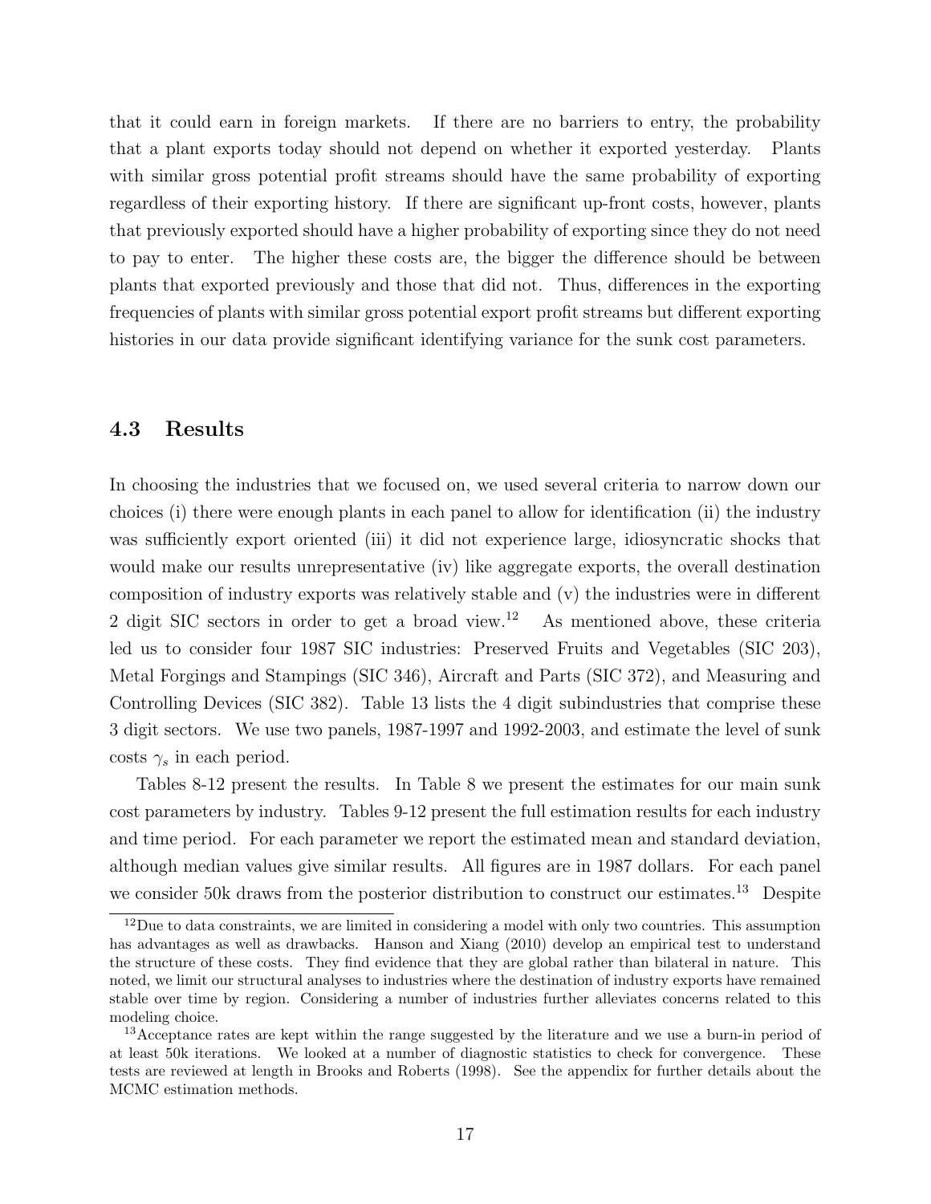that it could earn in foreign markets. If there are no barriers to entry, the probability that a plant exports today should not depend on whether it exported yesterday. Plants with similar gross potential profit streams should have the same probability of exporting regardless of their exporting history. If there are significant up-front costs, however, plants that previously exported should have a higher probability of exporting since they do not need to pay to enter. The higher these costs are, the bigger the difference should be between plants that exported previously and those that did not. Thus, differences in the exporting frequencies of plants with similar gross potential export profit streams but different exporting histories in our data provide significant identifying variance for the sunk cost parameters.

### 4.3 Results

In choosing the industries that we focused on, we used several criteria to narrow down our choices (i) there were enough plants in each panel to allow for identification (ii) the industry was sufficiently export oriented (iii) it did not experience large, idiosyncratic shocks that would make our results unrepresentative (iv) like aggregate exports, the overall destination composition of industry exports was relatively stable and (v) the industries were in different 2 digit SIC sectors in order to get a broad view.[12] As mentioned above, these criteria led us to consider four 1987 SIC industries: Preserved Fruits and Vegetables (SIC 203), Metal Forgings and Stampings (SIC 346), Aircraft and Parts (SIC 372), and Measuring and Controlling Devices (SIC 382). Table 13 lists the 4 digit subindustries that comprise these 3 digit sectors. We use two panels, 1987-1997 and 1992-2003, and estimate the level of sunk costs $\gamma_s$ in each period.

Tables 8-12 present the results. In Table 8 we present the estimates for our main sunk cost parameters by industry. Tables 9-12 present the full estimation results for each industry and time period. For each parameter we report the estimated mean and standard deviation, although median values give similar results. All figures are in 1987 dollars. For each panel we consider 50k draws from the posterior distribution to construct our estimates.[13] Despite

[12] Due to data constraints, we are limited in considering a model with only two countries. This assumption has advantages as well as drawbacks. Hanson and Xiang (2010) develop an empirical test to understand the structure of these costs. They find evidence that they are global rather than bilateral in nature. This noted, we limit our structural analyses to industries where the destination of industry exports have remained stable over time by region. Considering a number of industries further alleviates concerns related to this modeling choice.

[13] Acceptance rates are kept within the range suggested by the literature and we use a burn-in period of at least 50k iterations. We looked at a number of diagnostic statistics to check for convergence. These tests are reviewed at length in Brooks and Roberts (1998). See the appendix for further details about the MCMC estimation methods.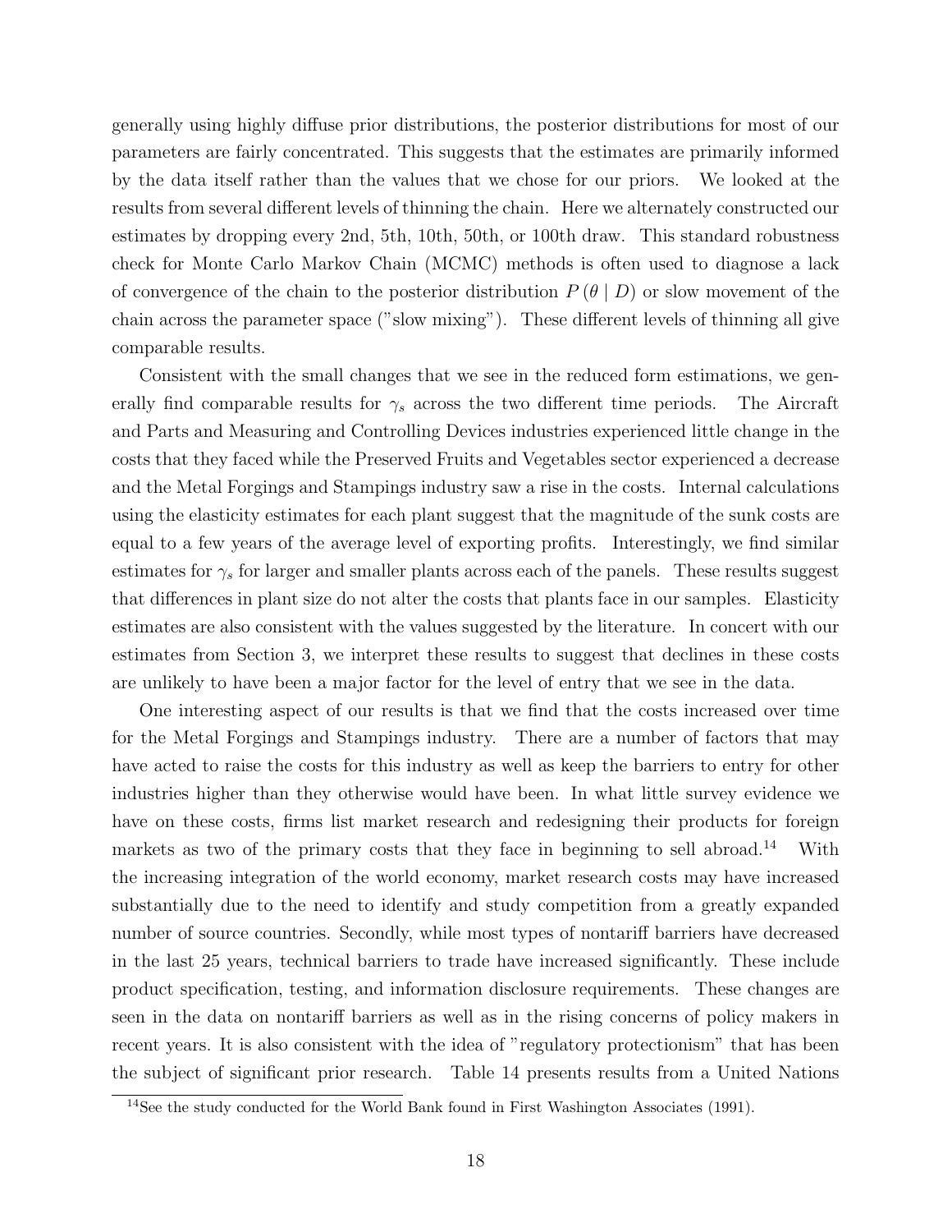generally using highly diffuse prior distributions, the posterior distributions for most of our parameters are fairly concentrated. This suggests that the estimates are primarily informed by the data itself rather than the values that we chose for our priors. We looked at the results from several different levels of thinning the chain. Here we alternately constructed our estimates by dropping every 2nd, 5th, 10th, 50th, or 100th draw. This standard robustness check for Monte Carlo Markov Chain (MCMC) methods is often used to diagnose a lack of convergence of the chain to the posterior distribution $P(\theta \mid D)$ or slow movement of the chain across the parameter space ("slow mixing"). These different levels of thinning all give comparable results.

Consistent with the small changes that we see in the reduced form estimations, we generally find comparable results for $\gamma_s$ across the two different time periods. The Aircraft and Parts and Measuring and Controlling Devices industries experienced little change in the costs that they faced while the Preserved Fruits and Vegetables sector experienced a decrease and the Metal Forgings and Stampings industry saw a rise in the costs. Internal calculations using the elasticity estimates for each plant suggest that the magnitude of the sunk costs are equal to a few years of the average level of exporting profits. Interestingly, we find similar estimates for $\gamma_s$ for larger and smaller plants across each of the panels. These results suggest that differences in plant size do not alter the costs that plants face in our samples. Elasticity estimates are also consistent with the values suggested by the literature. In concert with our estimates from Section 3, we interpret these results to suggest that declines in these costs are unlikely to have been a major factor for the level of entry that we see in the data.

One interesting aspect of our results is that we find that the costs increased over time for the Metal Forgings and Stampings industry. There are a number of factors that may have acted to raise the costs for this industry as well as keep the barriers to entry for other industries higher than they otherwise would have been. In what little survey evidence we have on these costs, firms list market research and redesigning their products for foreign markets as two of the primary costs that they face in beginning to sell abroad.[14] With the increasing integration of the world economy, market research costs may have increased substantially due to the need to identify and study competition from a greatly expanded number of source countries. Secondly, while most types of nontariff barriers have decreased in the last 25 years, technical barriers to trade have increased significantly. These include product specification, testing, and information disclosure requirements. These changes are seen in the data on nontariff barriers as well as in the rising concerns of policy makers in recent years. It is also consistent with the idea of "regulatory protectionism" that has been the subject of significant prior research. Table 14 presents results from a United Nations

[14] See the study conducted for the World Bank found in First Washington Associates (1991).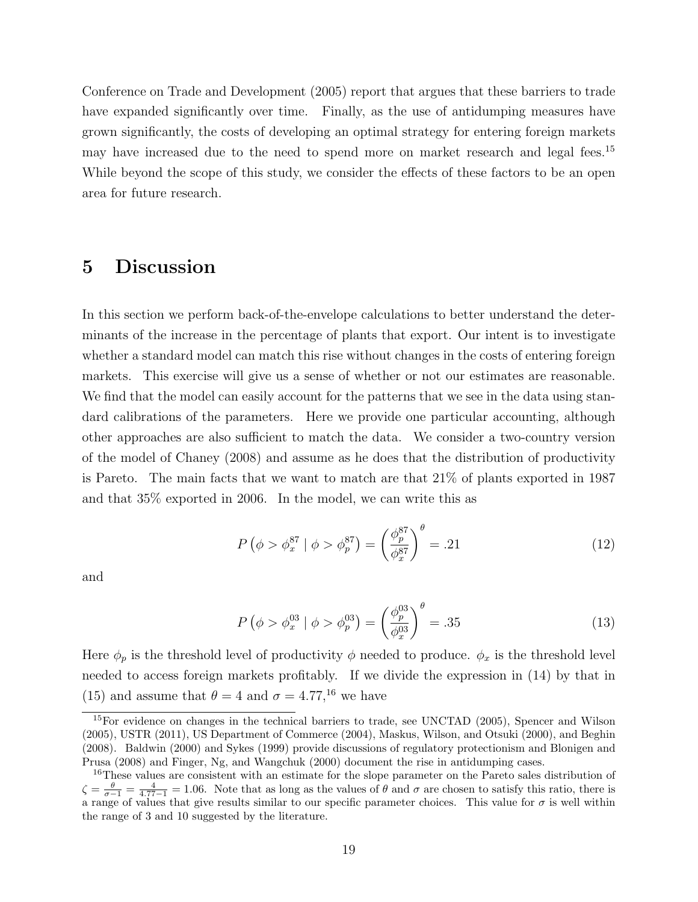Conference on Trade and Development (2005) report that argues that these barriers to trade have expanded significantly over time. Finally, as the use of antidumping measures have grown significantly, the costs of developing an optimal strategy for entering foreign markets may have increased due to the need to spend more on market research and legal fees.[15] While beyond the scope of this study, we consider the effects of these factors to be an open area for future research.

# 5 Discussion

In this section we perform back-of-the-envelope calculations to better understand the determinants of the increase in the percentage of plants that export. Our intent is to investigate whether a standard model can match this rise without changes in the costs of entering foreign markets. This exercise will give us a sense of whether or not our estimates are reasonable. We find that the model can easily account for the patterns that we see in the data using standard calibrations of the parameters. Here we provide one particular accounting, although other approaches are also sufficient to match the data. We consider a two-country version of the model of Chaney (2008) and assume as he does that the distribution of productivity is Pareto. The main facts that we want to match are that 21% of plants exported in 1987 and that 35% exported in 2006. In the model, we can write this as

$$P\left(\phi > \phi_x^{87} \mid \phi > \phi_p^{87}\right) = \left(\frac{\phi_p^{87}}{\phi_x^{87}}\right)^{\theta} = .21 \tag{12}$$

and

$$P\left(\phi > \phi_x^{03} \mid \phi > \phi_p^{03}\right) = \left(\frac{\phi_p^{03}}{\phi_x^{03}}\right)^{\theta} = .35 \tag{13}$$

Here $\phi_p$ is the threshold level of productivity $\phi$ needed to produce. $\phi_x$ is the threshold level needed to access foreign markets profitably. If we divide the expression in (14) by that in (15) and assume that $\theta = 4$ and $\sigma = 4.77$,[16] we have

[15] For evidence on changes in the technical barriers to trade, see UNCTAD (2005), Spencer and Wilson (2005), USTR (2011), US Department of Commerce (2004), Maskus, Wilson, and Otsuki (2000), and Beghin (2008). Baldwin (2000) and Sykes (1999) provide discussions of regulatory protectionism and Blonigen and Prusa (2008) and Finger, Ng, and Wangchuk (2000) document the rise in antidumping cases.

[16] These values are consistent with an estimate for the slope parameter on the Pareto sales distribution of $\zeta = \frac{\theta}{\sigma-1} = \frac{4}{4.77-1} = 1.06$. Note that as long as the values of $\theta$ and $\sigma$ are chosen to satisfy this ratio, there is a range of values that give results similar to our specific parameter choices. This value for $\sigma$ is well within the range of 3 and 10 suggested by the literature.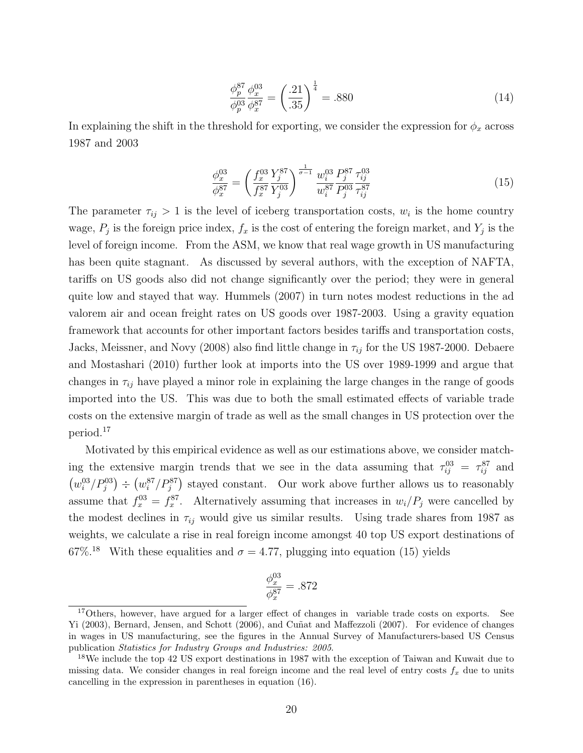$$\frac{\phi_p^{87}}{\phi_p^{03}} \frac{\phi_x^{03}}{\phi_x^{87}} = \left(\frac{.21}{.35}\right)^{\frac{1}{4}} = .880 \tag{14}$$

In explaining the shift in the threshold for exporting, we consider the expression for $\phi_x$ across 1987 and 2003

$$\frac{\phi_x^{03}}{\phi_x^{87}} = \left(\frac{f_x^{03}}{f_x^{87}} \frac{Y_j^{87}}{Y_j^{03}}\right)^{\frac{1}{\sigma-1}} \frac{w_i^{03}}{w_i^{87}} \frac{P_j^{87}}{P_j^{03}} \frac{\tau_{ij}^{03}}{\tau_{ij}^{87}} \tag{15}$$

The parameter $\tau_{ij} > 1$ is the level of iceberg transportation costs, $w_i$ is the home country wage, $P_j$ is the foreign price index, $f_x$ is the cost of entering the foreign market, and $Y_j$ is the level of foreign income. From the ASM, we know that real wage growth in US manufacturing has been quite stagnant. As discussed by several authors, with the exception of NAFTA, tariffs on US goods also did not change significantly over the period; they were in general quite low and stayed that way. Hummels (2007) in turn notes modest reductions in the ad valorem air and ocean freight rates on US goods over 1987-2003. Using a gravity equation framework that accounts for other important factors besides tariffs and transportation costs, Jacks, Meissner, and Novy (2008) also find little change in $\tau_{ij}$ for the US 1987-2000. Debaere and Mostashari (2010) further look at imports into the US over 1989-1999 and argue that changes in $\tau_{ij}$ have played a minor role in explaining the large changes in the range of goods imported into the US. This was due to both the small estimated effects of variable trade costs on the extensive margin of trade as well as the small changes in US protection over the period.[17]

Motivated by this empirical evidence as well as our estimations above, we consider matching the extensive margin trends that we see in the data assuming that $\tau_{ij}^{03} = \tau_{ij}^{87}$ and $\left(w_i^{03}/P_j^{03}\right) \div \left(w_i^{87}/P_j^{87}\right)$ stayed constant. Our work above further allows us to reasonably assume that $f_x^{03} = f_x^{87}$. Alternatively assuming that increases in $w_i/P_j$ were cancelled by the modest declines in $\tau_{ij}$ would give us similar results. Using trade shares from 1987 as weights, we calculate a rise in real foreign income amongst 40 top US export destinations of 67%.[18] With these equalities and $\sigma = 4.77$, plugging into equation (15) yields

$$\frac{\phi_x^{03}}{\phi_x^{87}} = .872$$

[17] Others, however, have argued for a larger effect of changes in variable trade costs on exports. See Yi (2003), Bernard, Jensen, and Schott (2006), and Cuñat and Maffezzoli (2007). For evidence of changes in wages in US manufacturing, see the figures in the Annual Survey of Manufacturers-based US Census publication *Statistics for Industry Groups and Industries: 2005*.

[18] We include the top 42 US export destinations in 1987 with the exception of Taiwan and Kuwait due to missing data. We consider changes in real foreign income and the real level of entry costs $f_x$ due to units cancelling in the expression in parentheses in equation (16).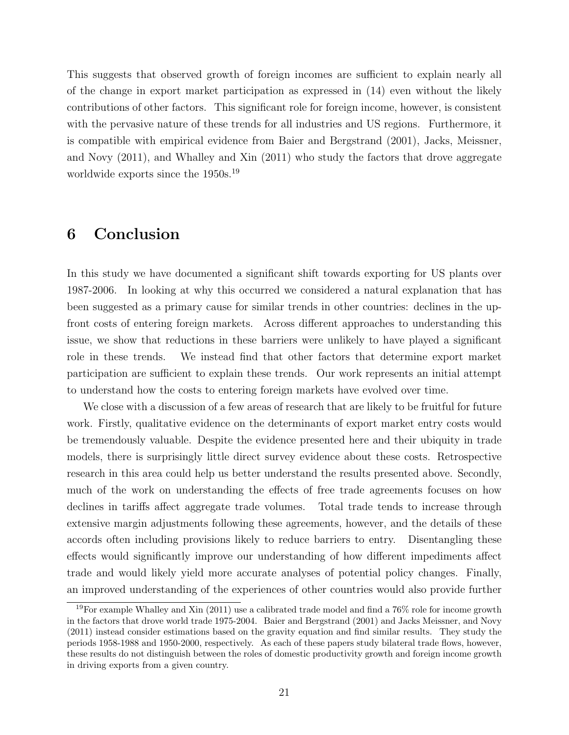This suggests that observed growth of foreign incomes are sufficient to explain nearly all of the change in export market participation as expressed in (14) even without the likely contributions of other factors. This significant role for foreign income, however, is consistent with the pervasive nature of these trends for all industries and US regions. Furthermore, it is compatible with empirical evidence from Baier and Bergstrand (2001), Jacks, Meissner, and Novy (2011), and Whalley and Xin (2011) who study the factors that drove aggregate worldwide exports since the 1950s.[19]

## 6 Conclusion

In this study we have documented a significant shift towards exporting for US plants over 1987-2006. In looking at why this occurred we considered a natural explanation that has been suggested as a primary cause for similar trends in other countries: declines in the up-front costs of entering foreign markets. Across different approaches to understanding this issue, we show that reductions in these barriers were unlikely to have played a significant role in these trends. We instead find that other factors that determine export market participation are sufficient to explain these trends. Our work represents an initial attempt to understand how the costs to entering foreign markets have evolved over time.

We close with a discussion of a few areas of research that are likely to be fruitful for future work. Firstly, qualitative evidence on the determinants of export market entry costs would be tremendously valuable. Despite the evidence presented here and their ubiquity in trade models, there is surprisingly little direct survey evidence about these costs. Retrospective research in this area could help us better understand the results presented above. Secondly, much of the work on understanding the effects of free trade agreements focuses on how declines in tariffs affect aggregate trade volumes. Total trade tends to increase through extensive margin adjustments following these agreements, however, and the details of these accords often including provisions likely to reduce barriers to entry. Disentangling these effects would significantly improve our understanding of how different impediments affect trade and would likely yield more accurate analyses of potential policy changes. Finally, an improved understanding of the experiences of other countries would also provide further

[19]For example Whalley and Xin (2011) use a calibrated trade model and find a 76% role for income growth in the factors that drove world trade 1975-2004. Baier and Bergstrand (2001) and Jacks Meissner, and Novy (2011) instead consider estimations based on the gravity equation and find similar results. They study the periods 1958-1988 and 1950-2000, respectively. As each of these papers study bilateral trade flows, however, these results do not distinguish between the roles of domestic productivity growth and foreign income growth in driving exports from a given country.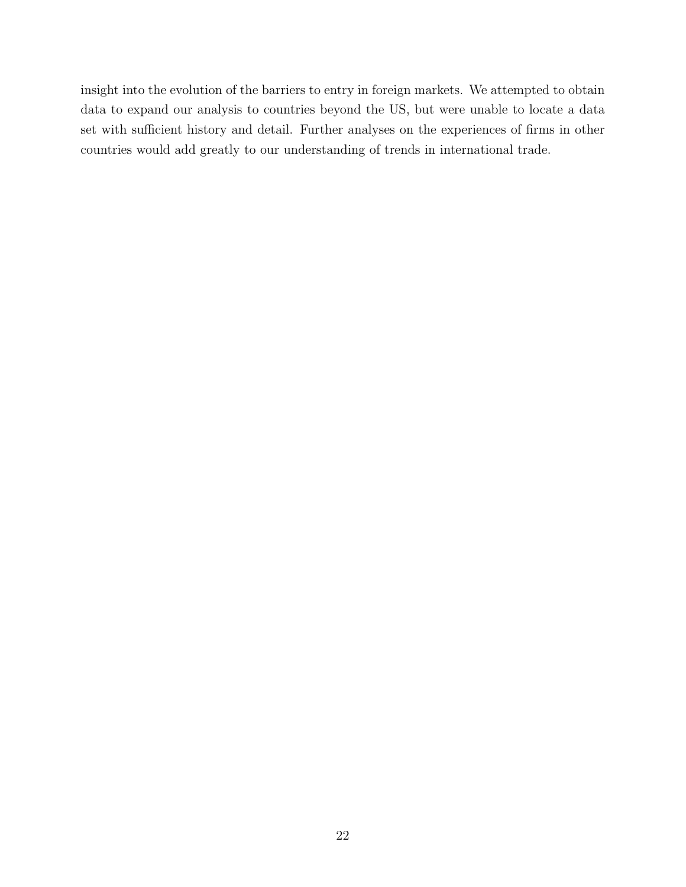insight into the evolution of the barriers to entry in foreign markets. We attempted to obtain data to expand our analysis to countries beyond the US, but were unable to locate a data set with sufficient history and detail. Further analyses on the experiences of firms in other countries would add greatly to our understanding of trends in international trade.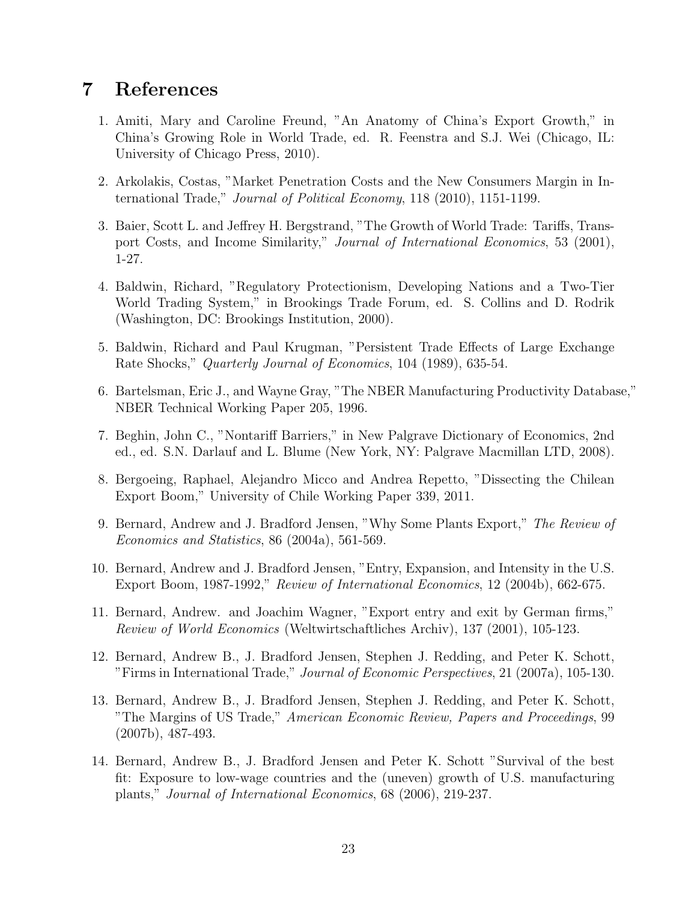# 7 References

1. Amiti, Mary and Caroline Freund, "An Anatomy of China's Export Growth," in China's Growing Role in World Trade, ed. R. Feenstra and S.J. Wei (Chicago, IL: University of Chicago Press, 2010).

2. Arkolakis, Costas, "Market Penetration Costs and the New Consumers Margin in International Trade," *Journal of Political Economy*, 118 (2010), 1151-1199.

3. Baier, Scott L. and Jeffrey H. Bergstrand, "The Growth of World Trade: Tariffs, Transport Costs, and Income Similarity," *Journal of International Economics*, 53 (2001), 1-27.

4. Baldwin, Richard, "Regulatory Protectionism, Developing Nations and a Two-Tier World Trading System," in Brookings Trade Forum, ed. S. Collins and D. Rodrik (Washington, DC: Brookings Institution, 2000).

5. Baldwin, Richard and Paul Krugman, "Persistent Trade Effects of Large Exchange Rate Shocks," *Quarterly Journal of Economics*, 104 (1989), 635-54.

6. Bartelsman, Eric J., and Wayne Gray, "The NBER Manufacturing Productivity Database," NBER Technical Working Paper 205, 1996.

7. Beghin, John C., "Nontariff Barriers," in New Palgrave Dictionary of Economics, 2nd ed., ed. S.N. Darlauf and L. Blume (New York, NY: Palgrave Macmillan LTD, 2008).

8. Bergoeing, Raphael, Alejandro Micco and Andrea Repetto, "Dissecting the Chilean Export Boom," University of Chile Working Paper 339, 2011.

9. Bernard, Andrew and J. Bradford Jensen, "Why Some Plants Export," *The Review of Economics and Statistics*, 86 (2004a), 561-569.

10. Bernard, Andrew and J. Bradford Jensen, "Entry, Expansion, and Intensity in the U.S. Export Boom, 1987-1992," *Review of International Economics*, 12 (2004b), 662-675.

11. Bernard, Andrew. and Joachim Wagner, "Export entry and exit by German firms," *Review of World Economics* (Weltwirtschaftliches Archiv), 137 (2001), 105-123.

12. Bernard, Andrew B., J. Bradford Jensen, Stephen J. Redding, and Peter K. Schott, "Firms in International Trade," *Journal of Economic Perspectives*, 21 (2007a), 105-130.

13. Bernard, Andrew B., J. Bradford Jensen, Stephen J. Redding, and Peter K. Schott, "The Margins of US Trade," *American Economic Review, Papers and Proceedings*, 99 (2007b), 487-493.

14. Bernard, Andrew B., J. Bradford Jensen and Peter K. Schott "Survival of the best fit: Exposure to low-wage countries and the (uneven) growth of U.S. manufacturing plants," *Journal of International Economics*, 68 (2006), 219-237.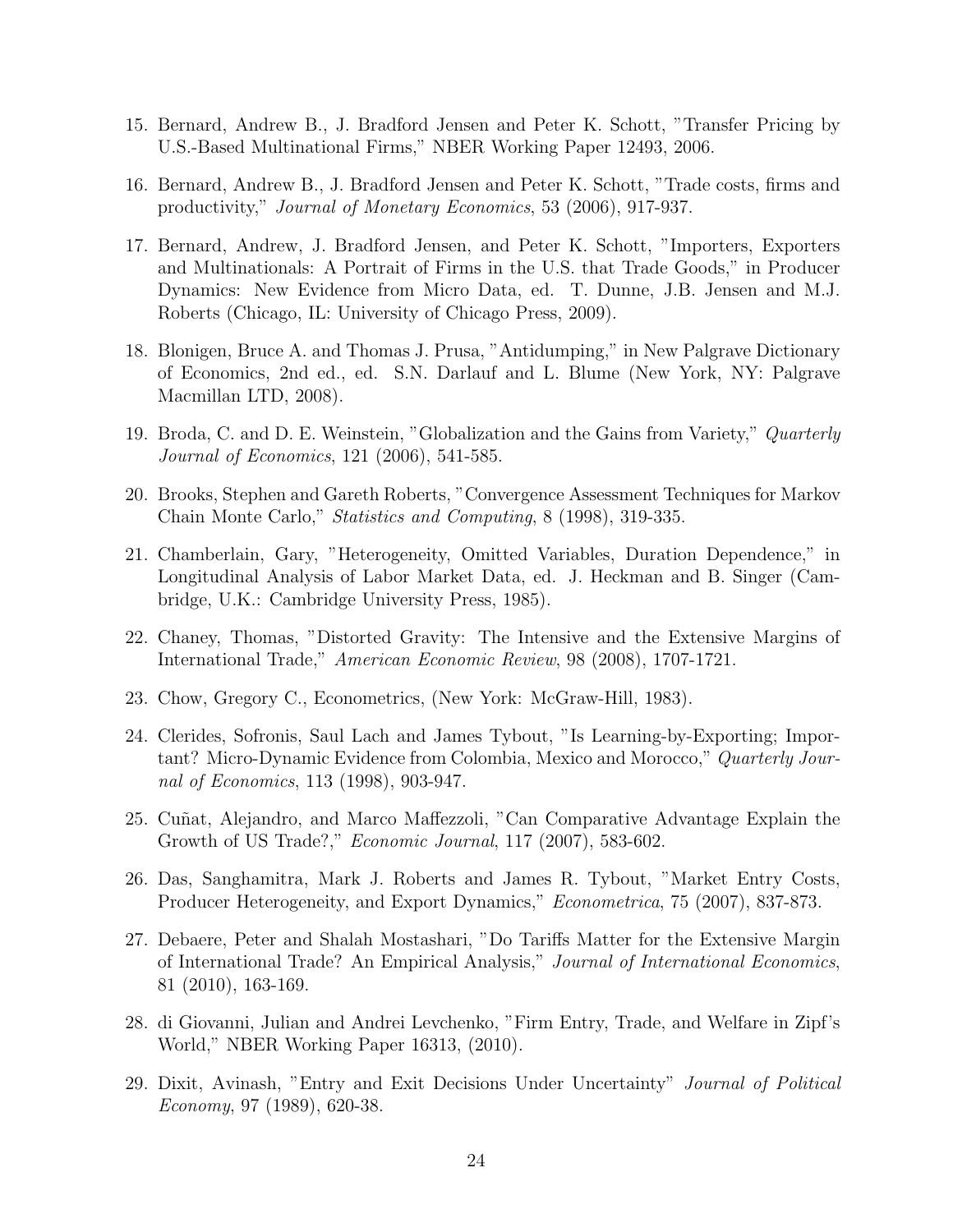15. Bernard, Andrew B., J. Bradford Jensen and Peter K. Schott, "Transfer Pricing by U.S.-Based Multinational Firms," NBER Working Paper 12493, 2006.

16. Bernard, Andrew B., J. Bradford Jensen and Peter K. Schott, "Trade costs, firms and productivity," *Journal of Monetary Economics*, 53 (2006), 917-937.

17. Bernard, Andrew, J. Bradford Jensen, and Peter K. Schott, "Importers, Exporters and Multinationals: A Portrait of Firms in the U.S. that Trade Goods," in Producer Dynamics: New Evidence from Micro Data, ed. T. Dunne, J.B. Jensen and M.J. Roberts (Chicago, IL: University of Chicago Press, 2009).

18. Blonigen, Bruce A. and Thomas J. Prusa, "Antidumping," in New Palgrave Dictionary of Economics, 2nd ed., ed. S.N. Darlauf and L. Blume (New York, NY: Palgrave Macmillan LTD, 2008).

19. Broda, C. and D. E. Weinstein, "Globalization and the Gains from Variety," *Quarterly Journal of Economics*, 121 (2006), 541-585.

20. Brooks, Stephen and Gareth Roberts, "Convergence Assessment Techniques for Markov Chain Monte Carlo," *Statistics and Computing*, 8 (1998), 319-335.

21. Chamberlain, Gary, "Heterogeneity, Omitted Variables, Duration Dependence," in Longitudinal Analysis of Labor Market Data, ed. J. Heckman and B. Singer (Cambridge, U.K.: Cambridge University Press, 1985).

22. Chaney, Thomas, "Distorted Gravity: The Intensive and the Extensive Margins of International Trade," *American Economic Review*, 98 (2008), 1707-1721.

23. Chow, Gregory C., Econometrics, (New York: McGraw-Hill, 1983).

24. Clerides, Sofronis, Saul Lach and James Tybout, "Is Learning-by-Exporting; Important? Micro-Dynamic Evidence from Colombia, Mexico and Morocco," *Quarterly Journal of Economics*, 113 (1998), 903-947.

25. Cuñat, Alejandro, and Marco Maffezzoli, "Can Comparative Advantage Explain the Growth of US Trade?," *Economic Journal*, 117 (2007), 583-602.

26. Das, Sanghamitra, Mark J. Roberts and James R. Tybout, "Market Entry Costs, Producer Heterogeneity, and Export Dynamics," *Econometrica*, 75 (2007), 837-873.

27. Debaere, Peter and Shalah Mostashari, "Do Tariffs Matter for the Extensive Margin of International Trade? An Empirical Analysis," *Journal of International Economics*, 81 (2010), 163-169.

28. di Giovanni, Julian and Andrei Levchenko, "Firm Entry, Trade, and Welfare in Zipf's World," NBER Working Paper 16313, (2010).

29. Dixit, Avinash, "Entry and Exit Decisions Under Uncertainty" *Journal of Political Economy*, 97 (1989), 620-38.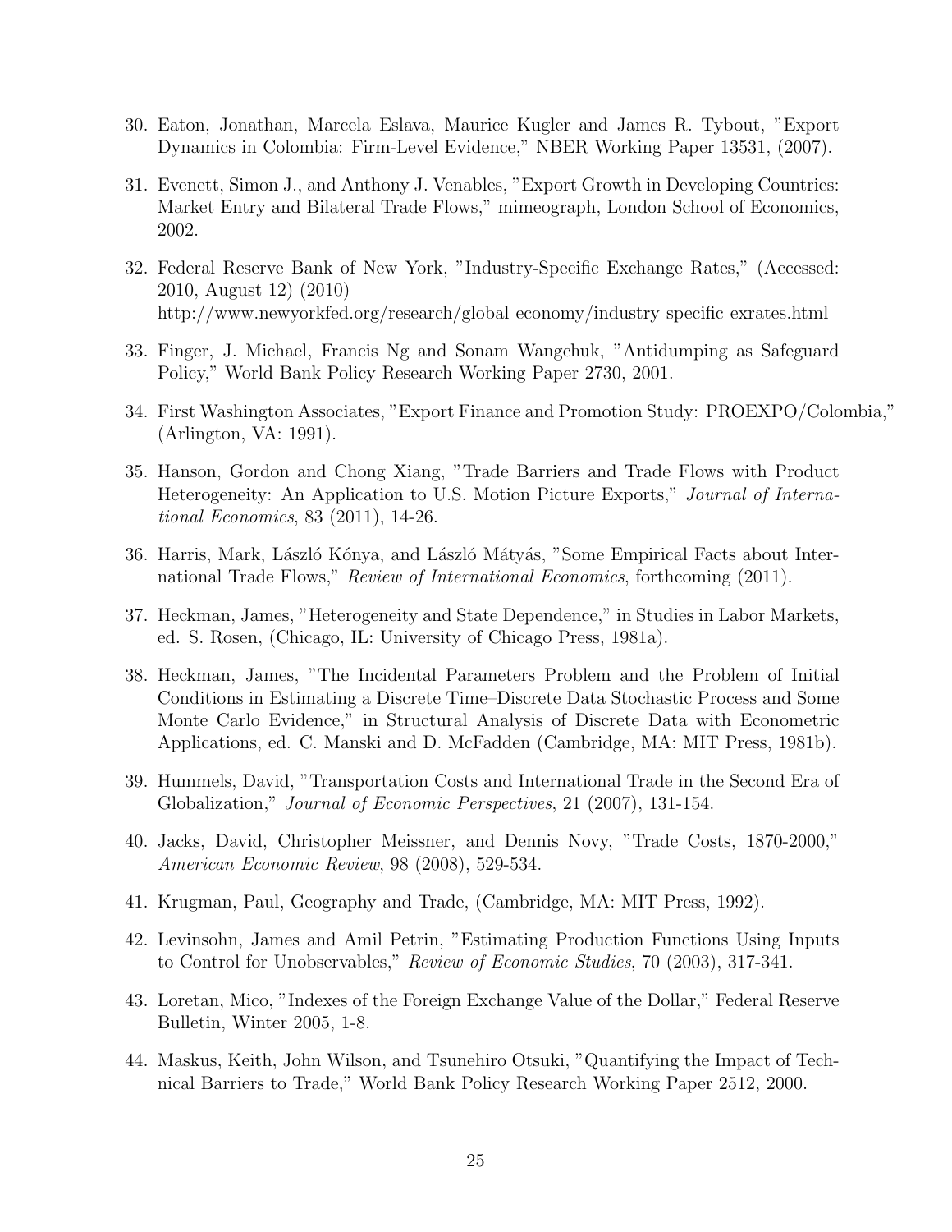30. Eaton, Jonathan, Marcela Eslava, Maurice Kugler and James R. Tybout, "Export Dynamics in Colombia: Firm-Level Evidence," NBER Working Paper 13531, (2007).

31. Evenett, Simon J., and Anthony J. Venables, "Export Growth in Developing Countries: Market Entry and Bilateral Trade Flows," mimeograph, London School of Economics, 2002.

32. Federal Reserve Bank of New York, "Industry-Specific Exchange Rates," (Accessed: 2010, August 12) (2010) http://www.newyorkfed.org/research/global_economy/industry_specific_exrates.html

33. Finger, J. Michael, Francis Ng and Sonam Wangchuk, "Antidumping as Safeguard Policy," World Bank Policy Research Working Paper 2730, 2001.

34. First Washington Associates, "Export Finance and Promotion Study: PROEXPO/Colombia," (Arlington, VA: 1991).

35. Hanson, Gordon and Chong Xiang, "Trade Barriers and Trade Flows with Product Heterogeneity: An Application to U.S. Motion Picture Exports," *Journal of International Economics*, 83 (2011), 14-26.

36. Harris, Mark, László Kónya, and László Mátyás, "Some Empirical Facts about International Trade Flows," *Review of International Economics*, forthcoming (2011).

37. Heckman, James, "Heterogeneity and State Dependence," in Studies in Labor Markets, ed. S. Rosen, (Chicago, IL: University of Chicago Press, 1981a).

38. Heckman, James, "The Incidental Parameters Problem and the Problem of Initial Conditions in Estimating a Discrete Time–Discrete Data Stochastic Process and Some Monte Carlo Evidence," in Structural Analysis of Discrete Data with Econometric Applications, ed. C. Manski and D. McFadden (Cambridge, MA: MIT Press, 1981b).

39. Hummels, David, "Transportation Costs and International Trade in the Second Era of Globalization," *Journal of Economic Perspectives*, 21 (2007), 131-154.

40. Jacks, David, Christopher Meissner, and Dennis Novy, "Trade Costs, 1870-2000," *American Economic Review*, 98 (2008), 529-534.

41. Krugman, Paul, Geography and Trade, (Cambridge, MA: MIT Press, 1992).

42. Levinsohn, James and Amil Petrin, "Estimating Production Functions Using Inputs to Control for Unobservables," *Review of Economic Studies*, 70 (2003), 317-341.

43. Loretan, Mico, "Indexes of the Foreign Exchange Value of the Dollar," Federal Reserve Bulletin, Winter 2005, 1-8.

44. Maskus, Keith, John Wilson, and Tsunehiro Otsuki, "Quantifying the Impact of Technical Barriers to Trade," World Bank Policy Research Working Paper 2512, 2000.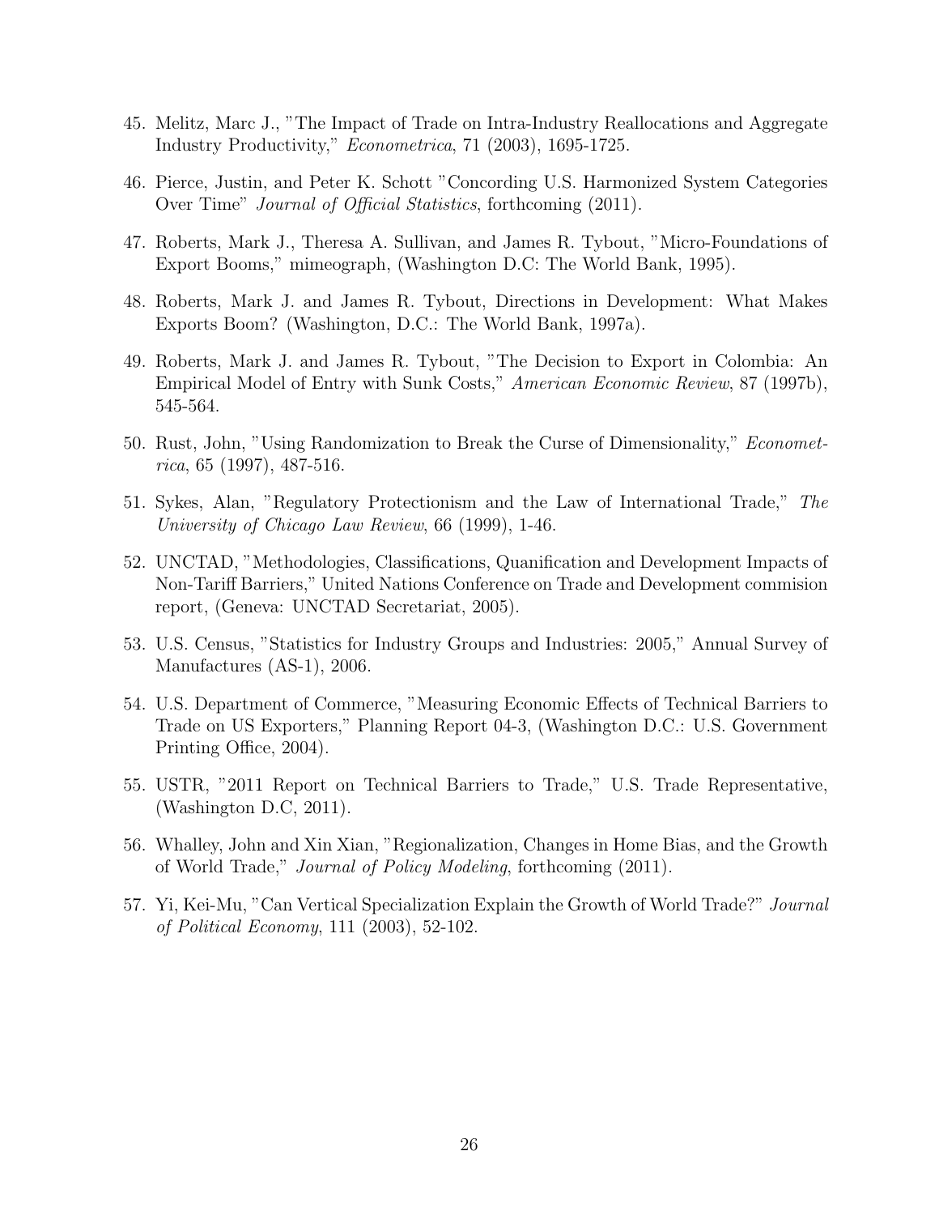45. Melitz, Marc J., "The Impact of Trade on Intra-Industry Reallocations and Aggregate Industry Productivity," *Econometrica*, 71 (2003), 1695-1725.

46. Pierce, Justin, and Peter K. Schott "Concording U.S. Harmonized System Categories Over Time" *Journal of Official Statistics*, forthcoming (2011).

47. Roberts, Mark J., Theresa A. Sullivan, and James R. Tybout, "Micro-Foundations of Export Booms," mimeograph, (Washington D.C: The World Bank, 1995).

48. Roberts, Mark J. and James R. Tybout, Directions in Development: What Makes Exports Boom? (Washington, D.C.: The World Bank, 1997a).

49. Roberts, Mark J. and James R. Tybout, "The Decision to Export in Colombia: An Empirical Model of Entry with Sunk Costs," *American Economic Review*, 87 (1997b), 545-564.

50. Rust, John, "Using Randomization to Break the Curse of Dimensionality," *Econometrica*, 65 (1997), 487-516.

51. Sykes, Alan, "Regulatory Protectionism and the Law of International Trade," *The University of Chicago Law Review*, 66 (1999), 1-46.

52. UNCTAD, "Methodologies, Classifications, Quanification and Development Impacts of Non-Tariff Barriers," United Nations Conference on Trade and Development commision report, (Geneva: UNCTAD Secretariat, 2005).

53. U.S. Census, "Statistics for Industry Groups and Industries: 2005," Annual Survey of Manufactures (AS-1), 2006.

54. U.S. Department of Commerce, "Measuring Economic Effects of Technical Barriers to Trade on US Exporters," Planning Report 04-3, (Washington D.C.: U.S. Government Printing Office, 2004).

55. USTR, "2011 Report on Technical Barriers to Trade," U.S. Trade Representative, (Washington D.C, 2011).

56. Whalley, John and Xin Xian, "Regionalization, Changes in Home Bias, and the Growth of World Trade," *Journal of Policy Modeling*, forthcoming (2011).

57. Yi, Kei-Mu, "Can Vertical Specialization Explain the Growth of World Trade?" *Journal of Political Economy*, 111 (2003), 52-102.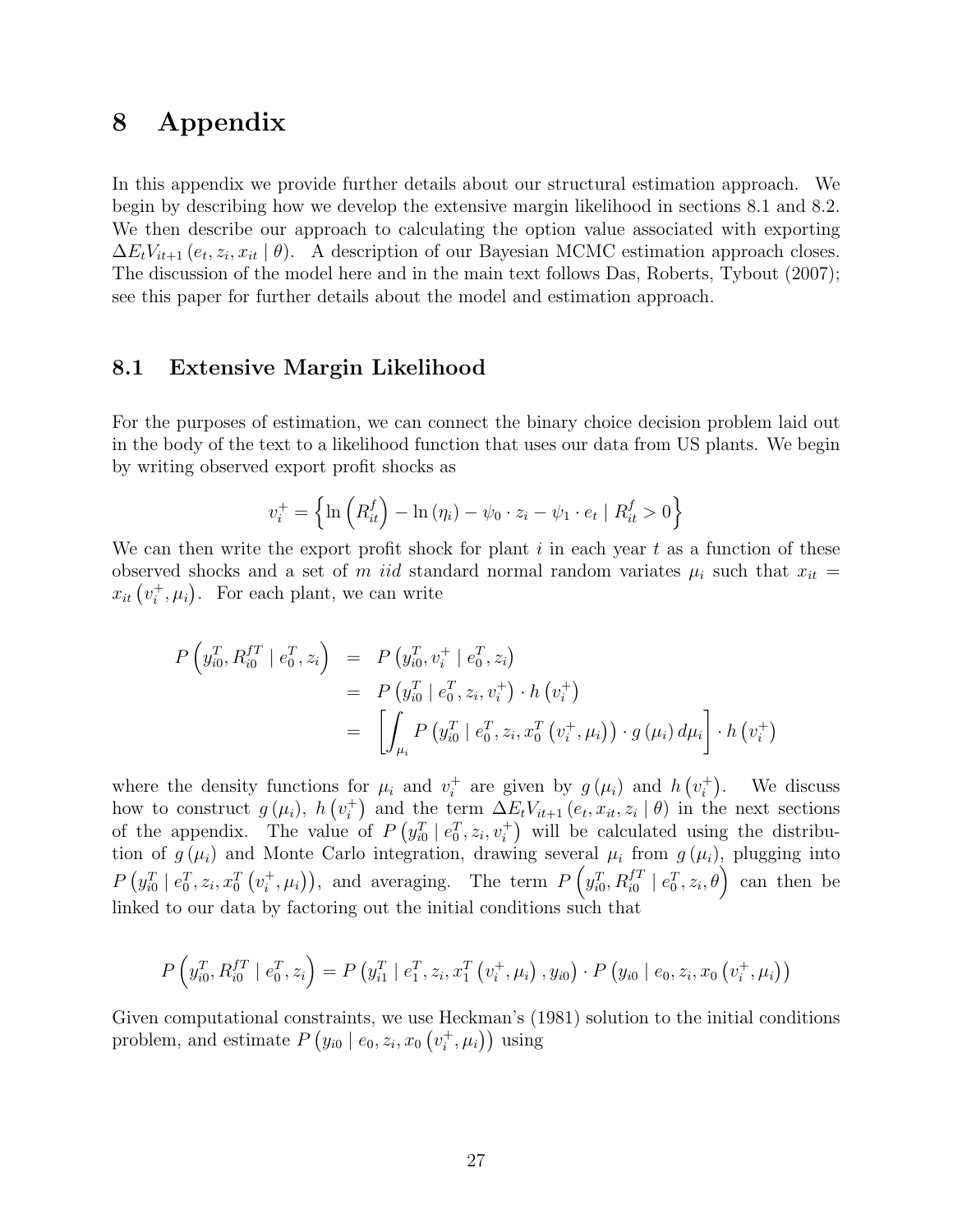# 8 Appendix

In this appendix we provide further details about our structural estimation approach. We begin by describing how we develop the extensive margin likelihood in sections 8.1 and 8.2. We then describe our approach to calculating the option value associated with exporting $\Delta E_t V_{it+1}(e_t, z_i, x_{it} \mid \theta)$. A description of our Bayesian MCMC estimation approach closes. The discussion of the model here and in the main text follows Das, Roberts, Tybout (2007); see this paper for further details about the model and estimation approach.

## 8.1 Extensive Margin Likelihood

For the purposes of estimation, we can connect the binary choice decision problem laid out in the body of the text to a likelihood function that uses our data from US plants. We begin by writing observed export profit shocks as

$$v_i^+ = \left\{ \ln\left(R_{it}^f\right) - \ln(\eta_i) - \psi_0 \cdot z_i - \psi_1 \cdot e_t \mid R_{it}^f > 0 \right\}$$

We can then write the export profit shock for plant $i$ in each year $t$ as a function of these observed shocks and a set of $m$ *iid* standard normal random variates $\mu_i$ such that $x_{it} = x_{it}\left(v_i^+, \mu_i\right)$. For each plant, we can write

$$\begin{aligned}
P\left(y_{i0}^T, R_{i0}^{fT} \mid e_0^T, z_i\right) &= P\left(y_{i0}^T, v_i^+ \mid e_0^T, z_i\right) \\
&= P\left(y_{i0}^T \mid e_0^T, z_i, v_i^+\right) \cdot h\left(v_i^+\right) \\
&= \left[\int_{\mu_i} P\left(y_{i0}^T \mid e_0^T, z_i, x_0^T\left(v_i^+, \mu_i\right)\right) \cdot g(\mu_i)\, d\mu_i\right] \cdot h\left(v_i^+\right)
\end{aligned}$$

where the density functions for $\mu_i$ and $v_i^+$ are given by $g(\mu_i)$ and $h\left(v_i^+\right)$. We discuss how to construct $g(\mu_i)$, $h\left(v_i^+\right)$ and the term $\Delta E_t V_{it+1}(e_t, x_{it}, z_i \mid \theta)$ in the next sections of the appendix. The value of $P\left(y_{i0}^T \mid e_0^T, z_i, v_i^+\right)$ will be calculated using the distribution of $g(\mu_i)$ and Monte Carlo integration, drawing several $\mu_i$ from $g(\mu_i)$, plugging into $P\left(y_{i0}^T \mid e_0^T, z_i, x_0^T\left(v_i^+, \mu_i\right)\right)$, and averaging. The term $P\left(y_{i0}^T, R_{i0}^{fT} \mid e_0^T, z_i, \theta\right)$ can then be linked to our data by factoring out the initial conditions such that

$$P\left(y_{i0}^T, R_{i0}^{fT} \mid e_0^T, z_i\right) = P\left(y_{i1}^T \mid e_1^T, z_i, x_1^T\left(v_i^+, \mu_i\right), y_{i0}\right) \cdot P\left(y_{i0} \mid e_0, z_i, x_0\left(v_i^+, \mu_i\right)\right)$$

Given computational constraints, we use Heckman's (1981) solution to the initial conditions problem, and estimate $P\left(y_{i0} \mid e_0, z_i, x_0\left(v_i^+, \mu_i\right)\right)$ using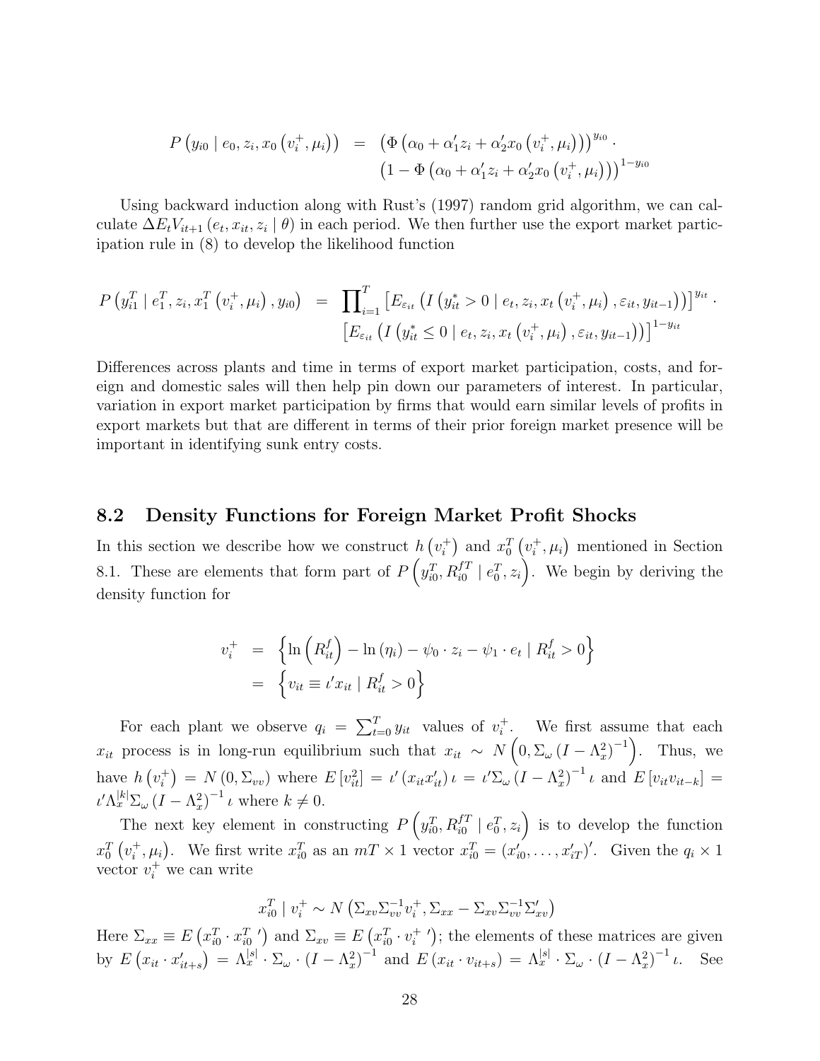$$
\begin{aligned}
P\left(y_{i0} \mid e_0, z_i, x_0\left(v_i^+, \mu_i\right)\right) &= \left(\Phi\left(\alpha_0 + \alpha_1' z_i + \alpha_2' x_0\left(v_i^+, \mu_i\right)\right)\right)^{y_{i0}} \cdot \\
&\quad \left(1 - \Phi\left(\alpha_0 + \alpha_1' z_i + \alpha_2' x_0\left(v_i^+, \mu_i\right)\right)\right)^{1-y_{i0}}
\end{aligned}
$$

Using backward induction along with Rust's (1997) random grid algorithm, we can calculate $\Delta E_t V_{it+1}\left(e_t, x_{it}, z_i \mid \theta\right)$ in each period. We then further use the export market participation rule in (8) to develop the likelihood function

$$
\begin{aligned}
P\left(y_{i1}^T \mid e_1^T, z_i, x_1^T\left(v_i^+, \mu_i\right), y_{i0}\right) &= \prod_{i=1}^{T} \left[E_{\varepsilon_{it}}\left(I\left(y_{it}^* > 0 \mid e_t, z_i, x_t\left(v_i^+, \mu_i\right), \varepsilon_{it}, y_{it-1}\right)\right)\right]^{y_{it}} \cdot \\
&\quad \left[E_{\varepsilon_{it}}\left(I\left(y_{it}^* \leq 0 \mid e_t, z_i, x_t\left(v_i^+, \mu_i\right), \varepsilon_{it}, y_{it-1}\right)\right)\right]^{1-y_{it}}
\end{aligned}
$$

Differences across plants and time in terms of export market participation, costs, and foreign and domestic sales will then help pin down our parameters of interest. In particular, variation in export market participation by firms that would earn similar levels of profits in export markets but that are different in terms of their prior foreign market presence will be important in identifying sunk entry costs.

## 8.2 Density Functions for Foreign Market Profit Shocks

In this section we describe how we construct $h\left(v_i^+\right)$ and $x_0^T\left(v_i^+, \mu_i\right)$ mentioned in Section 8.1. These are elements that form part of $P\left(y_{i0}^T, R_{i0}^{fT} \mid e_0^T, z_i\right)$. We begin by deriving the density function for

$$
\begin{aligned}
v_i^+ &= \left\{\ln\left(R_{it}^f\right) - \ln\left(\eta_i\right) - \psi_0 \cdot z_i - \psi_1 \cdot e_t \mid R_{it}^f > 0\right\} \\
&= \left\{v_{it} \equiv \iota' x_{it} \mid R_{it}^f > 0\right\}
\end{aligned}
$$

For each plant we observe $q_i = \sum_{t=0}^{T} y_{it}$ values of $v_i^+$. We first assume that each $x_{it}$ process is in long-run equilibrium such that $x_{it} \sim N\left(0, \Sigma_\omega\left(I - \Lambda_x^2\right)^{-1}\right)$. Thus, we have $h\left(v_i^+\right) = N\left(0, \Sigma_{vv}\right)$ where $E\left[v_{it}^2\right] = \iota'\left(x_{it}x_{it}'\right)\iota = \iota'\Sigma_\omega\left(I - \Lambda_x^2\right)^{-1}\iota$ and $E\left[v_{it}v_{it-k}\right] = \iota'\Lambda_x^{|k|}\Sigma_\omega\left(I - \Lambda_x^2\right)^{-1}\iota$ where $k \neq 0$.

The next key element in constructing $P\left(y_{i0}^T, R_{i0}^{fT} \mid e_0^T, z_i\right)$ is to develop the function $x_0^T\left(v_i^+, \mu_i\right)$. We first write $x_{i0}^T$ as an $mT \times 1$ vector $x_{i0}^T = \left(x_{i0}', \ldots, x_{iT}'\right)'$. Given the $q_i \times 1$ vector $v_i^+$ we can write

$$
x_{i0}^T \mid v_i^+ \sim N\left(\Sigma_{xv}\Sigma_{vv}^{-1}v_i^+, \Sigma_{xx} - \Sigma_{xv}\Sigma_{vv}^{-1}\Sigma_{xv}'\right)
$$

Here $\Sigma_{xx} \equiv E\left(x_{i0}^T \cdot x_{i0}^{T\prime}\right)$ and $\Sigma_{xv} \equiv E\left(x_{i0}^T \cdot v_i^{+\prime}\right)$; the elements of these matrices are given by $E\left(x_{it} \cdot x_{it+s}'\right) = \Lambda_x^{|s|} \cdot \Sigma_\omega \cdot \left(I - \Lambda_x^2\right)^{-1}$ and $E\left(x_{it} \cdot v_{it+s}\right) = \Lambda_x^{|s|} \cdot \Sigma_\omega \cdot \left(I - \Lambda_x^2\right)^{-1}\iota$. See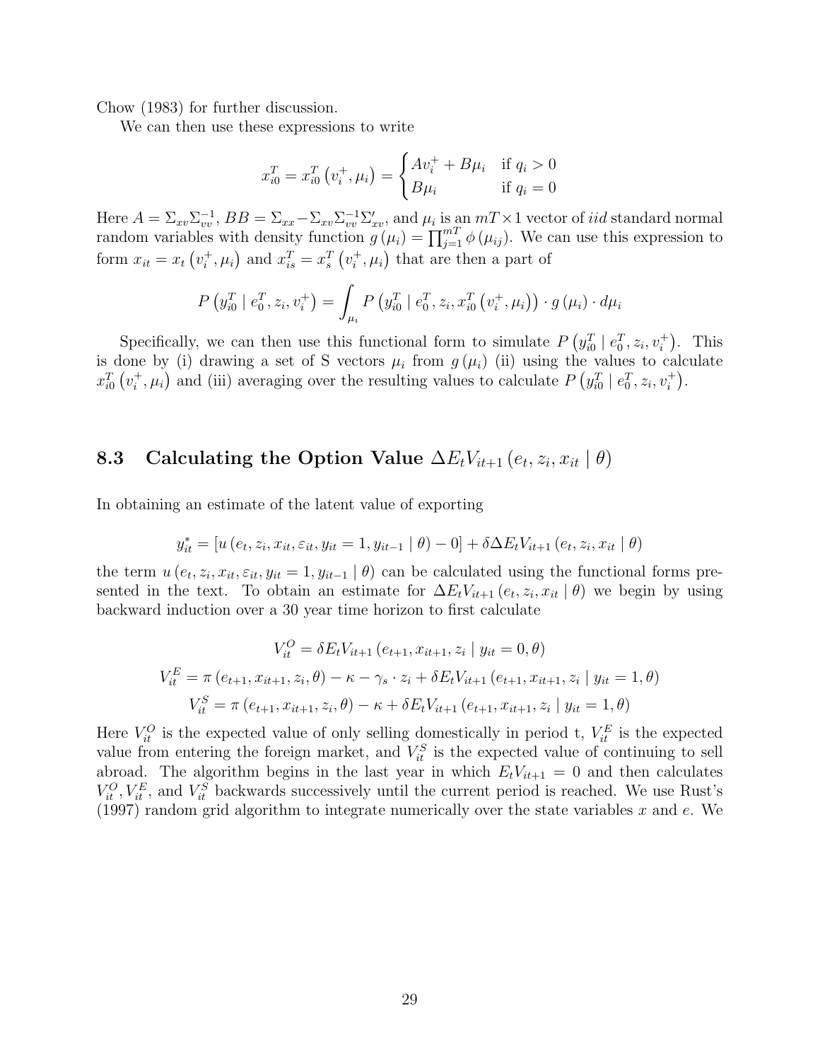Chow (1983) for further discussion.

We can then use these expressions to write

$$x_{i0}^{T} = x_{i0}^{T}\left(v_i^{+}, \mu_i\right) = \begin{cases} Av_i^{+} + B\mu_i & \text{if } q_i > 0 \\ B\mu_i & \text{if } q_i = 0 \end{cases}$$

Here $A = \Sigma_{xv}\Sigma_{vv}^{-1}$, $BB = \Sigma_{xx} - \Sigma_{xv}\Sigma_{vv}^{-1}\Sigma_{xv}'$, and $\mu_i$ is an $mT \times 1$ vector of *iid* standard normal random variables with density function $g(\mu_i) = \prod_{j=1}^{mT}\phi(\mu_{ij})$. We can use this expression to form $x_{it} = x_t\left(v_i^{+}, \mu_i\right)$ and $x_{is}^{T} = x_s^{T}\left(v_i^{+}, \mu_i\right)$ that are then a part of

$$P\left(y_{i0}^{T} \mid e_0^{T}, z_i, v_i^{+}\right) = \int_{\mu_i} P\left(y_{i0}^{T} \mid e_0^{T}, z_i, x_{i0}^{T}\left(v_i^{+}, \mu_i\right)\right) \cdot g(\mu_i) \cdot d\mu_i$$

Specifically, we can then use this functional form to simulate $P\left(y_{i0}^{T} \mid e_0^{T}, z_i, v_i^{+}\right)$. This is done by (i) drawing a set of S vectors $\mu_i$ from $g(\mu_i)$ (ii) using the values to calculate $x_{i0}^{T}\left(v_i^{+}, \mu_i\right)$ and (iii) averaging over the resulting values to calculate $P\left(y_{i0}^{T} \mid e_0^{T}, z_i, v_i^{+}\right)$.

### 8.3 Calculating the Option Value $\Delta E_t V_{it+1}\left(e_t, z_i, x_{it} \mid \theta\right)$

In obtaining an estimate of the latent value of exporting

$$y_{it}^{*} = \left[u\left(e_t, z_i, x_{it}, \varepsilon_{it}, y_{it} = 1, y_{it-1} \mid \theta\right) - 0\right] + \delta\Delta E_t V_{it+1}\left(e_t, z_i, x_{it} \mid \theta\right)$$

the term $u\left(e_t, z_i, x_{it}, \varepsilon_{it}, y_{it} = 1, y_{it-1} \mid \theta\right)$ can be calculated using the functional forms presented in the text. To obtain an estimate for $\Delta E_t V_{it+1}\left(e_t, z_i, x_{it} \mid \theta\right)$ we begin by using backward induction over a 30 year time horizon to first calculate

$$V_{it}^{O} = \delta E_t V_{it+1}\left(e_{t+1}, x_{it+1}, z_i \mid y_{it} = 0, \theta\right)$$
$$V_{it}^{E} = \pi\left(e_{t+1}, x_{it+1}, z_i, \theta\right) - \kappa - \gamma_s \cdot z_i + \delta E_t V_{it+1}\left(e_{t+1}, x_{it+1}, z_i \mid y_{it} = 1, \theta\right)$$
$$V_{it}^{S} = \pi\left(e_{t+1}, x_{it+1}, z_i, \theta\right) - \kappa + \delta E_t V_{it+1}\left(e_{t+1}, x_{it+1}, z_i \mid y_{it} = 1, \theta\right)$$

Here $V_{it}^{O}$ is the expected value of only selling domestically in period t, $V_{it}^{E}$ is the expected value from entering the foreign market, and $V_{it}^{S}$ is the expected value of continuing to sell abroad. The algorithm begins in the last year in which $E_t V_{it+1} = 0$ and then calculates $V_{it}^{O}, V_{it}^{E}$, and $V_{it}^{S}$ backwards successively until the current period is reached. We use Rust's (1997) random grid algorithm to integrate numerically over the state variables $x$ and $e$. We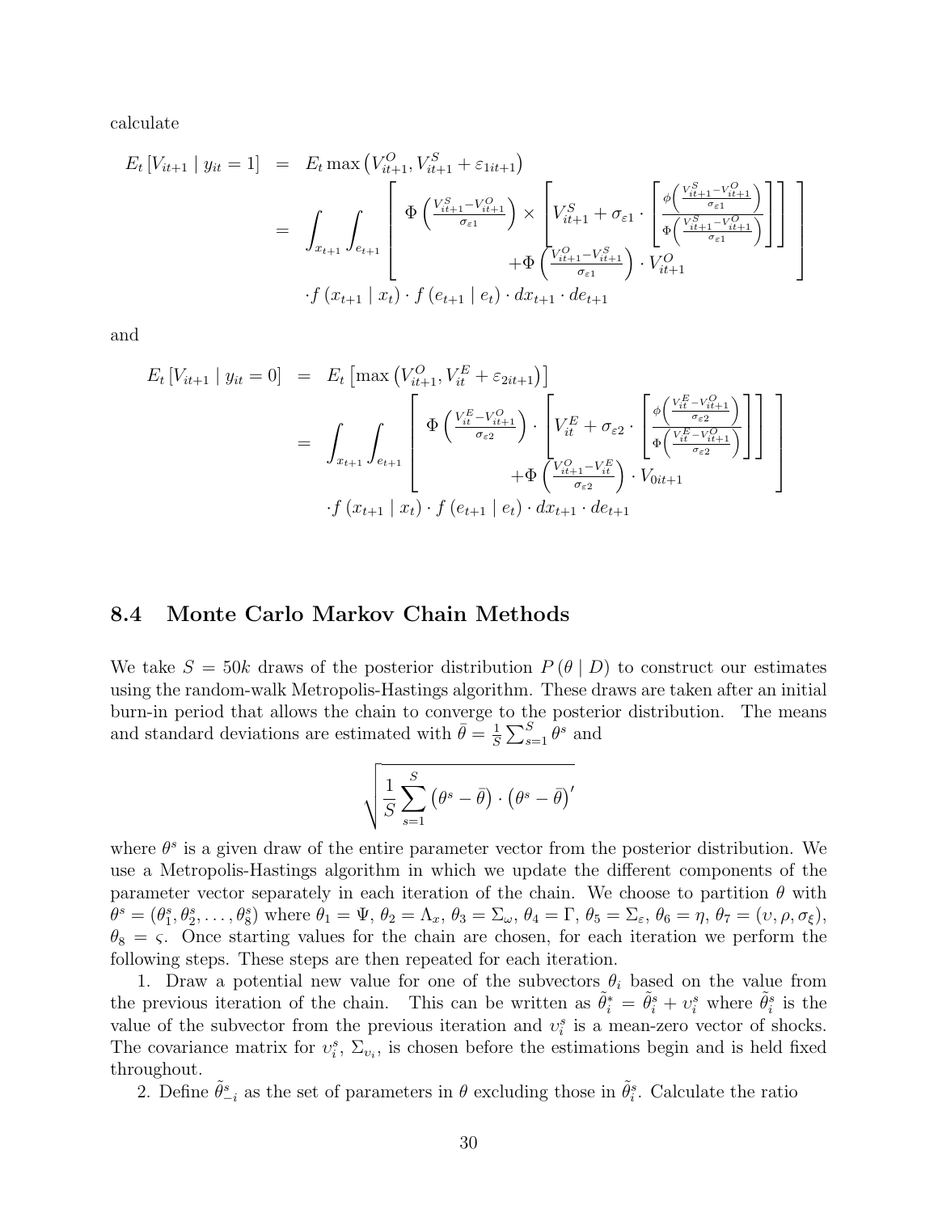calculate

$$
\begin{aligned}
E_t\left[V_{it+1} \mid y_{it}=1\right] &= E_t \max\left(V_{it+1}^{O}, V_{it+1}^{S}+\varepsilon_{1it+1}\right) \\
&= \int_{x_{t+1}}\int_{e_{t+1}} \left[\begin{array}{c} \Phi\left(\frac{V_{it+1}^{S}-V_{it+1}^{O}}{\sigma_{\varepsilon 1}}\right) \times \left[V_{it+1}^{S} + \sigma_{\varepsilon 1}\cdot\left[\frac{\phi\left(\frac{V_{it+1}^{S}-V_{it+1}^{O}}{\sigma_{\varepsilon 1}}\right)}{\Phi\left(\frac{V_{it+1}^{S}-V_{it+1}^{O}}{\sigma_{\varepsilon 1}}\right)}\right]\right] \\ +\Phi\left(\frac{V_{it+1}^{O}-V_{it+1}^{S}}{\sigma_{\varepsilon 1}}\right)\cdot V_{it+1}^{O} \end{array}\right] \\
&\quad \cdot f\left(x_{t+1} \mid x_t\right)\cdot f\left(e_{t+1} \mid e_t\right)\cdot dx_{t+1}\cdot de_{t+1}
\end{aligned}
$$

and

$$
\begin{aligned}
E_t\left[V_{it+1} \mid y_{it}=0\right] &= E_t\left[\max\left(V_{it+1}^{O}, V_{it}^{E}+\varepsilon_{2it+1}\right)\right] \\
&= \int_{x_{t+1}}\int_{e_{t+1}} \left[\begin{array}{c} \Phi\left(\frac{V_{it}^{E}-V_{it+1}^{O}}{\sigma_{\varepsilon 2}}\right)\cdot \left[V_{it}^{E} + \sigma_{\varepsilon 2}\cdot\left[\frac{\phi\left(\frac{V_{it}^{E}-V_{it+1}^{O}}{\sigma_{\varepsilon 2}}\right)}{\Phi\left(\frac{V_{it}^{E}-V_{it+1}^{O}}{\sigma_{\varepsilon 2}}\right)}\right]\right] \\ +\Phi\left(\frac{V_{it+1}^{O}-V_{it}^{E}}{\sigma_{\varepsilon 2}}\right)\cdot V_{0it+1} \end{array}\right] \\
&\quad \cdot f\left(x_{t+1} \mid x_t\right)\cdot f\left(e_{t+1} \mid e_t\right)\cdot dx_{t+1}\cdot de_{t+1}
\end{aligned}
$$

## 8.4 Monte Carlo Markov Chain Methods

We take $S = 50k$ draws of the posterior distribution $P(\theta \mid D)$ to construct our estimates using the random-walk Metropolis-Hastings algorithm. These draws are taken after an initial burn-in period that allows the chain to converge to the posterior distribution. The means and standard deviations are estimated with $\bar{\theta} = \frac{1}{S}\sum_{s=1}^{S}\theta^s$ and

$$
\sqrt{\frac{1}{S}\sum_{s=1}^{S}\left(\theta^s-\bar{\theta}\right)\cdot\left(\theta^s-\bar{\theta}\right)'}
$$

where $\theta^s$ is a given draw of the entire parameter vector from the posterior distribution. We use a Metropolis-Hastings algorithm in which we update the different components of the parameter vector separately in each iteration of the chain. We choose to partition $\theta$ with $\theta^s = (\theta_1^s, \theta_2^s, \ldots, \theta_8^s)$ where $\theta_1 = \Psi$, $\theta_2 = \Lambda_x$, $\theta_3 = \Sigma_\omega$, $\theta_4 = \Gamma$, $\theta_5 = \Sigma_\varepsilon$, $\theta_6 = \eta$, $\theta_7 = (\upsilon, \rho, \sigma_\xi)$, $\theta_8 = \varsigma$. Once starting values for the chain are chosen, for each iteration we perform the following steps. These steps are then repeated for each iteration.

1. Draw a potential new value for one of the subvectors $\theta_i$ based on the value from the previous iteration of the chain. This can be written as $\tilde{\theta}_i^* = \tilde{\theta}_i^s + \upsilon_i^s$ where $\tilde{\theta}_i^s$ is the value of the subvector from the previous iteration and $\upsilon_i^s$ is a mean-zero vector of shocks. The covariance matrix for $\upsilon_i^s$, $\Sigma_{\upsilon_i}$, is chosen before the estimations begin and is held fixed throughout.

2. Define $\tilde{\theta}_{-i}^s$ as the set of parameters in $\theta$ excluding those in $\tilde{\theta}_i^s$. Calculate the ratio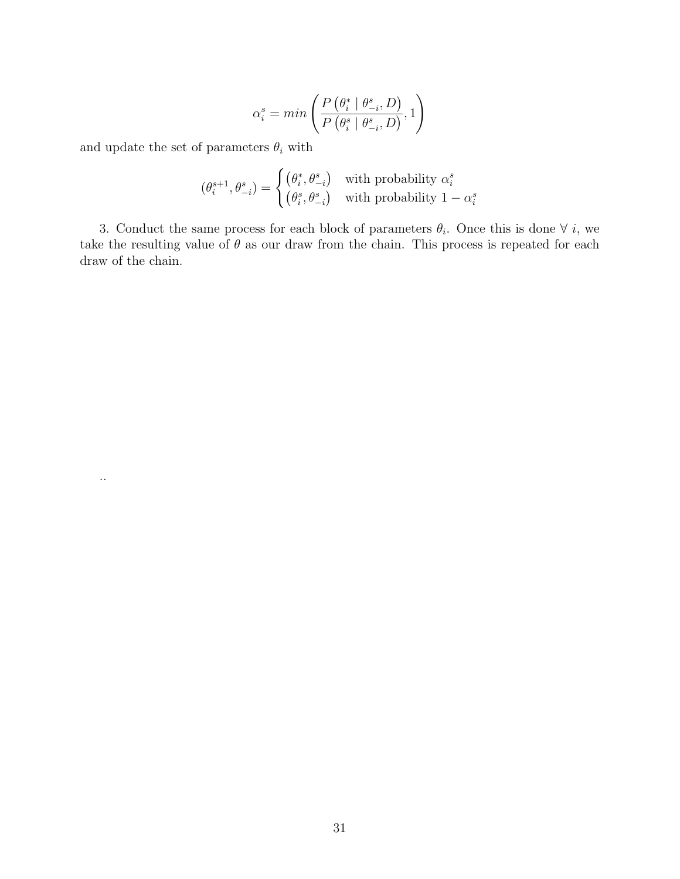$$\alpha_i^s = min\left(\frac{P\left(\theta_i^* \mid \theta_{-i}^s, D\right)}{P\left(\theta_i^s \mid \theta_{-i}^s, D\right)}, 1\right)$$

and update the set of parameters $\theta_i$ with

$$(\theta_i^{s+1}, \theta_{-i}^s) = \begin{cases} \left(\theta_i^*, \theta_{-i}^s\right) & \text{with probability } \alpha_i^s \\ \left(\theta_i^s, \theta_{-i}^s\right) & \text{with probability } 1 - \alpha_i^s \end{cases}$$

3. Conduct the same process for each block of parameters $\theta_i$. Once this is done $\forall$ $i$, we take the resulting value of $\theta$ as our draw from the chain. This process is repeated for each draw of the chain.

..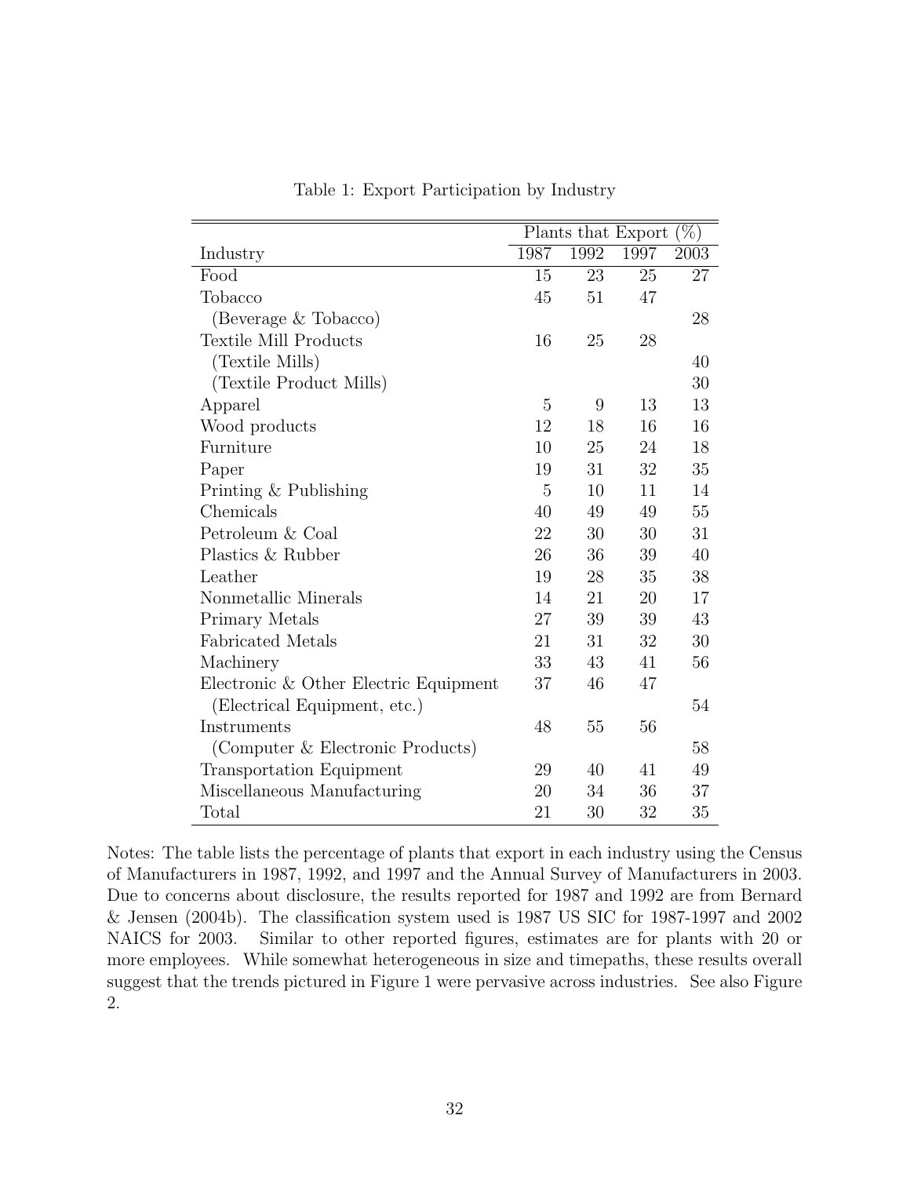Table 1: Export Participation by Industry

| | Plants that Export (%) | | | |
|---|---|---|---|---|
| Industry | 1987 | 1992 | 1997 | 2003 |
| Food | 15 | 23 | 25 | 27 |
| Tobacco | 45 | 51 | 47 | |
| (Beverage & Tobacco) | | | | 28 |
| Textile Mill Products | 16 | 25 | 28 | |
| (Textile Mills) | | | | 40 |
| (Textile Product Mills) | | | | 30 |
| Apparel | 5 | 9 | 13 | 13 |
| Wood products | 12 | 18 | 16 | 16 |
| Furniture | 10 | 25 | 24 | 18 |
| Paper | 19 | 31 | 32 | 35 |
| Printing & Publishing | 5 | 10 | 11 | 14 |
| Chemicals | 40 | 49 | 49 | 55 |
| Petroleum & Coal | 22 | 30 | 30 | 31 |
| Plastics & Rubber | 26 | 36 | 39 | 40 |
| Leather | 19 | 28 | 35 | 38 |
| Nonmetallic Minerals | 14 | 21 | 20 | 17 |
| Primary Metals | 27 | 39 | 39 | 43 |
| Fabricated Metals | 21 | 31 | 32 | 30 |
| Machinery | 33 | 43 | 41 | 56 |
| Electronic & Other Electric Equipment | 37 | 46 | 47 | |
| (Electrical Equipment, etc.) | | | | 54 |
| Instruments | 48 | 55 | 56 | |
| (Computer & Electronic Products) | | | | 58 |
| Transportation Equipment | 29 | 40 | 41 | 49 |
| Miscellaneous Manufacturing | 20 | 34 | 36 | 37 |
| Total | 21 | 30 | 32 | 35 |

Notes: The table lists the percentage of plants that export in each industry using the Census of Manufacturers in 1987, 1992, and 1997 and the Annual Survey of Manufacturers in 2003. Due to concerns about disclosure, the results reported for 1987 and 1992 are from Bernard & Jensen (2004b). The classification system used is 1987 US SIC for 1987-1997 and 2002 NAICS for 2003. Similar to other reported figures, estimates are for plants with 20 or more employees. While somewhat heterogeneous in size and timepaths, these results overall suggest that the trends pictured in Figure 1 were pervasive across industries. See also Figure 2.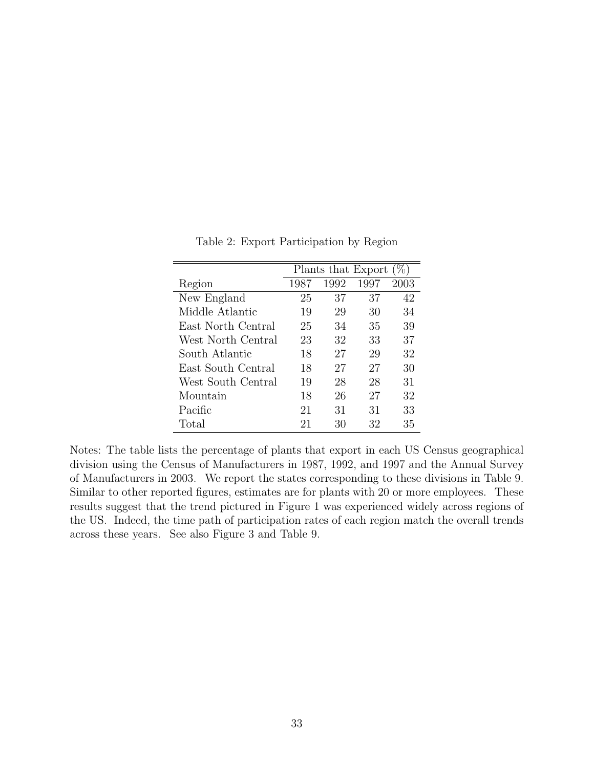Table 2: Export Participation by Region

| | Plants that Export (%) | | | |
|---|---|---|---|---|
| Region | 1987 | 1992 | 1997 | 2003 |
| New England | 25 | 37 | 37 | 42 |
| Middle Atlantic | 19 | 29 | 30 | 34 |
| East North Central | 25 | 34 | 35 | 39 |
| West North Central | 23 | 32 | 33 | 37 |
| South Atlantic | 18 | 27 | 29 | 32 |
| East South Central | 18 | 27 | 27 | 30 |
| West South Central | 19 | 28 | 28 | 31 |
| Mountain | 18 | 26 | 27 | 32 |
| Pacific | 21 | 31 | 31 | 33 |
| Total | 21 | 30 | 32 | 35 |

Notes: The table lists the percentage of plants that export in each US Census geographical division using the Census of Manufacturers in 1987, 1992, and 1997 and the Annual Survey of Manufacturers in 2003. We report the states corresponding to these divisions in Table 9. Similar to other reported figures, estimates are for plants with 20 or more employees. These results suggest that the trend pictured in Figure 1 was experienced widely across regions of the US. Indeed, the time path of participation rates of each region match the overall trends across these years. See also Figure 3 and Table 9.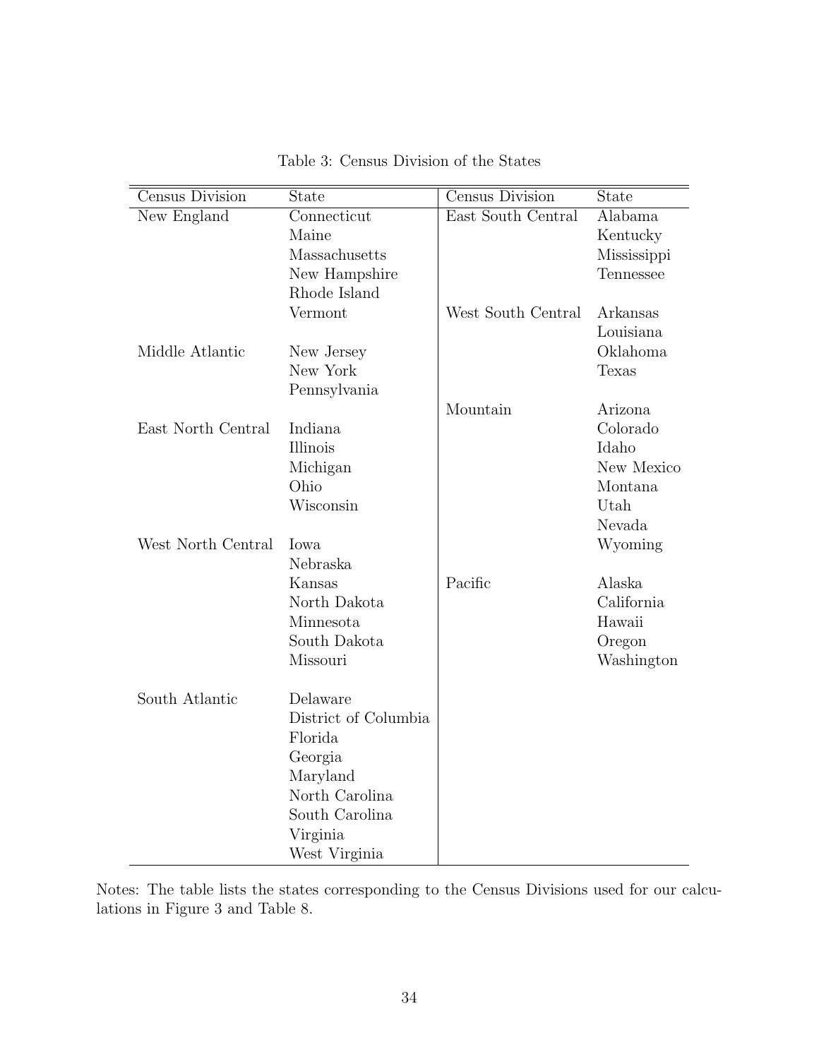Table 3: Census Division of the States

| Census Division | State | Census Division | State |
|---|---|---|---|
| New England | Connecticut | East South Central | Alabama |
| | Maine | | Kentucky |
| | Massachusetts | | Mississippi |
| | New Hampshire | | Tennessee |
| | Rhode Island | | |
| | Vermont | West South Central | Arkansas |
| | | | Louisiana |
| Middle Atlantic | New Jersey | | Oklahoma |
| | New York | | Texas |
| | Pennsylvania | | |
| | | Mountain | Arizona |
| East North Central | Indiana | | Colorado |
| | Illinois | | Idaho |
| | Michigan | | New Mexico |
| | Ohio | | Montana |
| | Wisconsin | | Utah |
| | | | Nevada |
| West North Central | Iowa | | Wyoming |
| | Nebraska | | |
| | Kansas | Pacific | Alaska |
| | North Dakota | | California |
| | Minnesota | | Hawaii |
| | South Dakota | | Oregon |
| | Missouri | | Washington |
| | | | |
| South Atlantic | Delaware | | |
| | District of Columbia | | |
| | Florida | | |
| | Georgia | | |
| | Maryland | | |
| | North Carolina | | |
| | South Carolina | | |
| | Virginia | | |
| | West Virginia | | |

Notes: The table lists the states corresponding to the Census Divisions used for our calculations in Figure 3 and Table 8.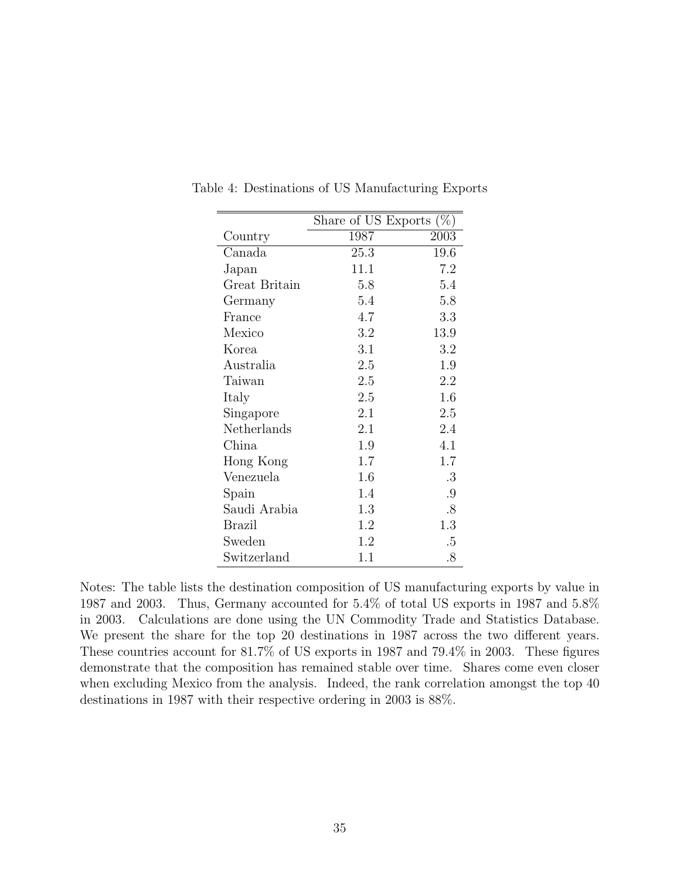Table 4: Destinations of US Manufacturing Exports

| | Share of US Exports (%) | |
|---|---|---|
| Country | 1987 | 2003 |
| Canada | 25.3 | 19.6 |
| Japan | 11.1 | 7.2 |
| Great Britain | 5.8 | 5.4 |
| Germany | 5.4 | 5.8 |
| France | 4.7 | 3.3 |
| Mexico | 3.2 | 13.9 |
| Korea | 3.1 | 3.2 |
| Australia | 2.5 | 1.9 |
| Taiwan | 2.5 | 2.2 |
| Italy | 2.5 | 1.6 |
| Singapore | 2.1 | 2.5 |
| Netherlands | 2.1 | 2.4 |
| China | 1.9 | 4.1 |
| Hong Kong | 1.7 | 1.7 |
| Venezuela | 1.6 | .3 |
| Spain | 1.4 | .9 |
| Saudi Arabia | 1.3 | .8 |
| Brazil | 1.2 | 1.3 |
| Sweden | 1.2 | .5 |
| Switzerland | 1.1 | .8 |

Notes: The table lists the destination composition of US manufacturing exports by value in 1987 and 2003. Thus, Germany accounted for 5.4% of total US exports in 1987 and 5.8% in 2003. Calculations are done using the UN Commodity Trade and Statistics Database. We present the share for the top 20 destinations in 1987 across the two different years. These countries account for 81.7% of US exports in 1987 and 79.4% in 2003. These figures demonstrate that the composition has remained stable over time. Shares come even closer when excluding Mexico from the analysis. Indeed, the rank correlation amongst the top 40 destinations in 1987 with their respective ordering in 2003 is 88%.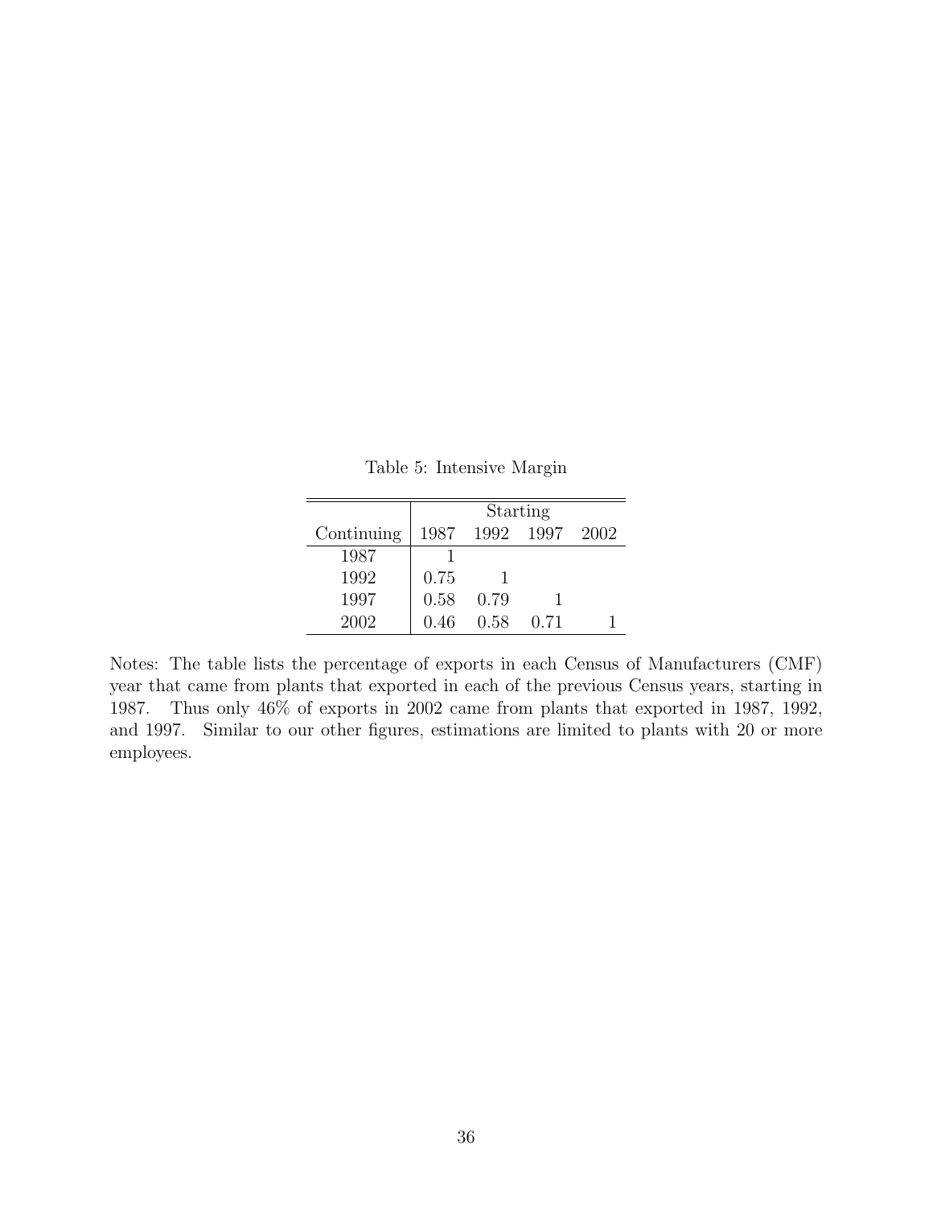Table 5: Intensive Margin

| | Starting | | | |
|---|---|---|---|---|
| Continuing | 1987 | 1992 | 1997 | 2002 |
| 1987 | 1 | | | |
| 1992 | 0.75 | 1 | | |
| 1997 | 0.58 | 0.79 | 1 | |
| 2002 | 0.46 | 0.58 | 0.71 | 1 |

Notes: The table lists the percentage of exports in each Census of Manufacturers (CMF) year that came from plants that exported in each of the previous Census years, starting in 1987. Thus only 46% of exports in 2002 came from plants that exported in 1987, 1992, and 1997. Similar to our other figures, estimations are limited to plants with 20 or more employees.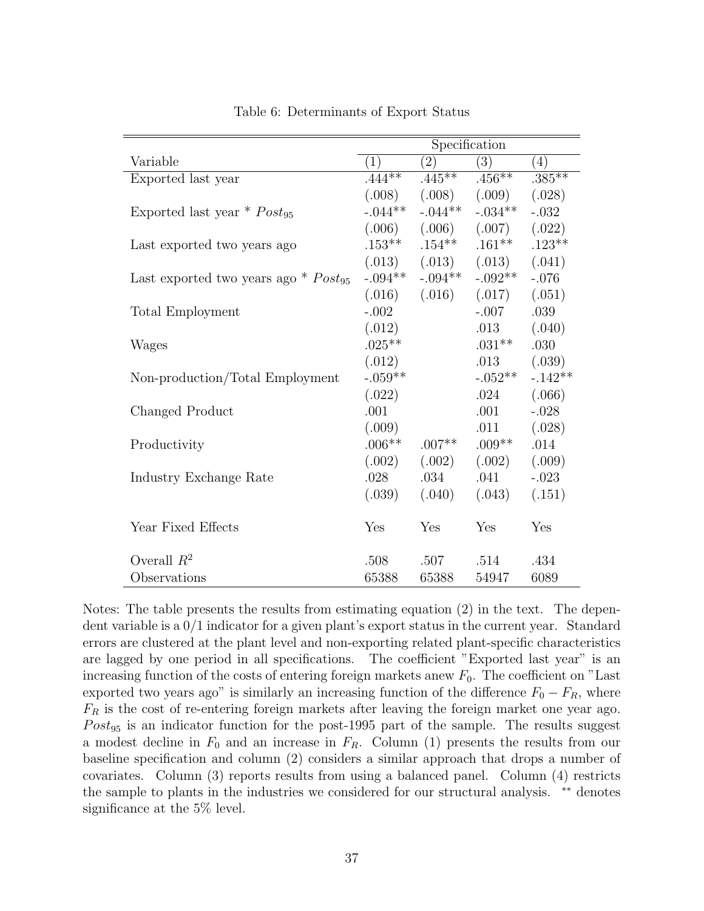Table 6: Determinants of Export Status

| Variable | Specification (1) | (2) | (3) | (4) |
|---|---|---|---|---|
| Exported last year | .444** | .445** | .456** | .385** |
| | (.008) | (.008) | (.009) | (.028) |
| Exported last year * $Post_{95}$ | -.044** | -.044** | -.034** | -.032 |
| | (.006) | (.006) | (.007) | (.022) |
| Last exported two years ago | .153** | .154** | .161** | .123** |
| | (.013) | (.013) | (.013) | (.041) |
| Last exported two years ago * $Post_{95}$ | -.094** | -.094** | -.092** | -.076 |
| | (.016) | (.016) | (.017) | (.051) |
| Total Employment | -.002 | | -.007 | .039 |
| | (.012) | | .013 | (.040) |
| Wages | .025** | | .031** | .030 |
| | (.012) | | .013 | (.039) |
| Non-production/Total Employment | -.059** | | -.052** | -.142** |
| | (.022) | | .024 | (.066) |
| Changed Product | .001 | | .001 | -.028 |
| | (.009) | | .011 | (.028) |
| Productivity | .006** | .007** | .009** | .014 |
| | (.002) | (.002) | (.002) | (.009) |
| Industry Exchange Rate | .028 | .034 | .041 | -.023 |
| | (.039) | (.040) | (.043) | (.151) |
| Year Fixed Effects | Yes | Yes | Yes | Yes |
| Overall $R^2$ | .508 | .507 | .514 | .434 |
| Observations | 65388 | 65388 | 54947 | 6089 |

Notes: The table presents the results from estimating equation (2) in the text. The dependent variable is a 0/1 indicator for a given plant's export status in the current year. Standard errors are clustered at the plant level and non-exporting related plant-specific characteristics are lagged by one period in all specifications. The coefficient "Exported last year" is an increasing function of the costs of entering foreign markets anew $F_0$. The coefficient on "Last exported two years ago" is similarly an increasing function of the difference $F_0 - F_R$, where $F_R$ is the cost of re-entering foreign markets after leaving the foreign market one year ago. $Post_{95}$ is an indicator function for the post-1995 part of the sample. The results suggest a modest decline in $F_0$ and an increase in $F_R$. Column (1) presents the results from our baseline specification and column (2) considers a similar approach that drops a number of covariates. Column (3) reports results from using a balanced panel. Column (4) restricts the sample to plants in the industries we considered for our structural analysis. ** denotes significance at the 5% level.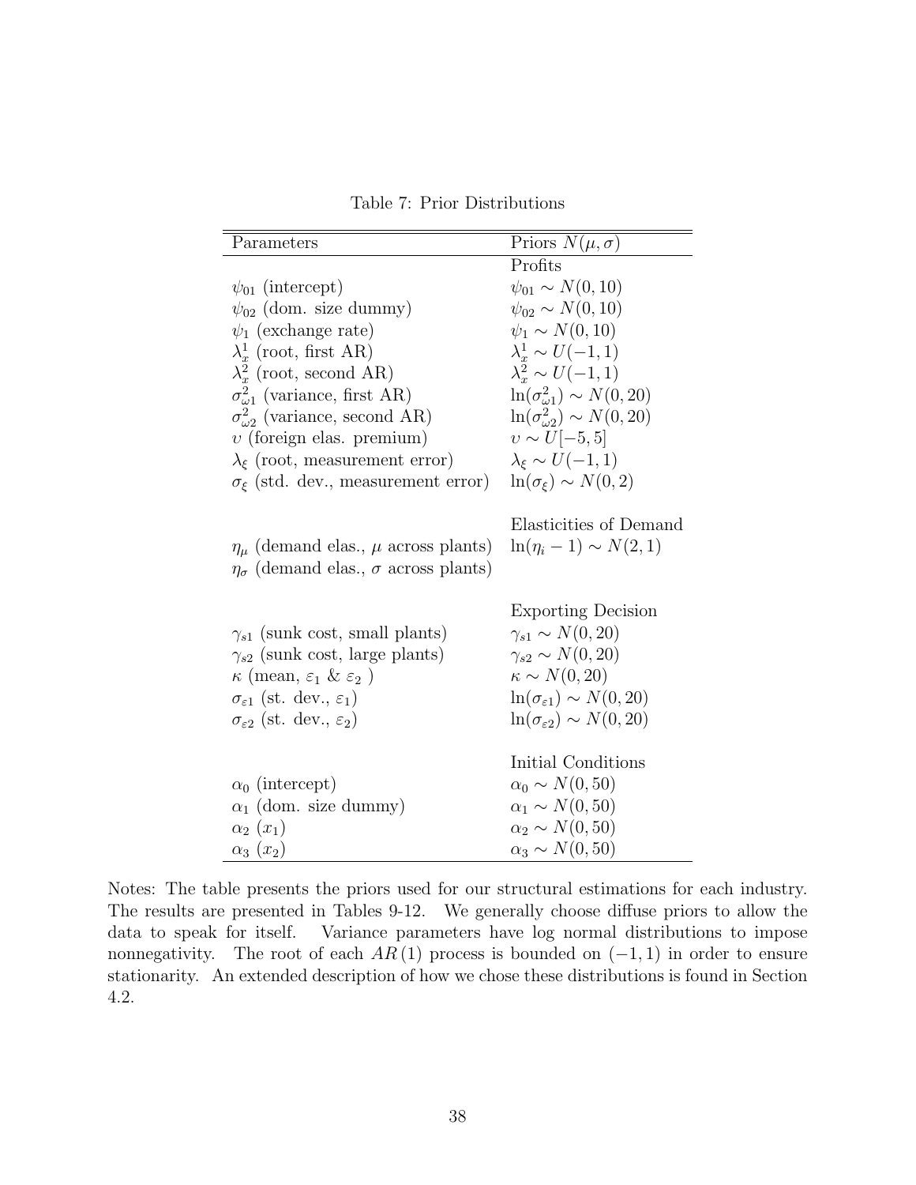Table 7: Prior Distributions

| Parameters | Priors $N(\mu, \sigma)$ |
|---|---|
| | Profits |
| $\psi_{01}$ (intercept) | $\psi_{01} \sim N(0, 10)$ |
| $\psi_{02}$ (dom. size dummy) | $\psi_{02} \sim N(0, 10)$ |
| $\psi_1$ (exchange rate) | $\psi_1 \sim N(0, 10)$ |
| $\lambda_x^1$ (root, first AR) | $\lambda_x^1 \sim U(-1, 1)$ |
| $\lambda_x^2$ (root, second AR) | $\lambda_x^2 \sim U(-1, 1)$ |
| $\sigma_{\omega 1}^2$ (variance, first AR) | $\ln(\sigma_{\omega 1}^2) \sim N(0, 20)$ |
| $\sigma_{\omega 2}^2$ (variance, second AR) | $\ln(\sigma_{\omega 2}^2) \sim N(0, 20)$ |
| $\upsilon$ (foreign elas. premium) | $\upsilon \sim U[-5, 5]$ |
| $\lambda_\xi$ (root, measurement error) | $\lambda_\xi \sim U(-1, 1)$ |
| $\sigma_\xi$ (std. dev., measurement error) | $\ln(\sigma_\xi) \sim N(0, 2)$ |
| | |
| | Elasticities of Demand |
| $\eta_\mu$ (demand elas., $\mu$ across plants) | $\ln(\eta_i - 1) \sim N(2, 1)$ |
| $\eta_\sigma$ (demand elas., $\sigma$ across plants) | |
| | |
| | Exporting Decision |
| $\gamma_{s1}$ (sunk cost, small plants) | $\gamma_{s1} \sim N(0, 20)$ |
| $\gamma_{s2}$ (sunk cost, large plants) | $\gamma_{s2} \sim N(0, 20)$ |
| $\kappa$ (mean, $\varepsilon_1$ & $\varepsilon_2$ ) | $\kappa \sim N(0, 20)$ |
| $\sigma_{\varepsilon 1}$ (st. dev., $\varepsilon_1$) | $\ln(\sigma_{\varepsilon 1}) \sim N(0, 20)$ |
| $\sigma_{\varepsilon 2}$ (st. dev., $\varepsilon_2$) | $\ln(\sigma_{\varepsilon 2}) \sim N(0, 20)$ |
| | |
| | Initial Conditions |
| $\alpha_0$ (intercept) | $\alpha_0 \sim N(0, 50)$ |
| $\alpha_1$ (dom. size dummy) | $\alpha_1 \sim N(0, 50)$ |
| $\alpha_2$ ($x_1$) | $\alpha_2 \sim N(0, 50)$ |
| $\alpha_3$ ($x_2$) | $\alpha_3 \sim N(0, 50)$ |

Notes: The table presents the priors used for our structural estimations for each industry. The results are presented in Tables 9-12. We generally choose diffuse priors to allow the data to speak for itself. Variance parameters have log normal distributions to impose nonnegativity. The root of each $AR(1)$ process is bounded on $(-1, 1)$ in order to ensure stationarity. An extended description of how we chose these distributions is found in Section 4.2.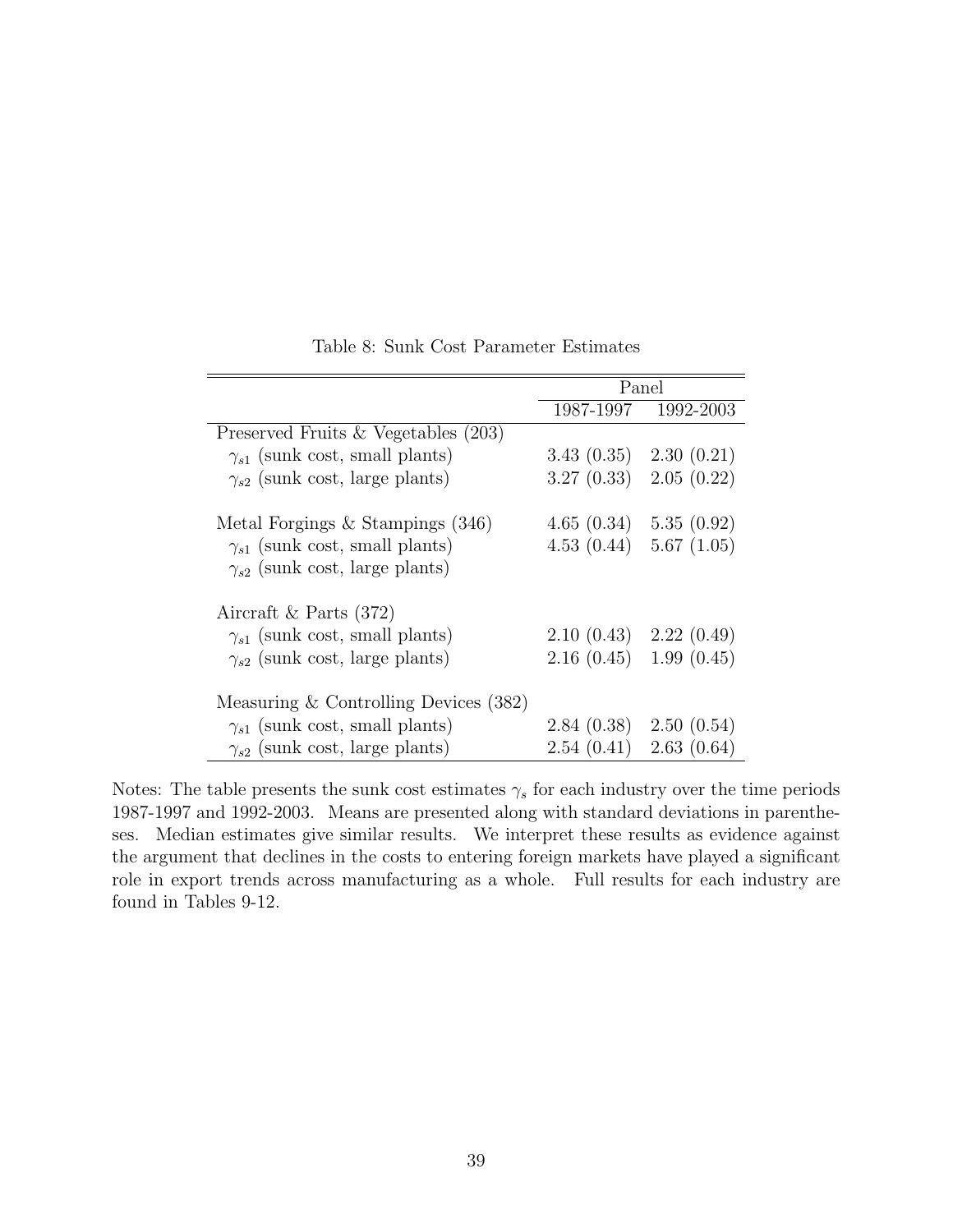Table 8: Sunk Cost Parameter Estimates

| | Panel | |
|---|---|---|
| | 1987-1997 | 1992-2003 |
| Preserved Fruits & Vegetables (203) | | |
| $\gamma_{s1}$ (sunk cost, small plants) | 3.43 (0.35) | 2.30 (0.21) |
| $\gamma_{s2}$ (sunk cost, large plants) | 3.27 (0.33) | 2.05 (0.22) |
| | | |
| Metal Forgings & Stampings (346) | 4.65 (0.34) | 5.35 (0.92) |
| $\gamma_{s1}$ (sunk cost, small plants) | 4.53 (0.44) | 5.67 (1.05) |
| $\gamma_{s2}$ (sunk cost, large plants) | | |
| | | |
| Aircraft & Parts (372) | | |
| $\gamma_{s1}$ (sunk cost, small plants) | 2.10 (0.43) | 2.22 (0.49) |
| $\gamma_{s2}$ (sunk cost, large plants) | 2.16 (0.45) | 1.99 (0.45) |
| | | |
| Measuring & Controlling Devices (382) | | |
| $\gamma_{s1}$ (sunk cost, small plants) | 2.84 (0.38) | 2.50 (0.54) |
| $\gamma_{s2}$ (sunk cost, large plants) | 2.54 (0.41) | 2.63 (0.64) |

Notes: The table presents the sunk cost estimates $\gamma_s$ for each industry over the time periods 1987-1997 and 1992-2003. Means are presented along with standard deviations in parentheses. Median estimates give similar results. We interpret these results as evidence against the argument that declines in the costs to entering foreign markets have played a significant role in export trends across manufacturing as a whole. Full results for each industry are found in Tables 9-12.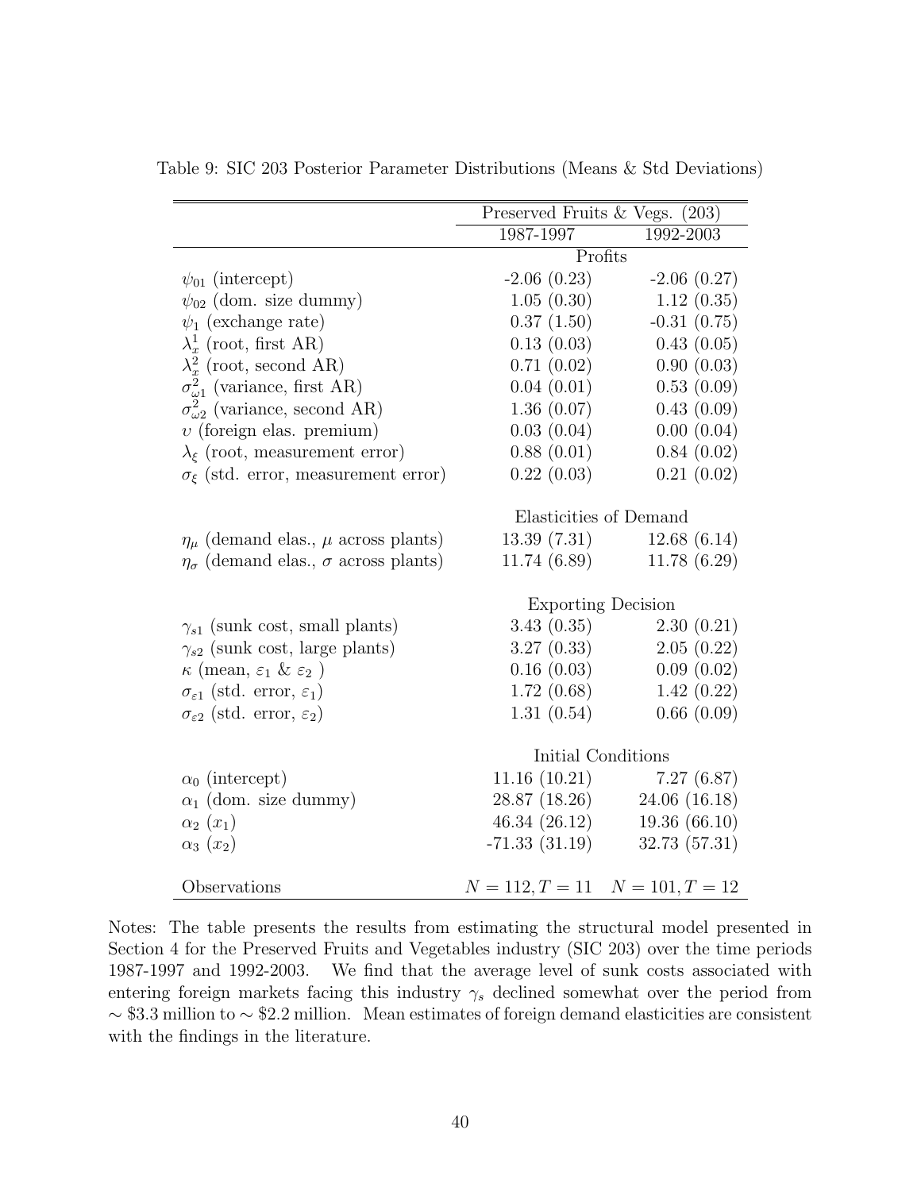Table 9: SIC 203 Posterior Parameter Distributions (Means & Std Deviations)

| | Preserved Fruits & Vegs. (203) | |
|---|---|---|
| | 1987-1997 | 1992-2003 |
| | Profits | |
| $\psi_{01}$ (intercept) | -2.06 (0.23) | -2.06 (0.27) |
| $\psi_{02}$ (dom. size dummy) | 1.05 (0.30) | 1.12 (0.35) |
| $\psi_1$ (exchange rate) | 0.37 (1.50) | -0.31 (0.75) |
| $\lambda_x^1$ (root, first AR) | 0.13 (0.03) | 0.43 (0.05) |
| $\lambda_x^2$ (root, second AR) | 0.71 (0.02) | 0.90 (0.03) |
| $\sigma_{\omega 1}^2$ (variance, first AR) | 0.04 (0.01) | 0.53 (0.09) |
| $\sigma_{\omega 2}^2$ (variance, second AR) | 1.36 (0.07) | 0.43 (0.09) |
| $\upsilon$ (foreign elas. premium) | 0.03 (0.04) | 0.00 (0.04) |
| $\lambda_\xi$ (root, measurement error) | 0.88 (0.01) | 0.84 (0.02) |
| $\sigma_\xi$ (std. error, measurement error) | 0.22 (0.03) | 0.21 (0.02) |
| | Elasticities of Demand | |
| $\eta_\mu$ (demand elas., $\mu$ across plants) | 13.39 (7.31) | 12.68 (6.14) |
| $\eta_\sigma$ (demand elas., $\sigma$ across plants) | 11.74 (6.89) | 11.78 (6.29) |
| | Exporting Decision | |
| $\gamma_{s1}$ (sunk cost, small plants) | 3.43 (0.35) | 2.30 (0.21) |
| $\gamma_{s2}$ (sunk cost, large plants) | 3.27 (0.33) | 2.05 (0.22) |
| $\kappa$ (mean, $\varepsilon_1$ & $\varepsilon_2$ ) | 0.16 (0.03) | 0.09 (0.02) |
| $\sigma_{\varepsilon 1}$ (std. error, $\varepsilon_1$) | 1.72 (0.68) | 1.42 (0.22) |
| $\sigma_{\varepsilon 2}$ (std. error, $\varepsilon_2$) | 1.31 (0.54) | 0.66 (0.09) |
| | Initial Conditions | |
| $\alpha_0$ (intercept) | 11.16 (10.21) | 7.27 (6.87) |
| $\alpha_1$ (dom. size dummy) | 28.87 (18.26) | 24.06 (16.18) |
| $\alpha_2$ ($x_1$) | 46.34 (26.12) | 19.36 (66.10) |
| $\alpha_3$ ($x_2$) | -71.33 (31.19) | 32.73 (57.31) |
| Observations | $N = 112, T = 11$ | $N = 101, T = 12$ |

Notes: The table presents the results from estimating the structural model presented in Section 4 for the Preserved Fruits and Vegetables industry (SIC 203) over the time periods 1987-1997 and 1992-2003. We find that the average level of sunk costs associated with entering foreign markets facing this industry $\gamma_s$ declined somewhat over the period from $\sim$ \$3.3 million to $\sim$ \$2.2 million. Mean estimates of foreign demand elasticities are consistent with the findings in the literature.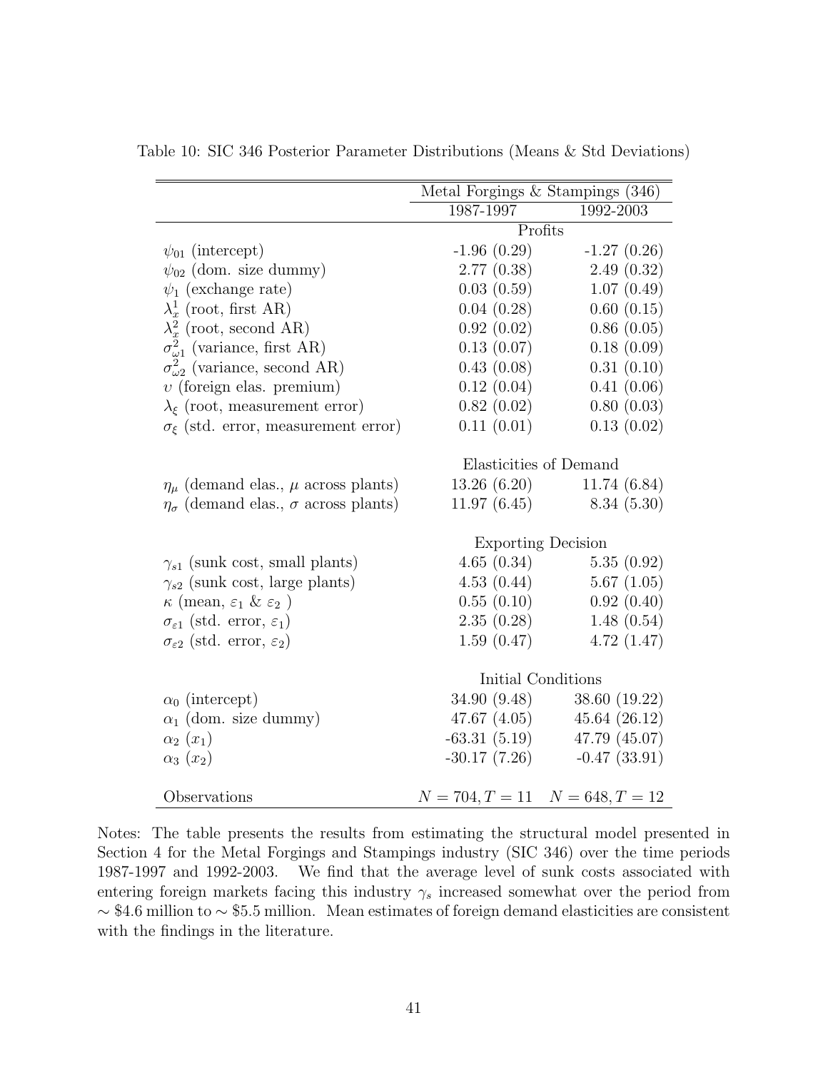Table 10: SIC 346 Posterior Parameter Distributions (Means & Std Deviations)

| | Metal Forgings & Stampings (346) | |
|---|---|---|
| | 1987-1997 | 1992-2003 |
| | Profits | |
| $\psi_{01}$ (intercept) | -1.96 (0.29) | -1.27 (0.26) |
| $\psi_{02}$ (dom. size dummy) | 2.77 (0.38) | 2.49 (0.32) |
| $\psi_1$ (exchange rate) | 0.03 (0.59) | 1.07 (0.49) |
| $\lambda_x^1$ (root, first AR) | 0.04 (0.28) | 0.60 (0.15) |
| $\lambda_x^2$ (root, second AR) | 0.92 (0.02) | 0.86 (0.05) |
| $\sigma_{\omega 1}^2$ (variance, first AR) | 0.13 (0.07) | 0.18 (0.09) |
| $\sigma_{\omega 2}^2$ (variance, second AR) | 0.43 (0.08) | 0.31 (0.10) |
| $\upsilon$ (foreign elas. premium) | 0.12 (0.04) | 0.41 (0.06) |
| $\lambda_\xi$ (root, measurement error) | 0.82 (0.02) | 0.80 (0.03) |
| $\sigma_\xi$ (std. error, measurement error) | 0.11 (0.01) | 0.13 (0.02) |
| | Elasticities of Demand | |
| $\eta_\mu$ (demand elas., $\mu$ across plants) | 13.26 (6.20) | 11.74 (6.84) |
| $\eta_\sigma$ (demand elas., $\sigma$ across plants) | 11.97 (6.45) | 8.34 (5.30) |
| | Exporting Decision | |
| $\gamma_{s1}$ (sunk cost, small plants) | 4.65 (0.34) | 5.35 (0.92) |
| $\gamma_{s2}$ (sunk cost, large plants) | 4.53 (0.44) | 5.67 (1.05) |
| $\kappa$ (mean, $\varepsilon_1$ & $\varepsilon_2$ ) | 0.55 (0.10) | 0.92 (0.40) |
| $\sigma_{\varepsilon 1}$ (std. error, $\varepsilon_1$) | 2.35 (0.28) | 1.48 (0.54) |
| $\sigma_{\varepsilon 2}$ (std. error, $\varepsilon_2$) | 1.59 (0.47) | 4.72 (1.47) |
| | Initial Conditions | |
| $\alpha_0$ (intercept) | 34.90 (9.48) | 38.60 (19.22) |
| $\alpha_1$ (dom. size dummy) | 47.67 (4.05) | 45.64 (26.12) |
| $\alpha_2$ ($x_1$) | -63.31 (5.19) | 47.79 (45.07) |
| $\alpha_3$ ($x_2$) | -30.17 (7.26) | -0.47 (33.91) |
| Observations | $N = 704, T = 11$ | $N = 648, T = 12$ |

Notes: The table presents the results from estimating the structural model presented in Section 4 for the Metal Forgings and Stampings industry (SIC 346) over the time periods 1987-1997 and 1992-2003. We find that the average level of sunk costs associated with entering foreign markets facing this industry $\gamma_s$ increased somewhat over the period from $\sim$ \$4.6 million to $\sim$ \$5.5 million. Mean estimates of foreign demand elasticities are consistent with the findings in the literature.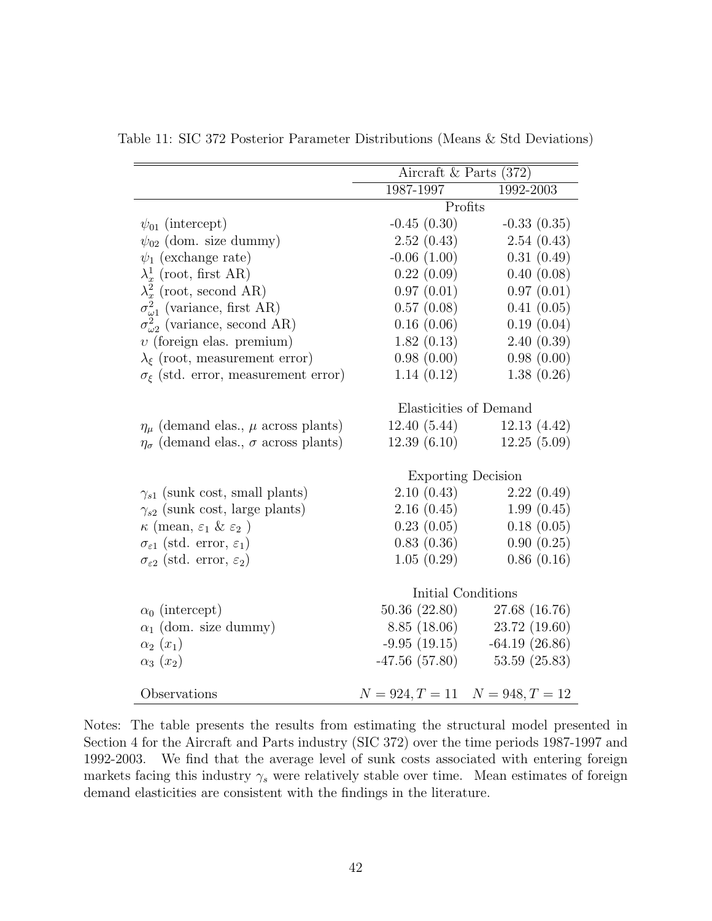Table 11: SIC 372 Posterior Parameter Distributions (Means & Std Deviations)

| | Aircraft & Parts (372) | |
|---|---|---|
| | 1987-1997 | 1992-2003 |
| | Profits | |
| $\psi_{01}$ (intercept) | -0.45 (0.30) | -0.33 (0.35) |
| $\psi_{02}$ (dom. size dummy) | 2.52 (0.43) | 2.54 (0.43) |
| $\psi_1$ (exchange rate) | -0.06 (1.00) | 0.31 (0.49) |
| $\lambda_x^1$ (root, first AR) | 0.22 (0.09) | 0.40 (0.08) |
| $\lambda_x^2$ (root, second AR) | 0.97 (0.01) | 0.97 (0.01) |
| $\sigma_{\omega 1}^2$ (variance, first AR) | 0.57 (0.08) | 0.41 (0.05) |
| $\sigma_{\omega 2}^2$ (variance, second AR) | 0.16 (0.06) | 0.19 (0.04) |
| $\upsilon$ (foreign elas. premium) | 1.82 (0.13) | 2.40 (0.39) |
| $\lambda_\xi$ (root, measurement error) | 0.98 (0.00) | 0.98 (0.00) |
| $\sigma_\xi$ (std. error, measurement error) | 1.14 (0.12) | 1.38 (0.26) |
| | Elasticities of Demand | |
| $\eta_\mu$ (demand elas., $\mu$ across plants) | 12.40 (5.44) | 12.13 (4.42) |
| $\eta_\sigma$ (demand elas., $\sigma$ across plants) | 12.39 (6.10) | 12.25 (5.09) |
| | Exporting Decision | |
| $\gamma_{s1}$ (sunk cost, small plants) | 2.10 (0.43) | 2.22 (0.49) |
| $\gamma_{s2}$ (sunk cost, large plants) | 2.16 (0.45) | 1.99 (0.45) |
| $\kappa$ (mean, $\varepsilon_1$ & $\varepsilon_2$ ) | 0.23 (0.05) | 0.18 (0.05) |
| $\sigma_{\varepsilon 1}$ (std. error, $\varepsilon_1$) | 0.83 (0.36) | 0.90 (0.25) |
| $\sigma_{\varepsilon 2}$ (std. error, $\varepsilon_2$) | 1.05 (0.29) | 0.86 (0.16) |
| | Initial Conditions | |
| $\alpha_0$ (intercept) | 50.36 (22.80) | 27.68 (16.76) |
| $\alpha_1$ (dom. size dummy) | 8.85 (18.06) | 23.72 (19.60) |
| $\alpha_2$ ($x_1$) | -9.95 (19.15) | -64.19 (26.86) |
| $\alpha_3$ ($x_2$) | -47.56 (57.80) | 53.59 (25.83) |
| Observations | $N = 924, T = 11$ | $N = 948, T = 12$ |

Notes: The table presents the results from estimating the structural model presented in Section 4 for the Aircraft and Parts industry (SIC 372) over the time periods 1987-1997 and 1992-2003. We find that the average level of sunk costs associated with entering foreign markets facing this industry $\gamma_s$ were relatively stable over time. Mean estimates of foreign demand elasticities are consistent with the findings in the literature.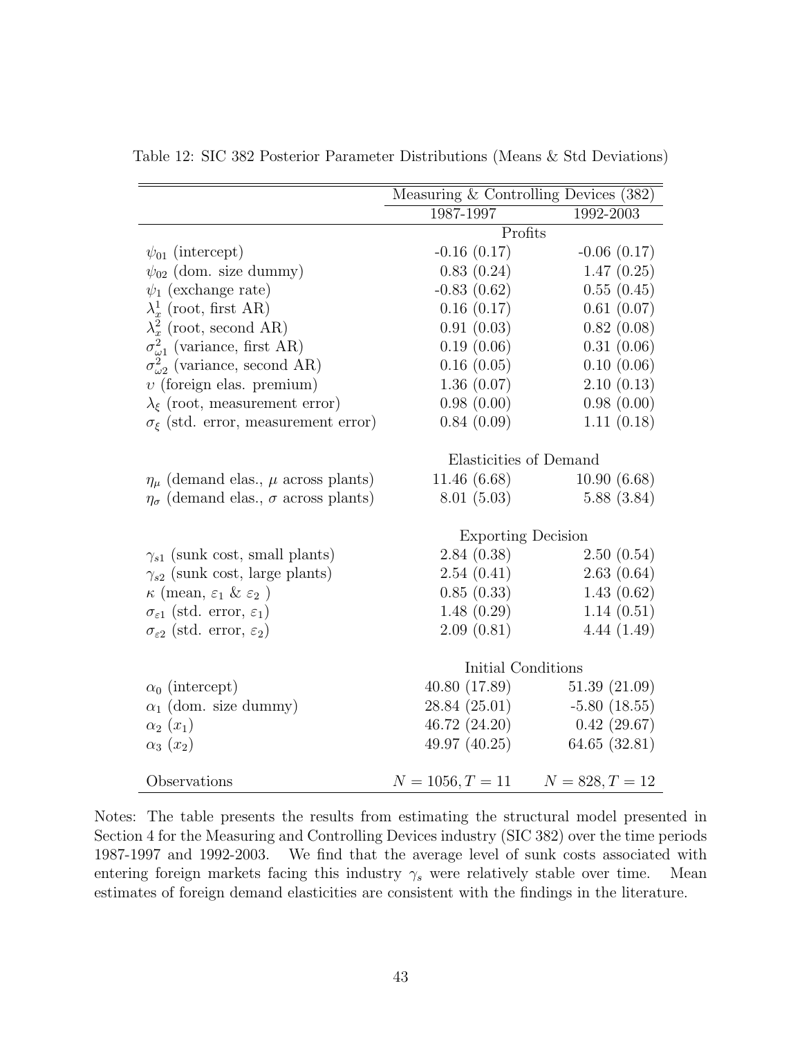Table 12: SIC 382 Posterior Parameter Distributions (Means & Std Deviations)

| | Measuring & Controlling Devices (382) | |
|---|---|---|
| | 1987-1997 | 1992-2003 |
| | Profits | |
| $\psi_{01}$ (intercept) | -0.16 (0.17) | -0.06 (0.17) |
| $\psi_{02}$ (dom. size dummy) | 0.83 (0.24) | 1.47 (0.25) |
| $\psi_1$ (exchange rate) | -0.83 (0.62) | 0.55 (0.45) |
| $\lambda_x^1$ (root, first AR) | 0.16 (0.17) | 0.61 (0.07) |
| $\lambda_x^2$ (root, second AR) | 0.91 (0.03) | 0.82 (0.08) |
| $\sigma_{\omega 1}^2$ (variance, first AR) | 0.19 (0.06) | 0.31 (0.06) |
| $\sigma_{\omega 2}^2$ (variance, second AR) | 0.16 (0.05) | 0.10 (0.06) |
| $\upsilon$ (foreign elas. premium) | 1.36 (0.07) | 2.10 (0.13) |
| $\lambda_\xi$ (root, measurement error) | 0.98 (0.00) | 0.98 (0.00) |
| $\sigma_\xi$ (std. error, measurement error) | 0.84 (0.09) | 1.11 (0.18) |
| | Elasticities of Demand | |
| $\eta_\mu$ (demand elas., $\mu$ across plants) | 11.46 (6.68) | 10.90 (6.68) |
| $\eta_\sigma$ (demand elas., $\sigma$ across plants) | 8.01 (5.03) | 5.88 (3.84) |
| | Exporting Decision | |
| $\gamma_{s1}$ (sunk cost, small plants) | 2.84 (0.38) | 2.50 (0.54) |
| $\gamma_{s2}$ (sunk cost, large plants) | 2.54 (0.41) | 2.63 (0.64) |
| $\kappa$ (mean, $\varepsilon_1$ & $\varepsilon_2$ ) | 0.85 (0.33) | 1.43 (0.62) |
| $\sigma_{\varepsilon 1}$ (std. error, $\varepsilon_1$) | 1.48 (0.29) | 1.14 (0.51) |
| $\sigma_{\varepsilon 2}$ (std. error, $\varepsilon_2$) | 2.09 (0.81) | 4.44 (1.49) |
| | Initial Conditions | |
| $\alpha_0$ (intercept) | 40.80 (17.89) | 51.39 (21.09) |
| $\alpha_1$ (dom. size dummy) | 28.84 (25.01) | -5.80 (18.55) |
| $\alpha_2$ ($x_1$) | 46.72 (24.20) | 0.42 (29.67) |
| $\alpha_3$ ($x_2$) | 49.97 (40.25) | 64.65 (32.81) |
| Observations | $N = 1056, T = 11$ | $N = 828, T = 12$ |

Notes: The table presents the results from estimating the structural model presented in Section 4 for the Measuring and Controlling Devices industry (SIC 382) over the time periods 1987-1997 and 1992-2003. We find that the average level of sunk costs associated with entering foreign markets facing this industry $\gamma_s$ were relatively stable over time. Mean estimates of foreign demand elasticities are consistent with the findings in the literature.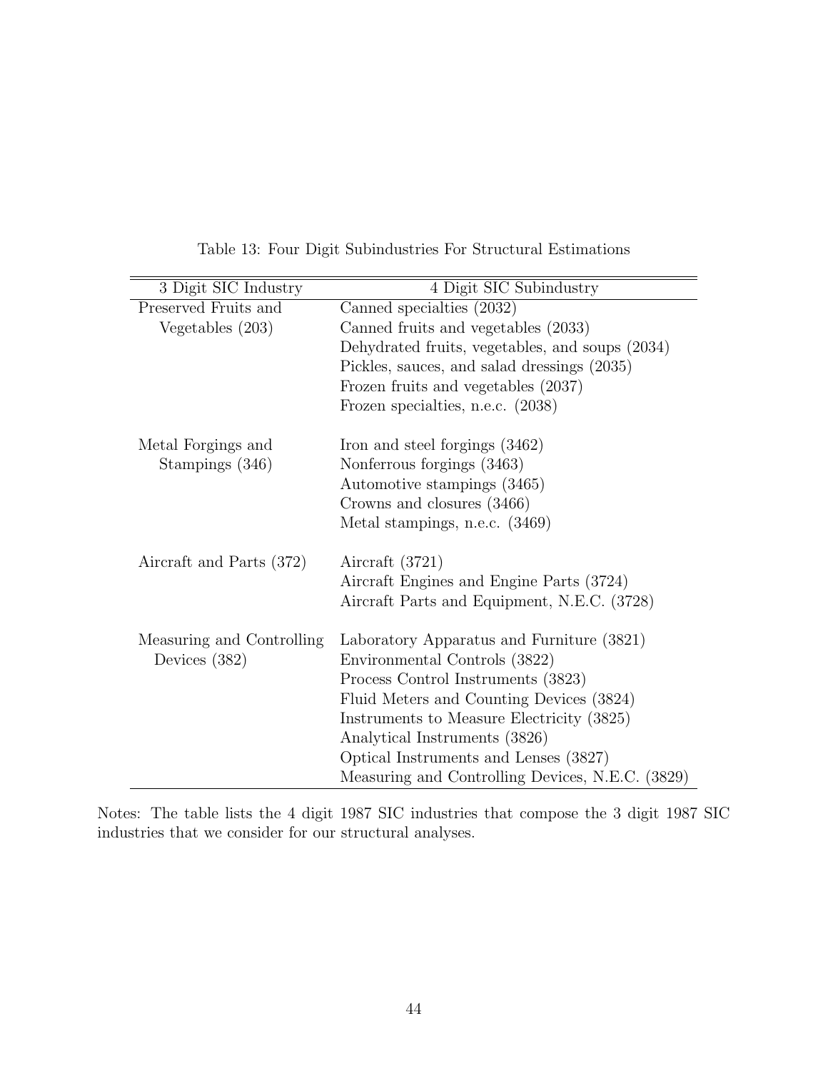Table 13: Four Digit Subindustries For Structural Estimations

| 3 Digit SIC Industry | 4 Digit SIC Subindustry |
|---|---|
| Preserved Fruits and Vegetables (203) | Canned specialties (2032) |
| | Canned fruits and vegetables (2033) |
| | Dehydrated fruits, vegetables, and soups (2034) |
| | Pickles, sauces, and salad dressings (2035) |
| | Frozen fruits and vegetables (2037) |
| | Frozen specialties, n.e.c. (2038) |
| Metal Forgings and Stampings (346) | Iron and steel forgings (3462) |
| | Nonferrous forgings (3463) |
| | Automotive stampings (3465) |
| | Crowns and closures (3466) |
| | Metal stampings, n.e.c. (3469) |
| Aircraft and Parts (372) | Aircraft (3721) |
| | Aircraft Engines and Engine Parts (3724) |
| | Aircraft Parts and Equipment, N.E.C. (3728) |
| Measuring and Controlling Devices (382) | Laboratory Apparatus and Furniture (3821) |
| | Environmental Controls (3822) |
| | Process Control Instruments (3823) |
| | Fluid Meters and Counting Devices (3824) |
| | Instruments to Measure Electricity (3825) |
| | Analytical Instruments (3826) |
| | Optical Instruments and Lenses (3827) |
| | Measuring and Controlling Devices, N.E.C. (3829) |

Notes: The table lists the 4 digit 1987 SIC industries that compose the 3 digit 1987 SIC industries that we consider for our structural analyses.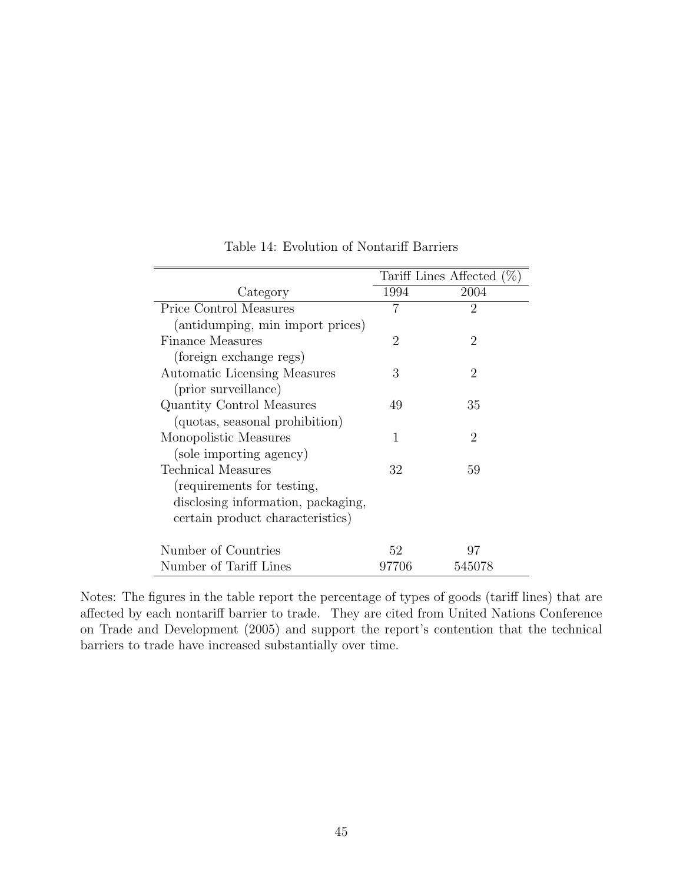Table 14: Evolution of Nontariff Barriers

| Category | Tariff Lines Affected (%) | |
|---|---|---|
| | 1994 | 2004 |
| Price Control Measures (antidumping, min import prices) | 7 | 2 |
| Finance Measures (foreign exchange regs) | 2 | 2 |
| Automatic Licensing Measures (prior surveillance) | 3 | 2 |
| Quantity Control Measures (quotas, seasonal prohibition) | 49 | 35 |
| Monopolistic Measures (sole importing agency) | 1 | 2 |
| Technical Measures (requirements for testing, disclosing information, packaging, certain product characteristics) | 32 | 59 |
| Number of Countries | 52 | 97 |
| Number of Tariff Lines | 97706 | 545078 |

Notes: The figures in the table report the percentage of types of goods (tariff lines) that are affected by each nontariff barrier to trade. They are cited from United Nations Conference on Trade and Development (2005) and support the report's contention that the technical barriers to trade have increased substantially over time.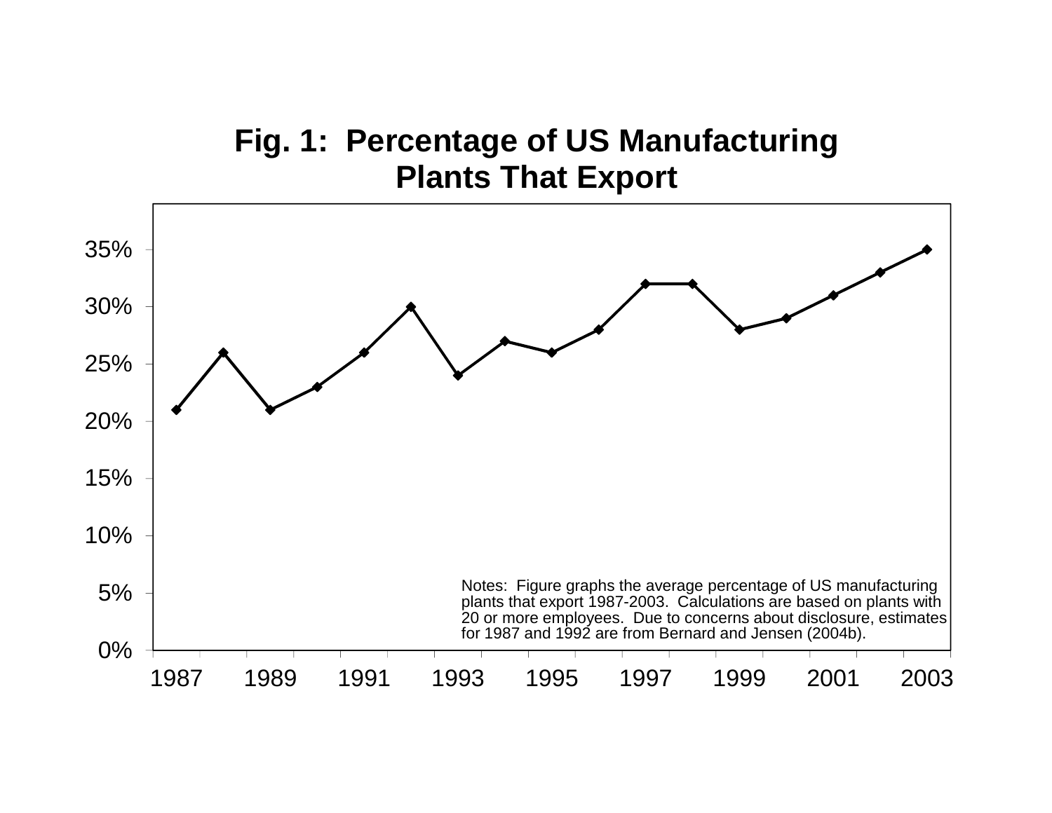# Fig. 1: Percentage of US Manufacturing Plants That Export

| Year | Percentage |
|---|---|
| 1987 | 21% |
| 1988 | 26% |
| 1989 | 21% |
| 1990 | 23% |
| 1991 | 26% |
| 1992 | 30% |
| 1993 | 24% |
| 1994 | 27% |
| 1995 | 26% |
| 1996 | 28% |
| 1997 | 32% |
| 1998 | 32% |
| 1999 | 28% |
| 2000 | 29% |
| 2001 | 31% |
| 2002 | 33% |
| 2003 | 35% |

Notes: Figure graphs the average percentage of US manufacturing plants that export 1987-2003. Calculations are based on plants with 20 or more employees. Due to concerns about disclosure, estimates for 1987 and 1992 are from Bernard and Jensen (2004b).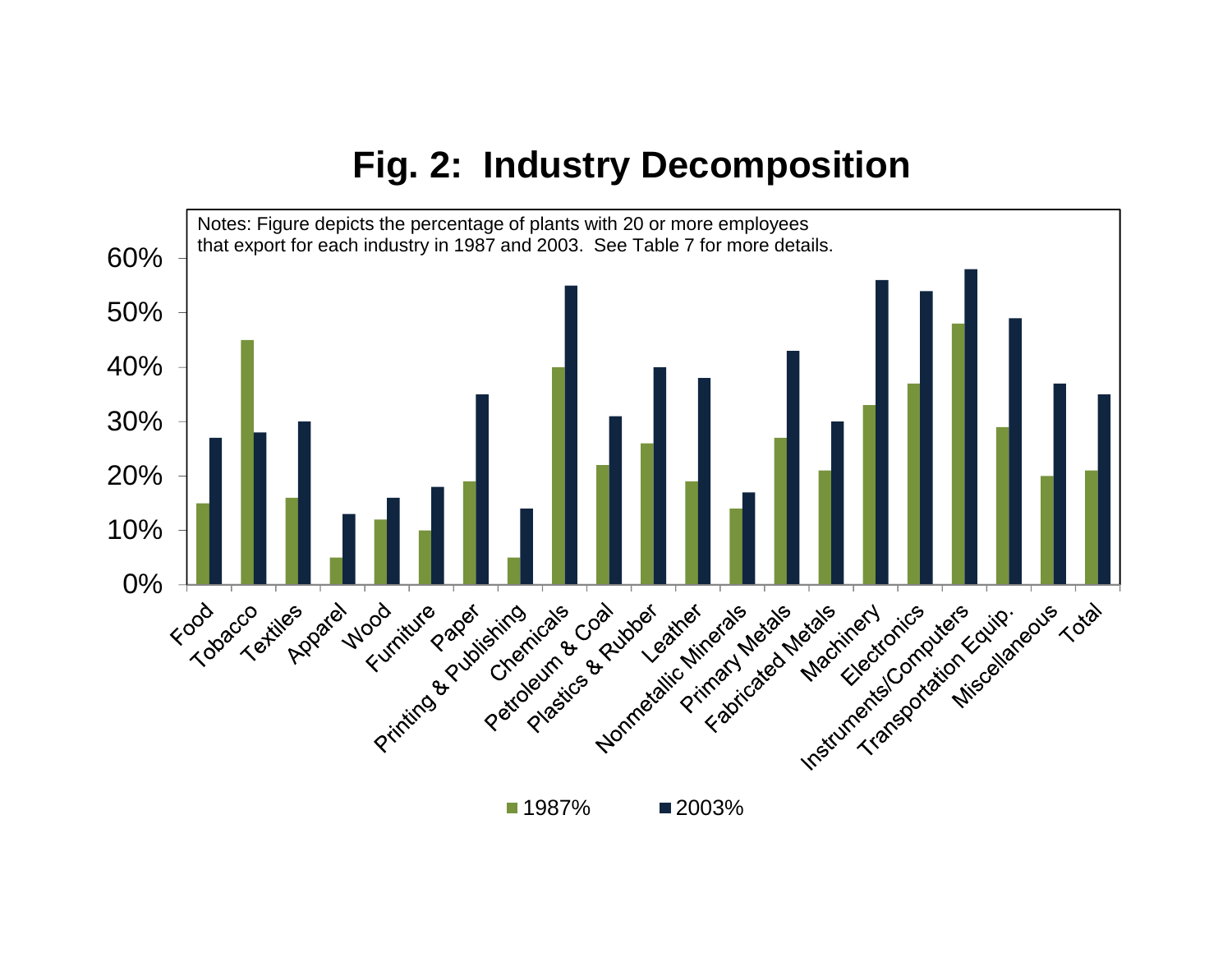# Fig. 2: Industry Decomposition

Notes: Figure depicts the percentage of plants with 20 or more employees that export for each industry in 1987 and 2003. See Table 7 for more details.

| Industry | 1987% | 2003% |
|---|---|---|
| Food | 15% | 27% |
| Tobacco | 45% | 28% |
| Textiles | 16% | 30% |
| Apparel | 5% | 13% |
| Wood | 12% | 16% |
| Furniture | 10% | 18% |
| Paper | 19% | 35% |
| Printing & Publishing | 5% | 14% |
| Chemicals | 40% | 55% |
| Petroleum & Coal | 22% | 31% |
| Plastics & Rubber | 26% | 40% |
| Leather | 19% | 38% |
| Nonmetallic Minerals | 14% | 17% |
| Primary Metals | 27% | 43% |
| Fabricated Metals | 21% | 30% |
| Machinery | 33% | 56% |
| Electronics | 37% | 54% |
| Instruments/Computers | 48% | 58% |
| Transportation Equip. | 29% | 49% |
| Miscellaneous | 20% | 37% |
| Total | 21% | 35% |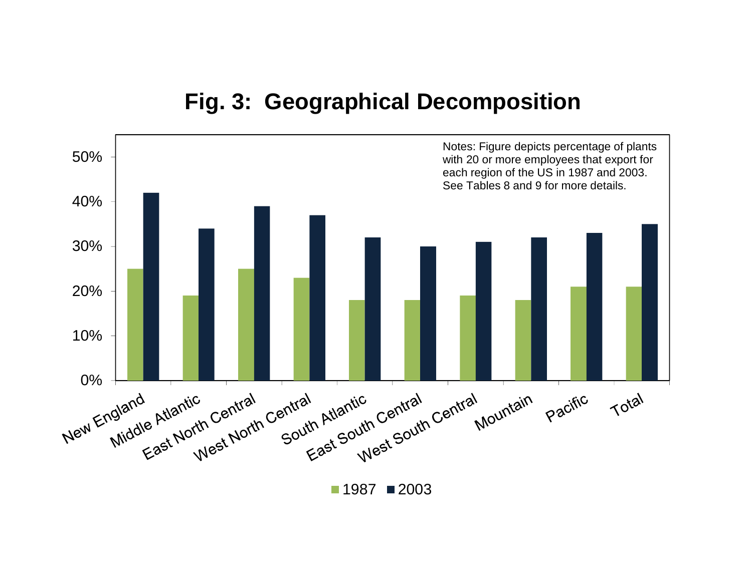# Fig. 3: Geographical Decomposition

Notes: Figure depicts percentage of plants with 20 or more employees that export for each region of the US in 1987 and 2003. See Tables 8 and 9 for more details.

| Region | 1987 | 2003 |
| --- | --- | --- |
| New England | 25% | 42% |
| Middle Atlantic | 19% | 34% |
| East North Central | 25% | 39% |
| West North Central | 23% | 37% |
| South Atlantic | 18% | 32% |
| East South Central | 18% | 30% |
| West South Central | 19% | 31% |
| Mountain | 18% | 32% |
| Pacific | 21% | 33% |
| Total | 21% | 35% |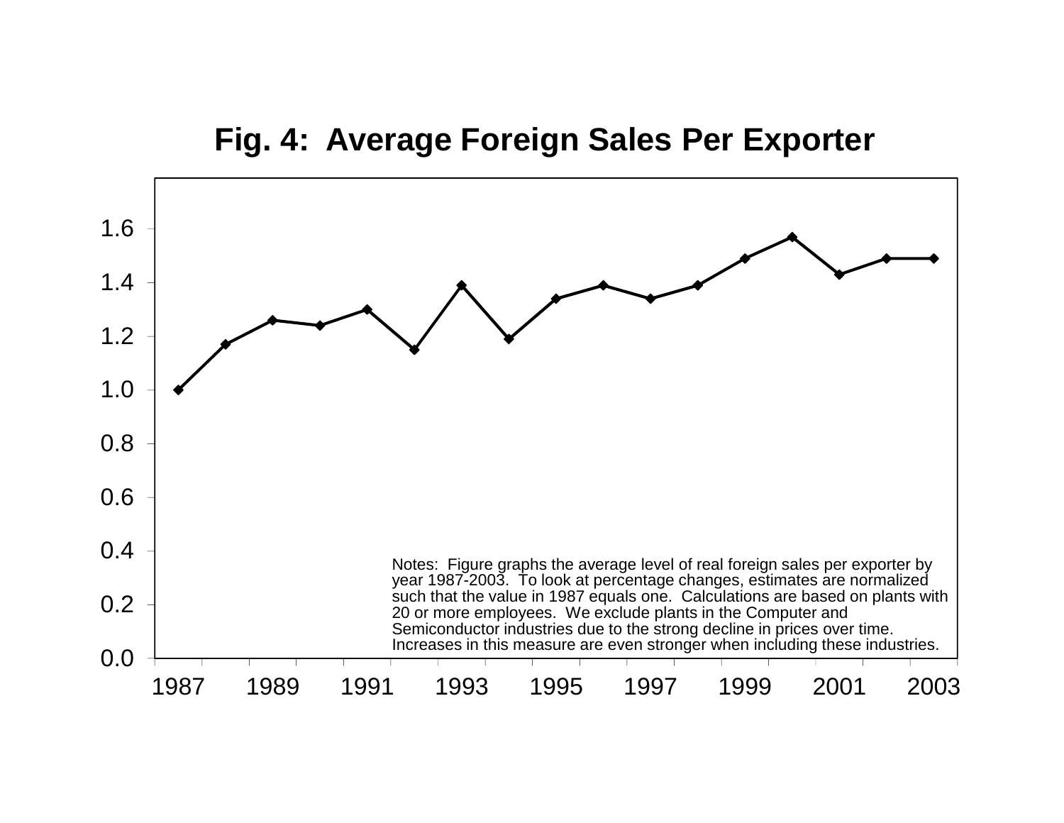# Fig. 4: Average Foreign Sales Per Exporter

Notes: Figure graphs the average level of real foreign sales per exporter by year 1987-2003. To look at percentage changes, estimates are normalized such that the value in 1987 equals one. Calculations are based on plants with 20 or more employees. We exclude plants in the Computer and Semiconductor industries due to the strong decline in prices over time. Increases in this measure are even stronger when including these industries.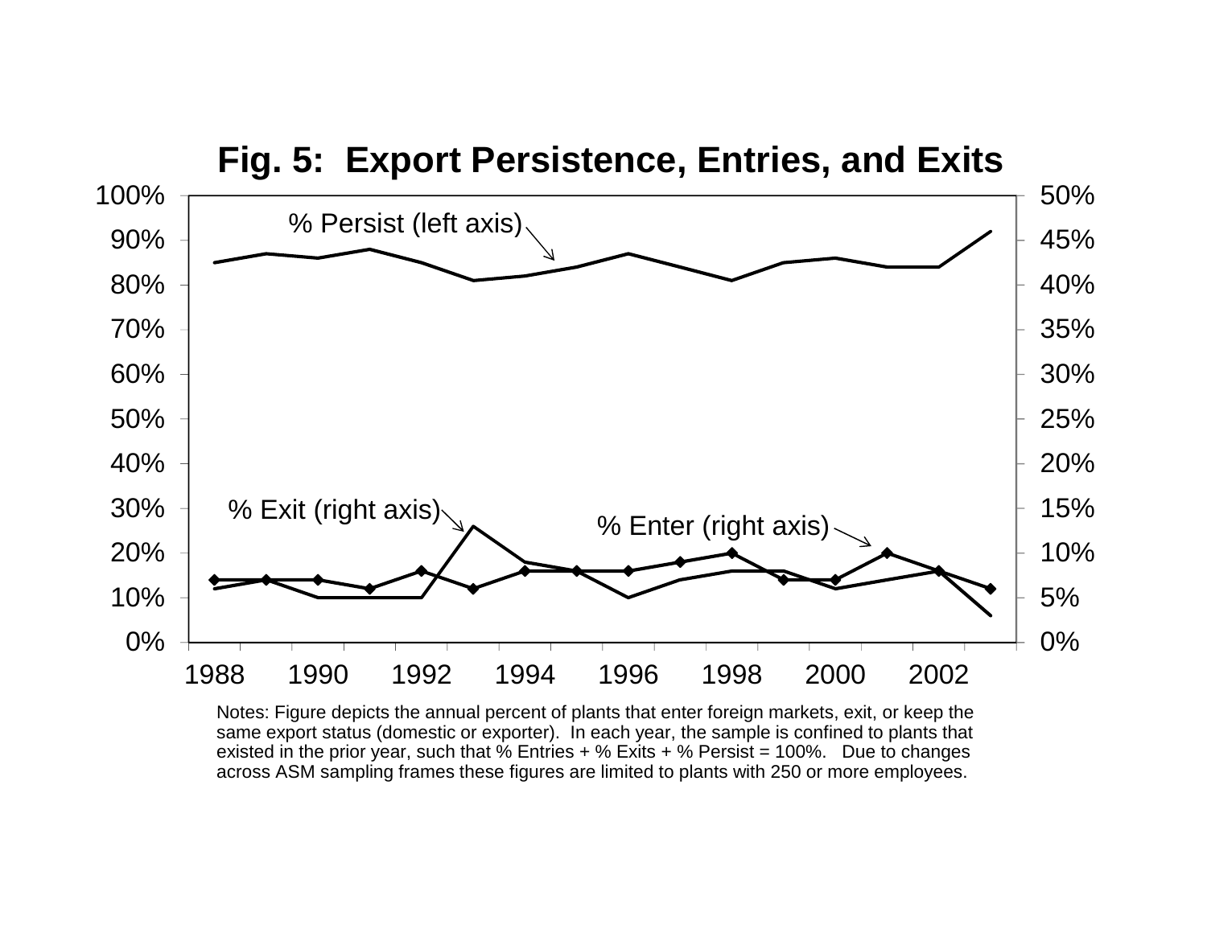# Fig. 5: Export Persistence, Entries, and Exits

100%
90%
80%
70%
60%
50%
40%
30%
20%
10%
0%

50%
45%
40%
35%
30%
25%
20%
15%
10%
5%
0%

% Persist (left axis)

% Exit (right axis)

% Enter (right axis)

1988 1990 1992 1994 1996 1998 2000 2002

Notes: Figure depicts the annual percent of plants that enter foreign markets, exit, or keep the same export status (domestic or exporter). In each year, the sample is confined to plants that existed in the prior year, such that % Entries + % Exits + % Persist = 100%. Due to changes across ASM sampling frames these figures are limited to plants with 250 or more employees.